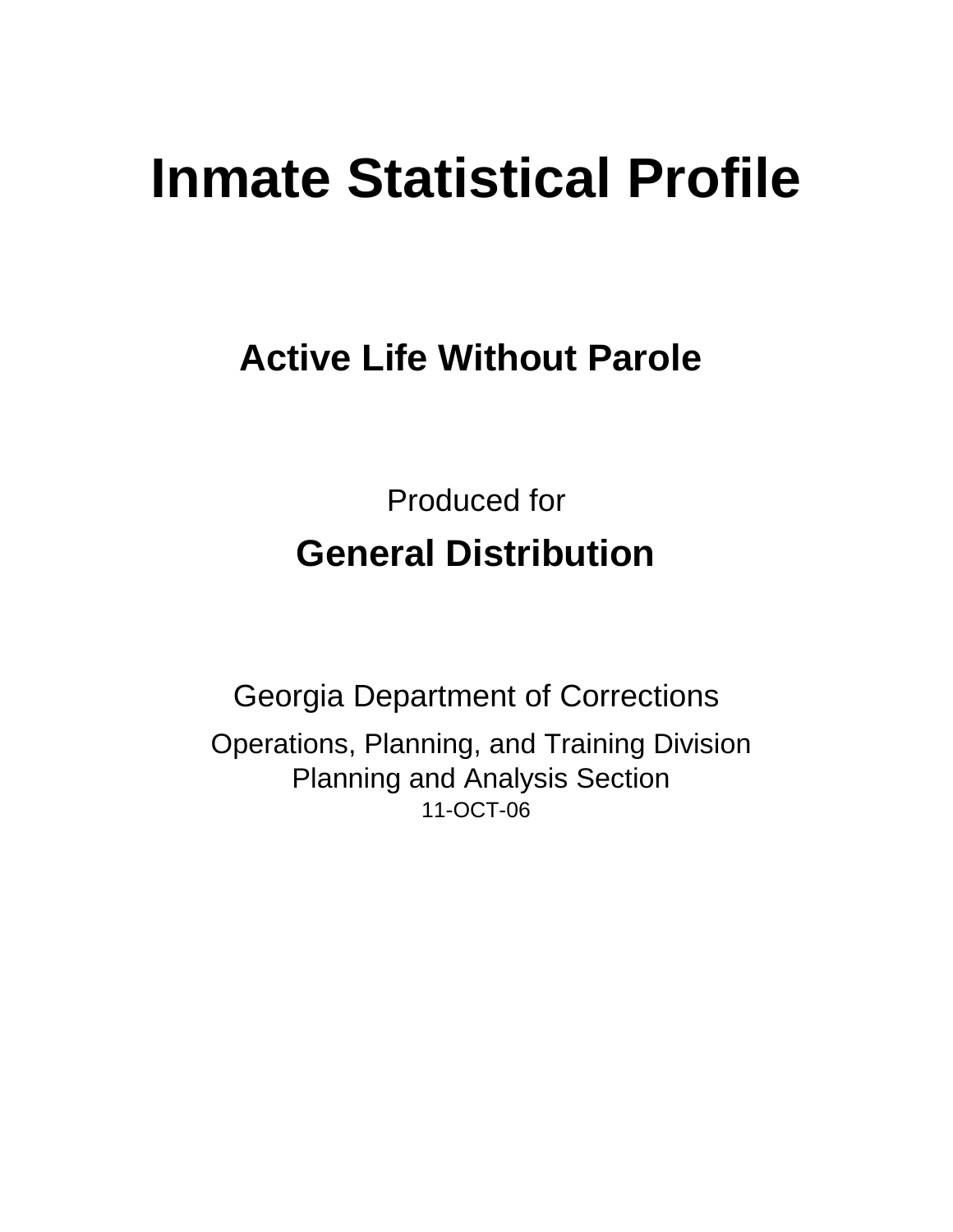# Inmate Statistical Profile

## Active Life Without Parole

Produced for

## General Distribution

Georgia Department of Corrections

Operations, Planning, and Training Division
Planning and Analysis Section
11-OCT-06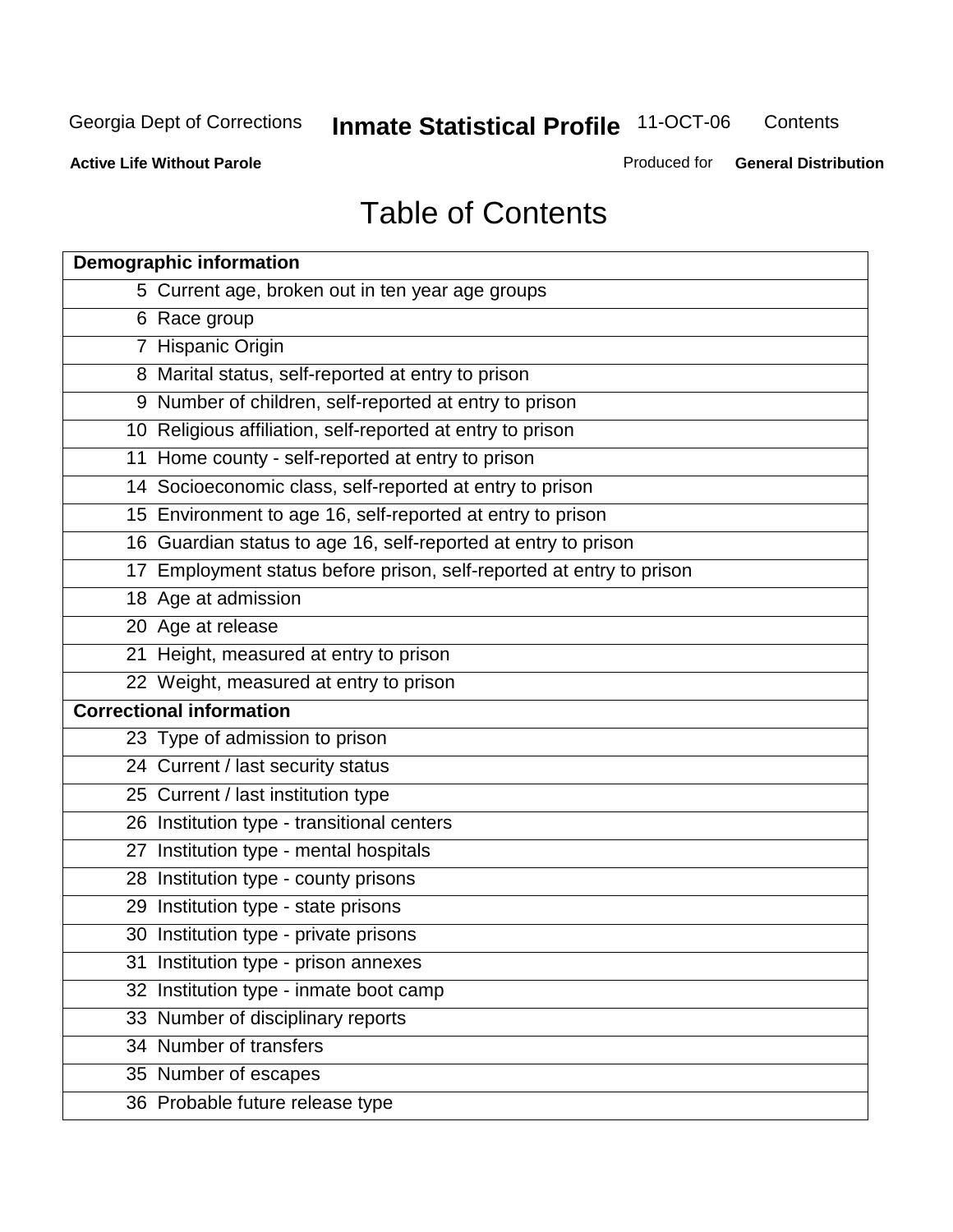# Table of Contents

| Demographic information | |
|---|---|
| 5 | Current age, broken out in ten year age groups |
| 6 | Race group |
| 7 | Hispanic Origin |
| 8 | Marital status, self-reported at entry to prison |
| 9 | Number of children, self-reported at entry to prison |
| 10 | Religious affiliation, self-reported at entry to prison |
| 11 | Home county - self-reported at entry to prison |
| 14 | Socioeconomic class, self-reported at entry to prison |
| 15 | Environment to age 16, self-reported at entry to prison |
| 16 | Guardian status to age 16, self-reported at entry to prison |
| 17 | Employment status before prison, self-reported at entry to prison |
| 18 | Age at admission |
| 20 | Age at release |
| 21 | Height, measured at entry to prison |
| 22 | Weight, measured at entry to prison |
| **Correctional information** | |
| 23 | Type of admission to prison |
| 24 | Current / last security status |
| 25 | Current / last institution type |
| 26 | Institution type - transitional centers |
| 27 | Institution type - mental hospitals |
| 28 | Institution type - county prisons |
| 29 | Institution type - state prisons |
| 30 | Institution type - private prisons |
| 31 | Institution type - prison annexes |
| 32 | Institution type - inmate boot camp |
| 33 | Number of disciplinary reports |
| 34 | Number of transfers |
| 35 | Number of escapes |
| 36 | Probable future release type |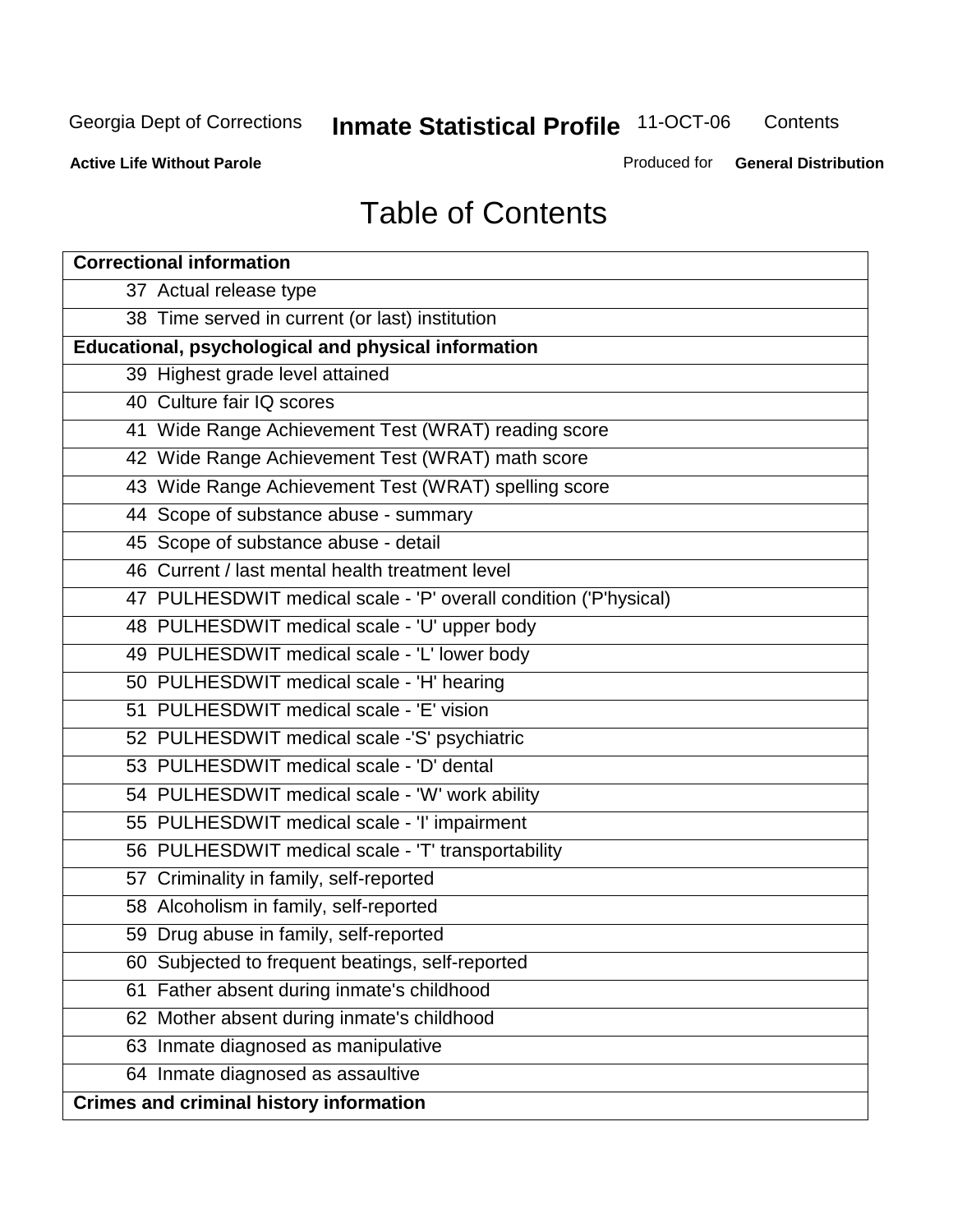# Table of Contents

| Correctional information |
|---|
| 37 Actual release type |
| 38 Time served in current (or last) institution |
| **Educational, psychological and physical information** |
| 39 Highest grade level attained |
| 40 Culture fair IQ scores |
| 41 Wide Range Achievement Test (WRAT) reading score |
| 42 Wide Range Achievement Test (WRAT) math score |
| 43 Wide Range Achievement Test (WRAT) spelling score |
| 44 Scope of substance abuse - summary |
| 45 Scope of substance abuse - detail |
| 46 Current / last mental health treatment level |
| 47 PULHESDWIT medical scale - 'P' overall condition ('P'hysical) |
| 48 PULHESDWIT medical scale - 'U' upper body |
| 49 PULHESDWIT medical scale - 'L' lower body |
| 50 PULHESDWIT medical scale - 'H' hearing |
| 51 PULHESDWIT medical scale - 'E' vision |
| 52 PULHESDWIT medical scale -'S' psychiatric |
| 53 PULHESDWIT medical scale - 'D' dental |
| 54 PULHESDWIT medical scale - 'W' work ability |
| 55 PULHESDWIT medical scale - 'I' impairment |
| 56 PULHESDWIT medical scale - 'T' transportability |
| 57 Criminality in family, self-reported |
| 58 Alcoholism in family, self-reported |
| 59 Drug abuse in family, self-reported |
| 60 Subjected to frequent beatings, self-reported |
| 61 Father absent during inmate's childhood |
| 62 Mother absent during inmate's childhood |
| 63 Inmate diagnosed as manipulative |
| 64 Inmate diagnosed as assaultive |
| **Crimes and criminal history information** |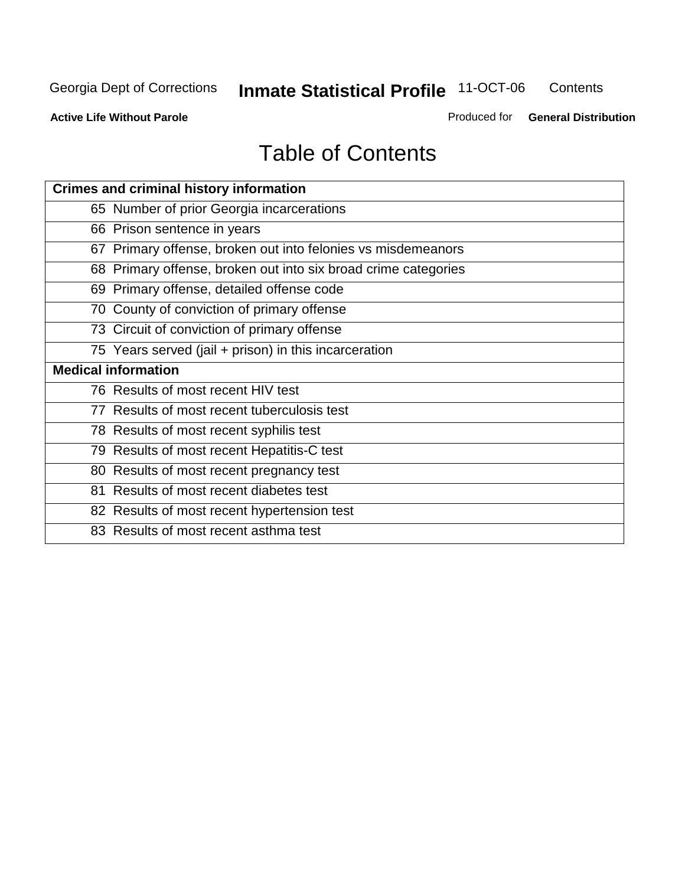# Table of Contents

| Crimes and criminal history information |
|---|
| 65 Number of prior Georgia incarcerations |
| 66 Prison sentence in years |
| 67 Primary offense, broken out into felonies vs misdemeanors |
| 68 Primary offense, broken out into six broad crime categories |
| 69 Primary offense, detailed offense code |
| 70 County of conviction of primary offense |
| 73 Circuit of conviction of primary offense |
| 75 Years served (jail + prison) in this incarceration |
| **Medical information** |
| 76 Results of most recent HIV test |
| 77 Results of most recent tuberculosis test |
| 78 Results of most recent syphilis test |
| 79 Results of most recent Hepatitis-C test |
| 80 Results of most recent pregnancy test |
| 81 Results of most recent diabetes test |
| 82 Results of most recent hypertension test |
| 83 Results of most recent asthma test |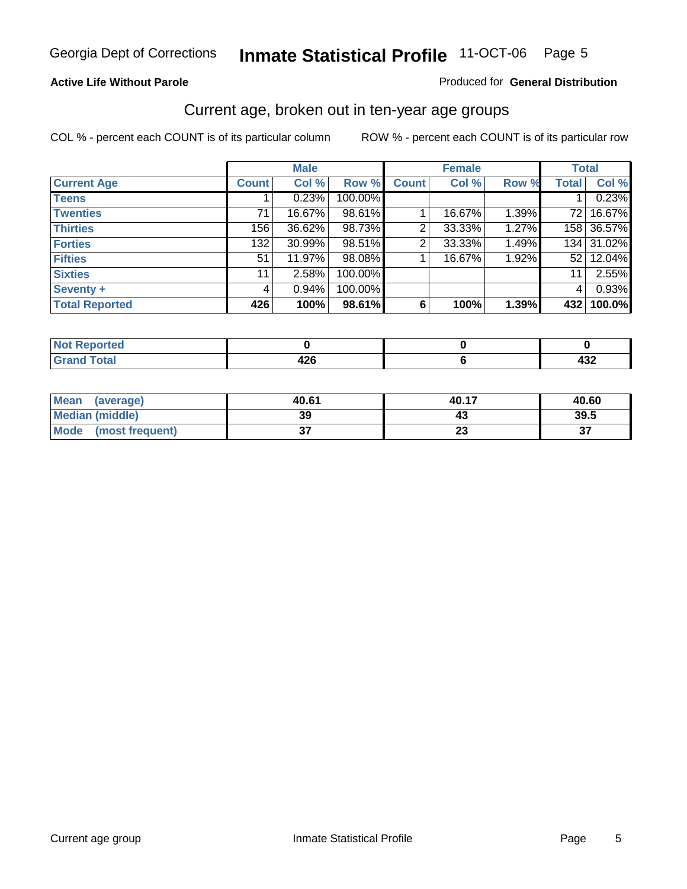Georgia Dept of Corrections **Inmate Statistical Profile** 11-OCT-06

**Active Life Without Parole**

Produced for **General Distribution**

## Current age, broken out in ten-year age groups

COL % - percent each COUNT is of its particular column     ROW % - percent each COUNT is of its particular row

| | Male | | | Female | | | Total | |
|---|---|---|---|---|---|---|---|---|
| **Current Age** | **Count** | **Col %** | **Row %** | **Count** | **Col %** | **Row %** | **Total** | **Col %** |
| **Teens** | 1 | 0.23% | 100.00% | | | | 1 | 0.23% |
| **Twenties** | 71 | 16.67% | 98.61% | 1 | 16.67% | 1.39% | 72 | 16.67% |
| **Thirties** | 156 | 36.62% | 98.73% | 2 | 33.33% | 1.27% | 158 | 36.57% |
| **Forties** | 132 | 30.99% | 98.51% | 2 | 33.33% | 1.49% | 134 | 31.02% |
| **Fifties** | 51 | 11.97% | 98.08% | 1 | 16.67% | 1.92% | 52 | 12.04% |
| **Sixties** | 11 | 2.58% | 100.00% | | | | 11 | 2.55% |
| **Seventy +** | 4 | 0.94% | 100.00% | | | | 4 | 0.93% |
| **Total Reported** | **426** | **100%** | **98.61%** | **6** | **100%** | **1.39%** | **432** | **100.0%** |

| | Male | Female | Total |
|---|---|---|---|
| **Not Reported** | **0** | **0** | **0** |
| **Grand Total** | **426** | **6** | **432** |

| | Male | Female | Total |
|---|---|---|---|
| **Mean (average)** | **40.61** | **40.17** | **40.60** |
| **Median (middle)** | **39** | **43** | **39.5** |
| **Mode (most frequent)** | **37** | **23** | **37** |

Current age group     Inmate Statistical Profile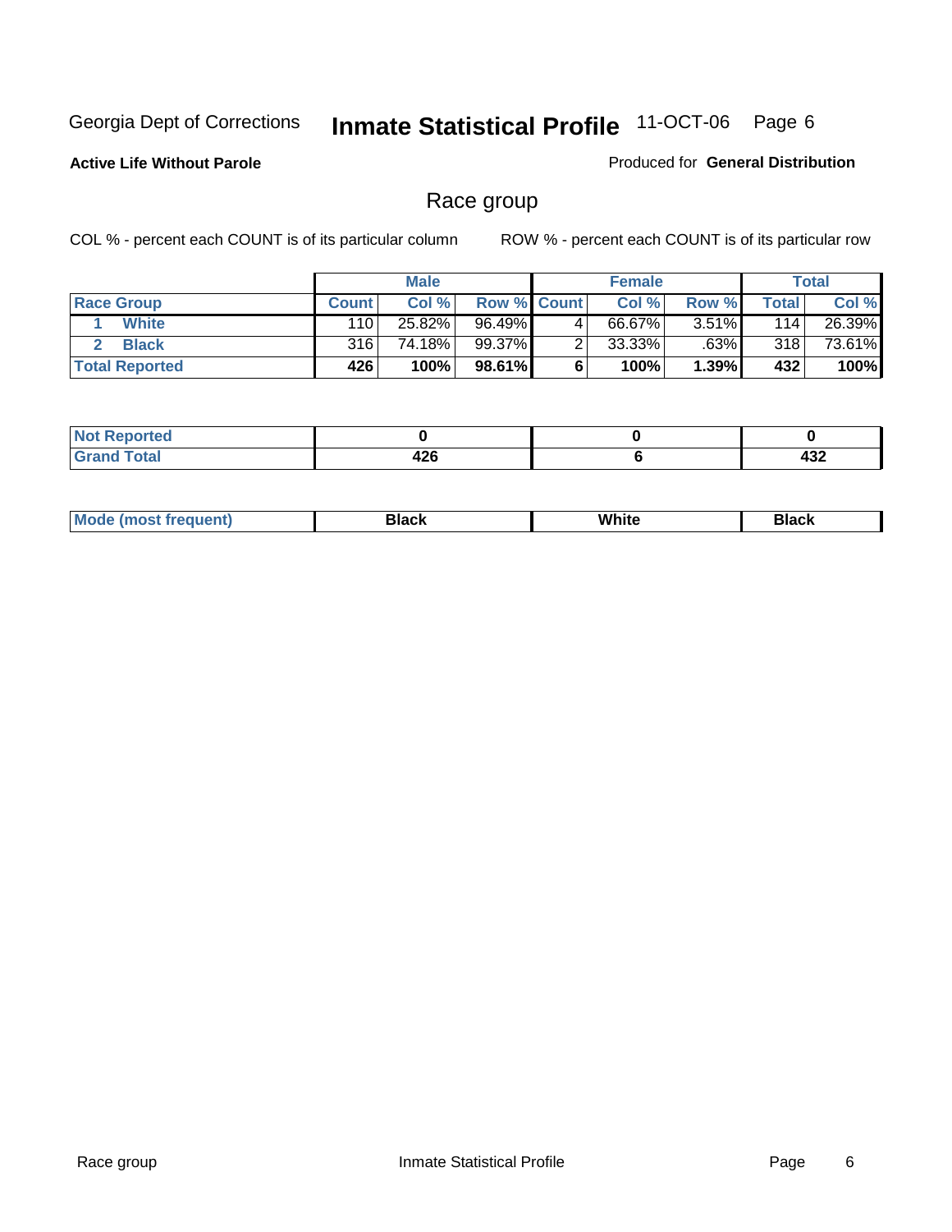Georgia Dept of Corrections **Inmate Statistical Profile** 11-OCT-06

**Active Life Without Parole**

Produced for **General Distribution**

## Race group

COL % - percent each COUNT is of its particular column

ROW % - percent each COUNT is of its particular row

| | Male | | | Female | | | Total | |
|---|---|---|---|---|---|---|---|---|
| **Race Group** | **Count** | **Col %** | **Row %** | **Count** | **Col %** | **Row %** | **Total** | **Col %** |
| 1 **White** | 110 | 25.82% | 96.49% | 4 | 66.67% | 3.51% | 114 | 26.39% |
| 2 **Black** | 316 | 74.18% | 99.37% | 2 | 33.33% | .63% | 318 | 73.61% |
| **Total Reported** | **426** | **100%** | **98.61%** | **6** | **100%** | **1.39%** | **432** | **100%** |

| | Male | Female | Total |
|---|---|---|---|
| **Not Reported** | **0** | **0** | **0** |
| **Grand Total** | **426** | **6** | **432** |

| | Male | Female | Total |
|---|---|---|---|
| **Mode (most frequent)** | **Black** | **White** | **Black** |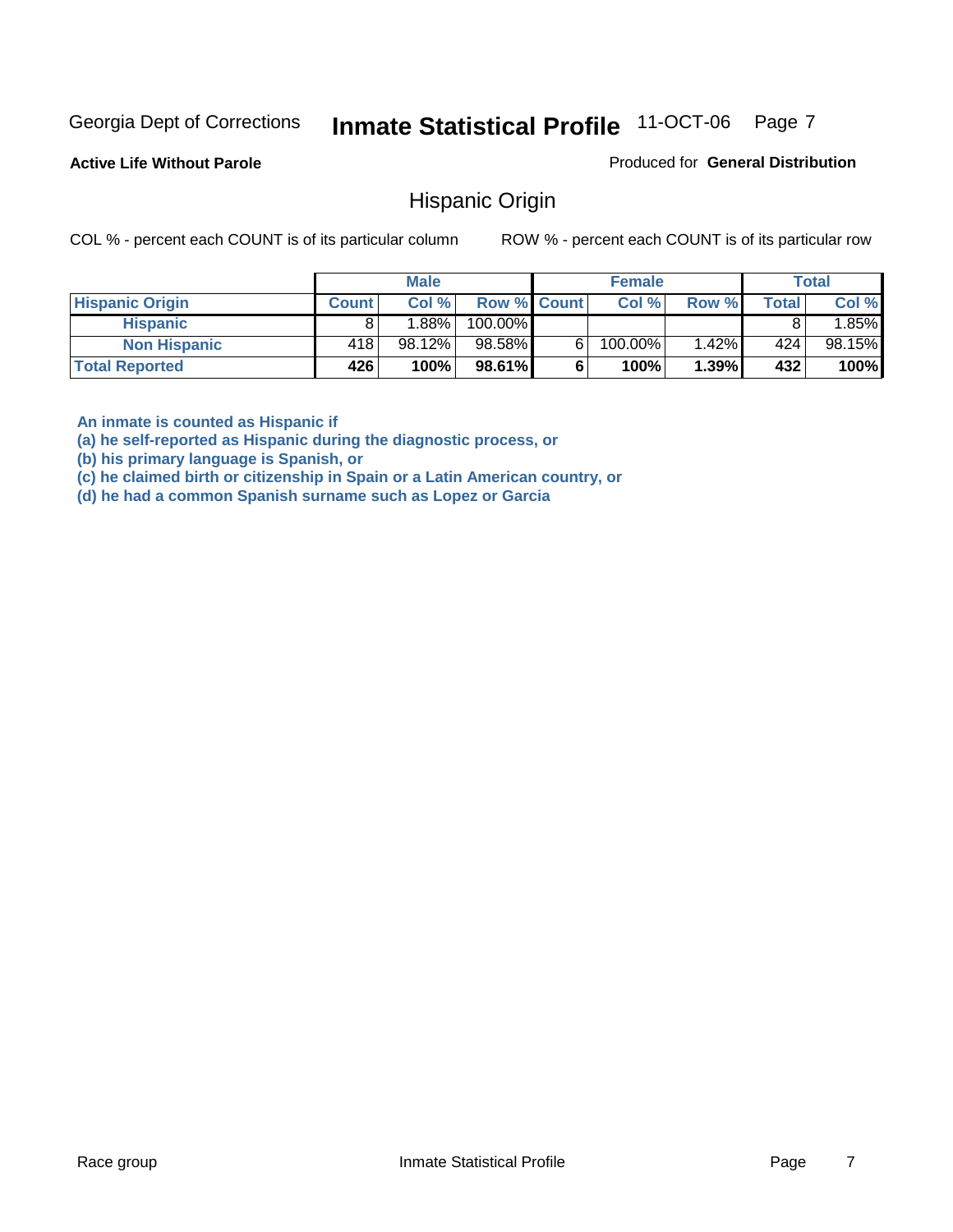Georgia Dept of Corrections **Inmate Statistical Profile** 11-OCT-06

**Active Life Without Parole**

Produced for **General Distribution**

## Hispanic Origin

COL % - percent each COUNT is of its particular column    ROW % - percent each COUNT is of its particular row

| | Male | | | Female | | | Total | |
|---|---|---|---|---|---|---|---|---|
| **Hispanic Origin** | **Count** | **Col %** | **Row %** | **Count** | **Col %** | **Row %** | **Total** | **Col %** |
| **Hispanic** | 8 | 1.88% | 100.00% | | | | 8 | 1.85% |
| **Non Hispanic** | 418 | 98.12% | 98.58% | 6 | 100.00% | 1.42% | 424 | 98.15% |
| **Total Reported** | **426** | **100%** | **98.61%** | **6** | **100%** | **1.39%** | **432** | **100%** |

**An inmate is counted as Hispanic if**
**(a) he self-reported as Hispanic during the diagnostic process, or**
**(b) his primary language is Spanish, or**
**(c) he claimed birth or citizenship in Spain or a Latin American country, or**
**(d) he had a common Spanish surname such as Lopez or Garcia**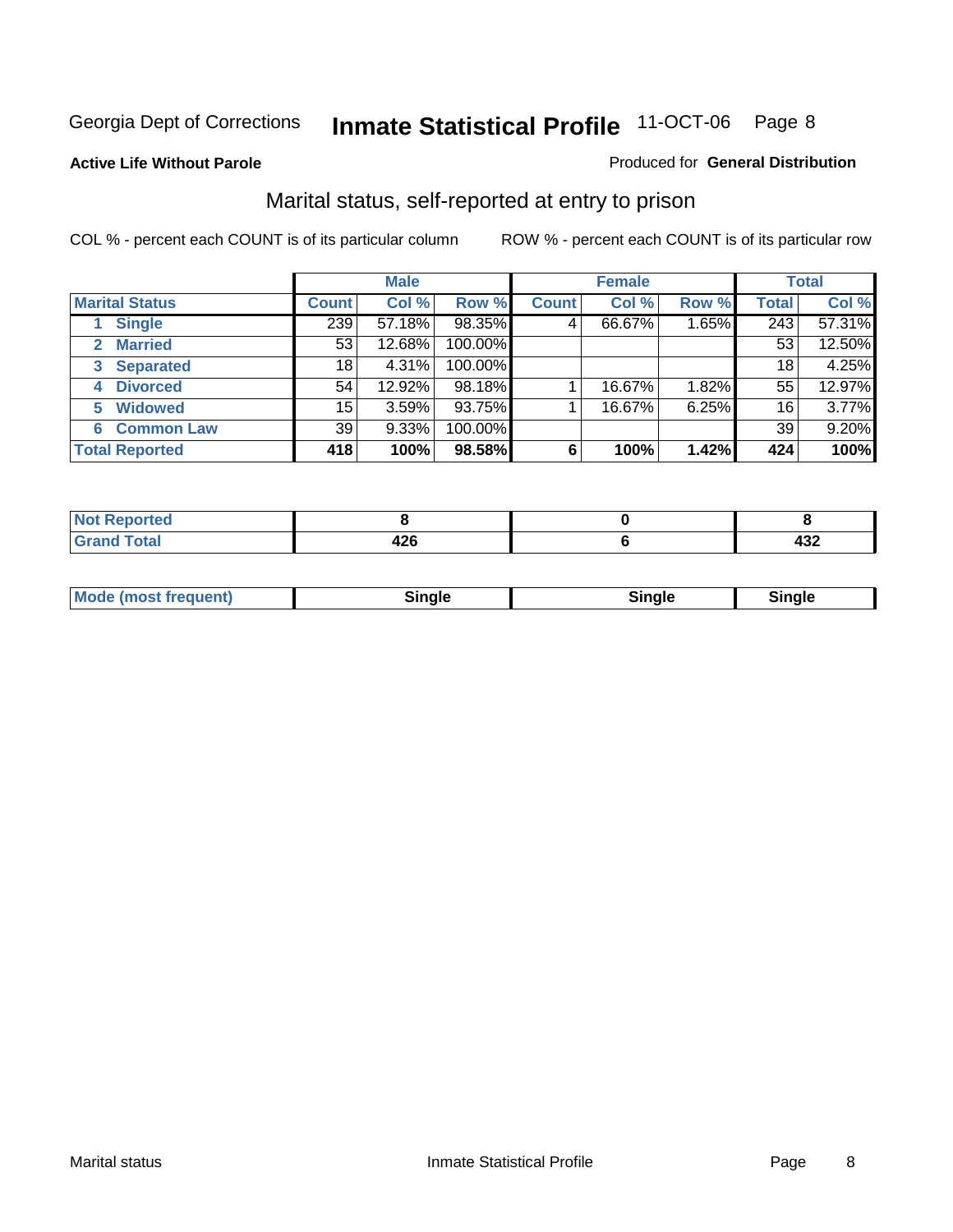Georgia Dept of Corrections **Inmate Statistical Profile** 11-OCT-06

**Active Life Without Parole**

Produced for **General Distribution**

## Marital status, self-reported at entry to prison

COL % - percent each COUNT is of its particular column

ROW % - percent each COUNT is of its particular row

| | Male | | | Female | | | Total | |
|---|---|---|---|---|---|---|---|---|
| **Marital Status** | **Count** | **Col %** | **Row %** | **Count** | **Col %** | **Row %** | **Total** | **Col %** |
| 1 Single | 239 | 57.18% | 98.35% | 4 | 66.67% | 1.65% | 243 | 57.31% |
| 2 Married | 53 | 12.68% | 100.00% | | | | 53 | 12.50% |
| 3 Separated | 18 | 4.31% | 100.00% | | | | 18 | 4.25% |
| 4 Divorced | 54 | 12.92% | 98.18% | 1 | 16.67% | 1.82% | 55 | 12.97% |
| 5 Widowed | 15 | 3.59% | 93.75% | 1 | 16.67% | 6.25% | 16 | 3.77% |
| 6 Common Law | 39 | 9.33% | 100.00% | | | | 39 | 9.20% |
| **Total Reported** | **418** | **100%** | **98.58%** | **6** | **100%** | **1.42%** | **424** | **100%** |

| | Male | Female | Total |
|---|---|---|---|
| Not Reported | 8 | 0 | 8 |
| Grand Total | 426 | 6 | 432 |

| | Male | Female | Total |
|---|---|---|---|
| Mode (most frequent) | Single | Single | Single |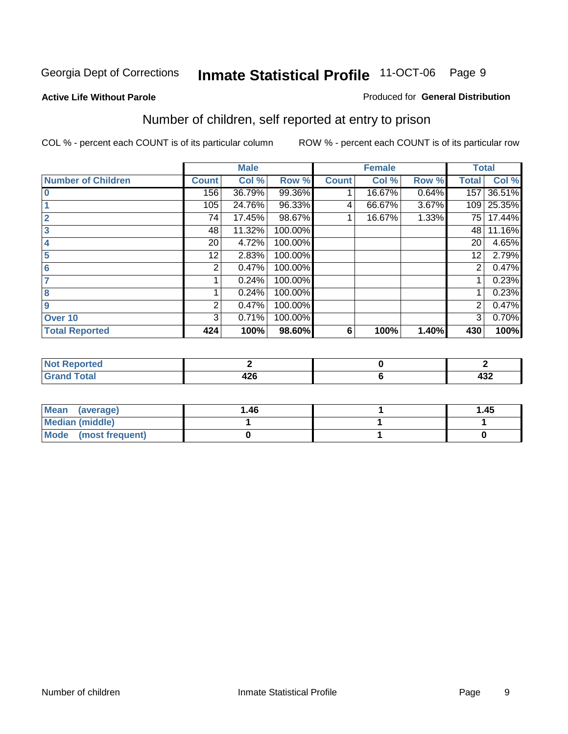Georgia Dept of Corrections **Inmate Statistical Profile** 11-OCT-06

**Active Life Without Parole**

Produced for **General Distribution**

## Number of children, self reported at entry to prison

COL % - percent each COUNT is of its particular column

ROW % - percent each COUNT is of its particular row

| | Male | | | Female | | | Total | |
|---|---|---|---|---|---|---|---|---|
| **Number of Children** | **Count** | **Col %** | **Row %** | **Count** | **Col %** | **Row %** | **Total** | **Col %** |
| **0** | 156 | 36.79% | 99.36% | 1 | 16.67% | 0.64% | 157 | 36.51% |
| **1** | 105 | 24.76% | 96.33% | 4 | 66.67% | 3.67% | 109 | 25.35% |
| **2** | 74 | 17.45% | 98.67% | 1 | 16.67% | 1.33% | 75 | 17.44% |
| **3** | 48 | 11.32% | 100.00% | | | | 48 | 11.16% |
| **4** | 20 | 4.72% | 100.00% | | | | 20 | 4.65% |
| **5** | 12 | 2.83% | 100.00% | | | | 12 | 2.79% |
| **6** | 2 | 0.47% | 100.00% | | | | 2 | 0.47% |
| **7** | 1 | 0.24% | 100.00% | | | | 1 | 0.23% |
| **8** | 1 | 0.24% | 100.00% | | | | 1 | 0.23% |
| **9** | 2 | 0.47% | 100.00% | | | | 2 | 0.47% |
| **Over 10** | 3 | 0.71% | 100.00% | | | | 3 | 0.70% |
| **Total Reported** | **424** | **100%** | **98.60%** | **6** | **100%** | **1.40%** | **430** | **100%** |

| | Male | Female | Total |
|---|---|---|---|
| **Not Reported** | **2** | **0** | **2** |
| **Grand Total** | **426** | **6** | **432** |

| | Male | Female | Total |
|---|---|---|---|
| **Mean (average)** | **1.46** | **1** | **1.45** |
| **Median (middle)** | **1** | **1** | **1** |
| **Mode (most frequent)** | **0** | **1** | **0** |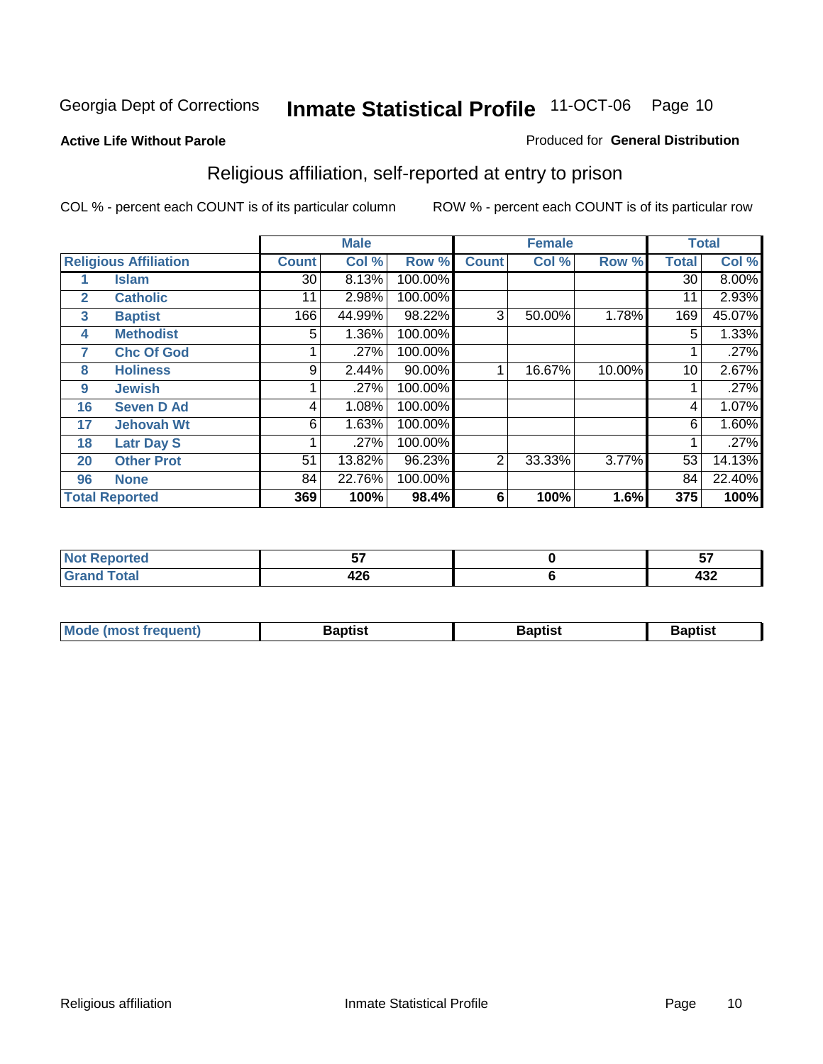Georgia Dept of Corrections **Inmate Statistical Profile** 11-OCT-06 Page 10

**Active Life Without Parole**

Produced for **General Distribution**

## Religious affiliation, self-reported at entry to prison

COL % - percent each COUNT is of its particular column ROW % - percent each COUNT is of its particular row

| Religious Affiliation | | Male | | | Female | | | Total | |
|---|---|---|---|---|---|---|---|---|---|
| | | Count | Col % | Row % | Count | Col % | Row % | Total | Col % |
| 1 | Islam | 30 | 8.13% | 100.00% | | | | 30 | 8.00% |
| 2 | Catholic | 11 | 2.98% | 100.00% | | | | 11 | 2.93% |
| 3 | Baptist | 166 | 44.99% | 98.22% | 3 | 50.00% | 1.78% | 169 | 45.07% |
| 4 | Methodist | 5 | 1.36% | 100.00% | | | | 5 | 1.33% |
| 7 | Chc Of God | 1 | .27% | 100.00% | | | | 1 | .27% |
| 8 | Holiness | 9 | 2.44% | 90.00% | 1 | 16.67% | 10.00% | 10 | 2.67% |
| 9 | Jewish | 1 | .27% | 100.00% | | | | 1 | .27% |
| 16 | Seven D Ad | 4 | 1.08% | 100.00% | | | | 4 | 1.07% |
| 17 | Jehovah Wt | 6 | 1.63% | 100.00% | | | | 6 | 1.60% |
| 18 | Latr Day S | 1 | .27% | 100.00% | | | | 1 | .27% |
| 20 | Other Prot | 51 | 13.82% | 96.23% | 2 | 33.33% | 3.77% | 53 | 14.13% |
| 96 | None | 84 | 22.76% | 100.00% | | | | 84 | 22.40% |
| **Total Reported** | | **369** | **100%** | **98.4%** | **6** | **100%** | **1.6%** | **375** | **100%** |

| | Male | Female | Total |
|---|---|---|---|
| Not Reported | 57 | 0 | 57 |
| Grand Total | 426 | 6 | 432 |

| | Male | Female | Total |
|---|---|---|---|
| Mode (most frequent) | Baptist | Baptist | Baptist |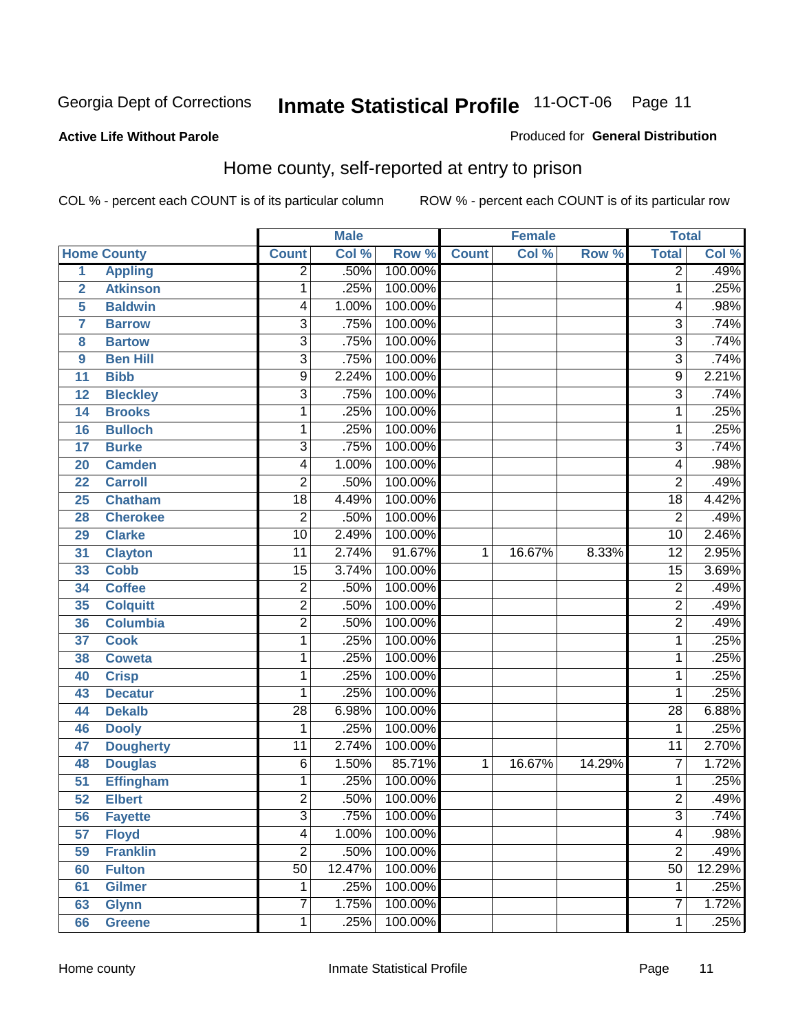Georgia Dept of Corrections **Inmate Statistical Profile** 11-OCT-06

**Active Life Without Parole**

Produced for **General Distribution**

## Home county, self-reported at entry to prison

COL % - percent each COUNT is of its particular column ROW % - percent each COUNT is of its particular row

| | | Male | | | Female | | | Total | |
|---|---|---|---|---|---|---|---|---|---|
| Home County | | Count | Col % | Row % | Count | Col % | Row % | Total | Col % |
| 1 | Appling | 2 | .50% | 100.00% | | | | 2 | .49% |
| 2 | Atkinson | 1 | .25% | 100.00% | | | | 1 | .25% |
| 5 | Baldwin | 4 | 1.00% | 100.00% | | | | 4 | .98% |
| 7 | Barrow | 3 | .75% | 100.00% | | | | 3 | .74% |
| 8 | Bartow | 3 | .75% | 100.00% | | | | 3 | .74% |
| 9 | Ben Hill | 3 | .75% | 100.00% | | | | 3 | .74% |
| 11 | Bibb | 9 | 2.24% | 100.00% | | | | 9 | 2.21% |
| 12 | Bleckley | 3 | .75% | 100.00% | | | | 3 | .74% |
| 14 | Brooks | 1 | .25% | 100.00% | | | | 1 | .25% |
| 16 | Bulloch | 1 | .25% | 100.00% | | | | 1 | .25% |
| 17 | Burke | 3 | .75% | 100.00% | | | | 3 | .74% |
| 20 | Camden | 4 | 1.00% | 100.00% | | | | 4 | .98% |
| 22 | Carroll | 2 | .50% | 100.00% | | | | 2 | .49% |
| 25 | Chatham | 18 | 4.49% | 100.00% | | | | 18 | 4.42% |
| 28 | Cherokee | 2 | .50% | 100.00% | | | | 2 | .49% |
| 29 | Clarke | 10 | 2.49% | 100.00% | | | | 10 | 2.46% |
| 31 | Clayton | 11 | 2.74% | 91.67% | 1 | 16.67% | 8.33% | 12 | 2.95% |
| 33 | Cobb | 15 | 3.74% | 100.00% | | | | 15 | 3.69% |
| 34 | Coffee | 2 | .50% | 100.00% | | | | 2 | .49% |
| 35 | Colquitt | 2 | .50% | 100.00% | | | | 2 | .49% |
| 36 | Columbia | 2 | .50% | 100.00% | | | | 2 | .49% |
| 37 | Cook | 1 | .25% | 100.00% | | | | 1 | .25% |
| 38 | Coweta | 1 | .25% | 100.00% | | | | 1 | .25% |
| 40 | Crisp | 1 | .25% | 100.00% | | | | 1 | .25% |
| 43 | Decatur | 1 | .25% | 100.00% | | | | 1 | .25% |
| 44 | Dekalb | 28 | 6.98% | 100.00% | | | | 28 | 6.88% |
| 46 | Dooly | 1 | .25% | 100.00% | | | | 1 | .25% |
| 47 | Dougherty | 11 | 2.74% | 100.00% | | | | 11 | 2.70% |
| 48 | Douglas | 6 | 1.50% | 85.71% | 1 | 16.67% | 14.29% | 7 | 1.72% |
| 51 | Effingham | 1 | .25% | 100.00% | | | | 1 | .25% |
| 52 | Elbert | 2 | .50% | 100.00% | | | | 2 | .49% |
| 56 | Fayette | 3 | .75% | 100.00% | | | | 3 | .74% |
| 57 | Floyd | 4 | 1.00% | 100.00% | | | | 4 | .98% |
| 59 | Franklin | 2 | .50% | 100.00% | | | | 2 | .49% |
| 60 | Fulton | 50 | 12.47% | 100.00% | | | | 50 | 12.29% |
| 61 | Gilmer | 1 | .25% | 100.00% | | | | 1 | .25% |
| 63 | Glynn | 7 | 1.75% | 100.00% | | | | 7 | 1.72% |
| 66 | Greene | 1 | .25% | 100.00% | | | | 1 | .25% |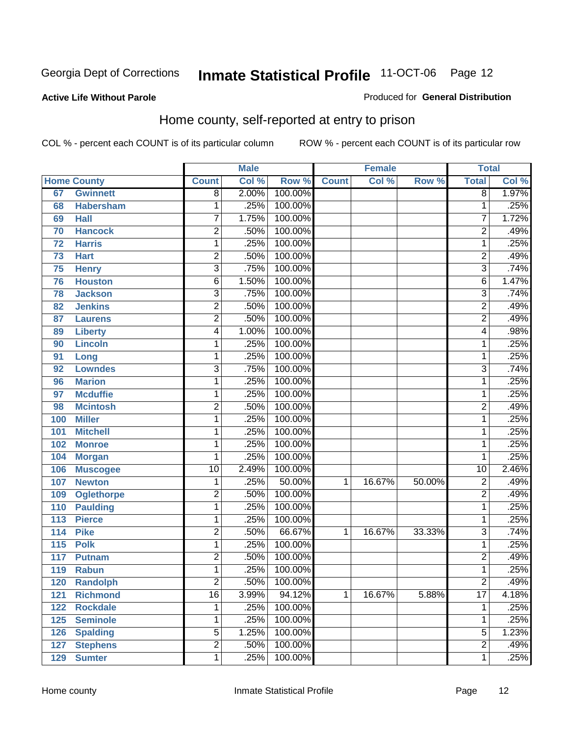Georgia Dept of Corrections **Inmate Statistical Profile** 11-OCT-06

**Active Life Without Parole**

Produced for **General Distribution**

## Home county, self-reported at entry to prison

COL % - percent each COUNT is of its particular column ROW % - percent each COUNT is of its particular row

| Home County | | Male | | | Female | | | Total | |
|---|---|---|---|---|---|---|---|---|---|
| | | Count | Col % | Row % | Count | Col % | Row % | Total | Col % |
| 67 | Gwinnett | 8 | 2.00% | 100.00% | | | | 8 | 1.97% |
| 68 | Habersham | 1 | .25% | 100.00% | | | | 1 | .25% |
| 69 | Hall | 7 | 1.75% | 100.00% | | | | 7 | 1.72% |
| 70 | Hancock | 2 | .50% | 100.00% | | | | 2 | .49% |
| 72 | Harris | 1 | .25% | 100.00% | | | | 1 | .25% |
| 73 | Hart | 2 | .50% | 100.00% | | | | 2 | .49% |
| 75 | Henry | 3 | .75% | 100.00% | | | | 3 | .74% |
| 76 | Houston | 6 | 1.50% | 100.00% | | | | 6 | 1.47% |
| 78 | Jackson | 3 | .75% | 100.00% | | | | 3 | .74% |
| 82 | Jenkins | 2 | .50% | 100.00% | | | | 2 | .49% |
| 87 | Laurens | 2 | .50% | 100.00% | | | | 2 | .49% |
| 89 | Liberty | 4 | 1.00% | 100.00% | | | | 4 | .98% |
| 90 | Lincoln | 1 | .25% | 100.00% | | | | 1 | .25% |
| 91 | Long | 1 | .25% | 100.00% | | | | 1 | .25% |
| 92 | Lowndes | 3 | .75% | 100.00% | | | | 3 | .74% |
| 96 | Marion | 1 | .25% | 100.00% | | | | 1 | .25% |
| 97 | Mcduffie | 1 | .25% | 100.00% | | | | 1 | .25% |
| 98 | Mcintosh | 2 | .50% | 100.00% | | | | 2 | .49% |
| 100 | Miller | 1 | .25% | 100.00% | | | | 1 | .25% |
| 101 | Mitchell | 1 | .25% | 100.00% | | | | 1 | .25% |
| 102 | Monroe | 1 | .25% | 100.00% | | | | 1 | .25% |
| 104 | Morgan | 1 | .25% | 100.00% | | | | 1 | .25% |
| 106 | Muscogee | 10 | 2.49% | 100.00% | | | | 10 | 2.46% |
| 107 | Newton | 1 | .25% | 50.00% | 1 | 16.67% | 50.00% | 2 | .49% |
| 109 | Oglethorpe | 2 | .50% | 100.00% | | | | 2 | .49% |
| 110 | Paulding | 1 | .25% | 100.00% | | | | 1 | .25% |
| 113 | Pierce | 1 | .25% | 100.00% | | | | 1 | .25% |
| 114 | Pike | 2 | .50% | 66.67% | 1 | 16.67% | 33.33% | 3 | .74% |
| 115 | Polk | 1 | .25% | 100.00% | | | | 1 | .25% |
| 117 | Putnam | 2 | .50% | 100.00% | | | | 2 | .49% |
| 119 | Rabun | 1 | .25% | 100.00% | | | | 1 | .25% |
| 120 | Randolph | 2 | .50% | 100.00% | | | | 2 | .49% |
| 121 | Richmond | 16 | 3.99% | 94.12% | 1 | 16.67% | 5.88% | 17 | 4.18% |
| 122 | Rockdale | 1 | .25% | 100.00% | | | | 1 | .25% |
| 125 | Seminole | 1 | .25% | 100.00% | | | | 1 | .25% |
| 126 | Spalding | 5 | 1.25% | 100.00% | | | | 5 | 1.23% |
| 127 | Stephens | 2 | .50% | 100.00% | | | | 2 | .49% |
| 129 | Sumter | 1 | .25% | 100.00% | | | | 1 | .25% |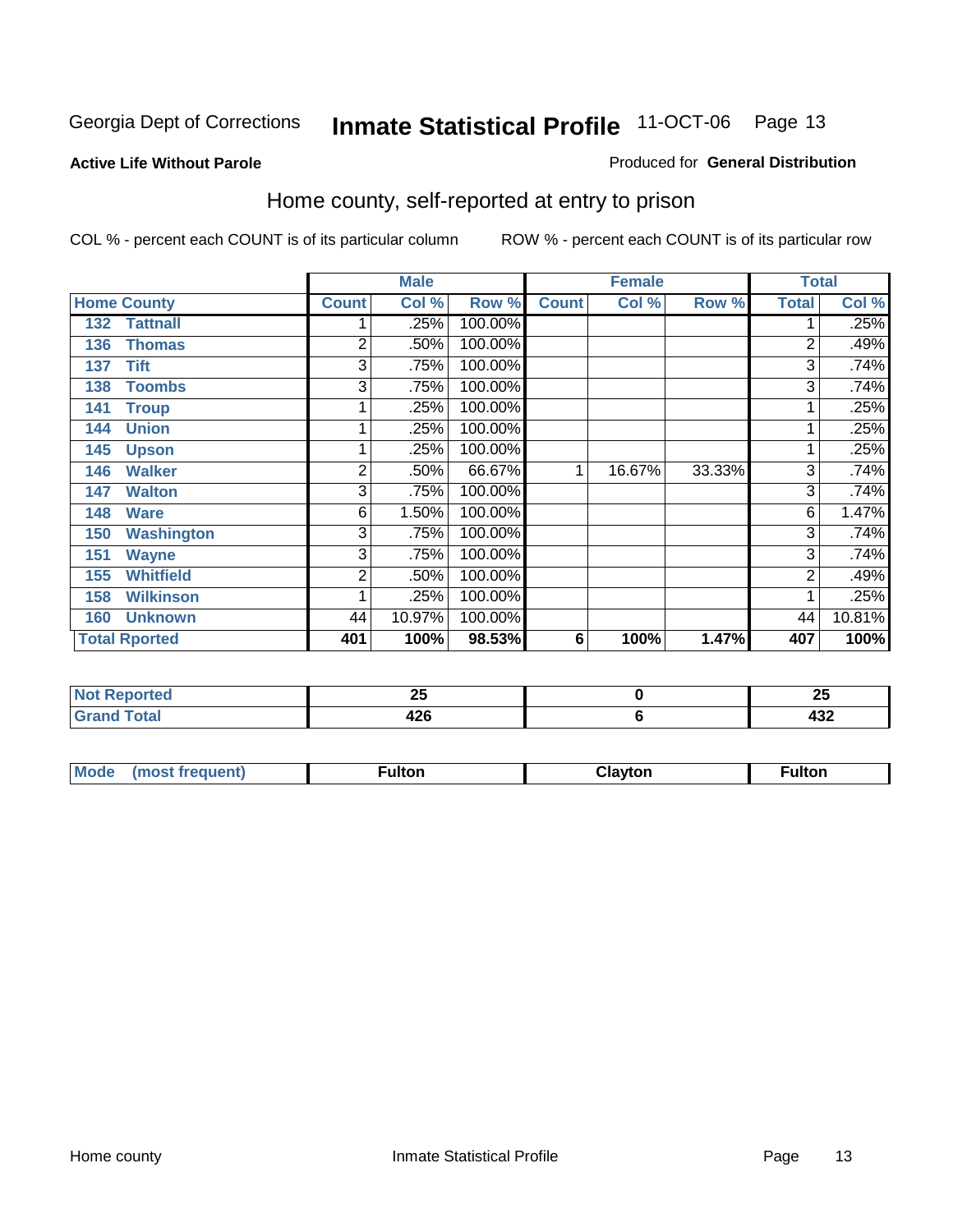Georgia Dept of Corrections **Inmate Statistical Profile** 11-OCT-06

**Active Life Without Parole**

Produced for **General Distribution**

## Home county, self-reported at entry to prison

COL % - percent each COUNT is of its particular column    ROW % - percent each COUNT is of its particular row

| Home County | Male | | | Female | | | Total | |
|---|---|---|---|---|---|---|---|---|
| | Count | Col % | Row % | Count | Col % | Row % | Total | Col % |
| 132 Tattnall | 1 | .25% | 100.00% | | | | 1 | .25% |
| 136 Thomas | 2 | .50% | 100.00% | | | | 2 | .49% |
| 137 Tift | 3 | .75% | 100.00% | | | | 3 | .74% |
| 138 Toombs | 3 | .75% | 100.00% | | | | 3 | .74% |
| 141 Troup | 1 | .25% | 100.00% | | | | 1 | .25% |
| 144 Union | 1 | .25% | 100.00% | | | | 1 | .25% |
| 145 Upson | 1 | .25% | 100.00% | | | | 1 | .25% |
| 146 Walker | 2 | .50% | 66.67% | 1 | 16.67% | 33.33% | 3 | .74% |
| 147 Walton | 3 | .75% | 100.00% | | | | 3 | .74% |
| 148 Ware | 6 | 1.50% | 100.00% | | | | 6 | 1.47% |
| 150 Washington | 3 | .75% | 100.00% | | | | 3 | .74% |
| 151 Wayne | 3 | .75% | 100.00% | | | | 3 | .74% |
| 155 Whitfield | 2 | .50% | 100.00% | | | | 2 | .49% |
| 158 Wilkinson | 1 | .25% | 100.00% | | | | 1 | .25% |
| 160 Unknown | 44 | 10.97% | 100.00% | | | | 44 | 10.81% |
| **Total Rported** | **401** | **100%** | **98.53%** | **6** | **100%** | **1.47%** | **407** | **100%** |

| | Male | Female | Total |
|---|---|---|---|
| Not Reported | 25 | 0 | 25 |
| Grand Total | 426 | 6 | 432 |

| | Male | Female | Total |
|---|---|---|---|
| Mode (most frequent) | Fulton | Clayton | Fulton |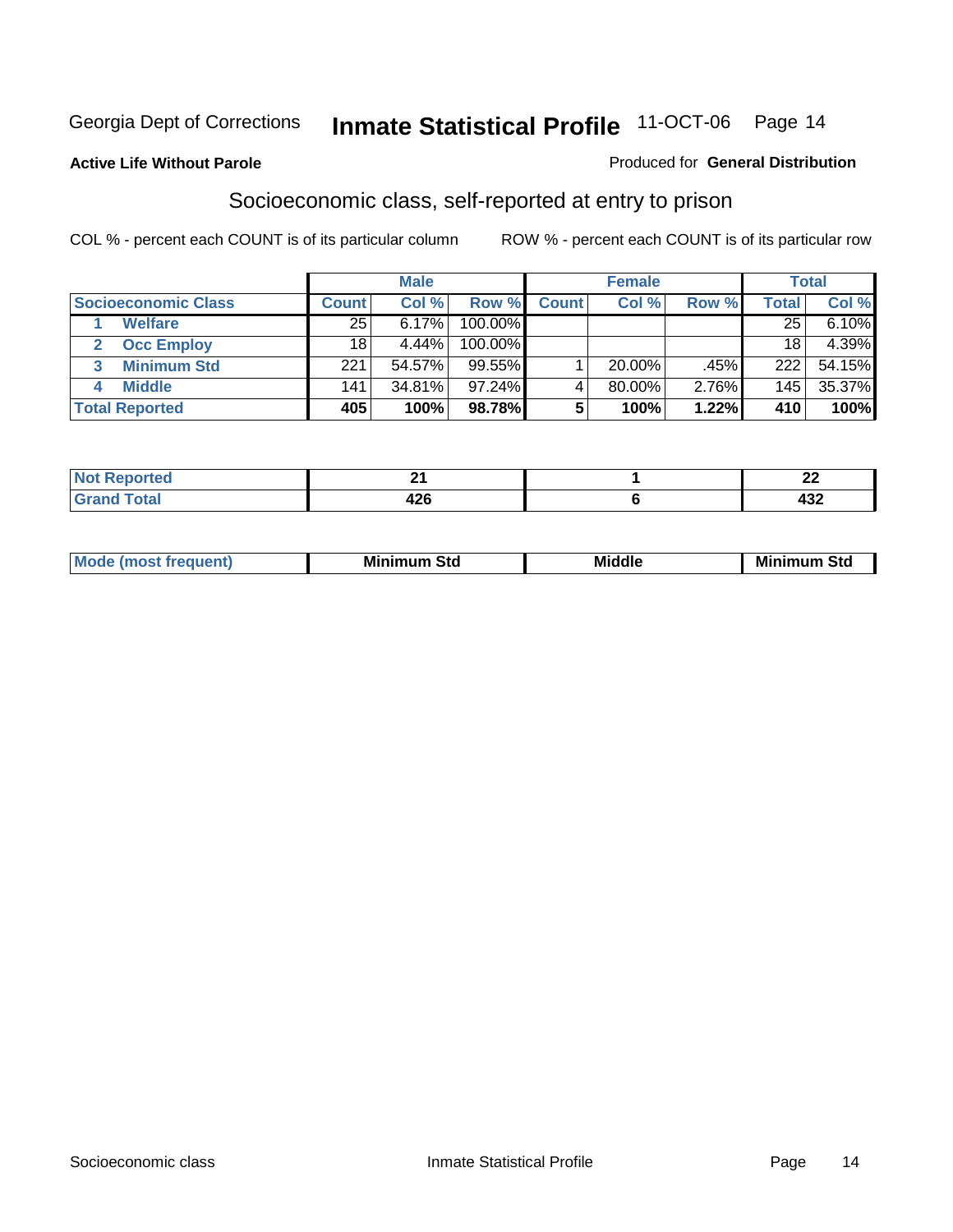Georgia Dept of Corrections **Inmate Statistical Profile** 11-OCT-06

**Active Life Without Parole**

Produced for **General Distribution**

## Socioeconomic class, self-reported at entry to prison

COL % - percent each COUNT is of its particular column    ROW % - percent each COUNT is of its particular row

| | Male | | | Female | | | Total | |
|---|---|---|---|---|---|---|---|---|
| **Socioeconomic Class** | **Count** | **Col %** | **Row %** | **Count** | **Col %** | **Row %** | **Total** | **Col %** |
| **1 Welfare** | 25 | 6.17% | 100.00% | | | | 25 | 6.10% |
| **2 Occ Employ** | 18 | 4.44% | 100.00% | | | | 18 | 4.39% |
| **3 Minimum Std** | 221 | 54.57% | 99.55% | 1 | 20.00% | .45% | 222 | 54.15% |
| **4 Middle** | 141 | 34.81% | 97.24% | 4 | 80.00% | 2.76% | 145 | 35.37% |
| **Total Reported** | **405** | **100%** | **98.78%** | **5** | **100%** | **1.22%** | **410** | **100%** |

| | Male | Female | Total |
|---|---|---|---|
| **Not Reported** | **21** | **1** | **22** |
| **Grand Total** | **426** | **6** | **432** |

| | Male | Female | Total |
|---|---|---|---|
| **Mode (most frequent)** | **Minimum Std** | **Middle** | **Minimum Std** |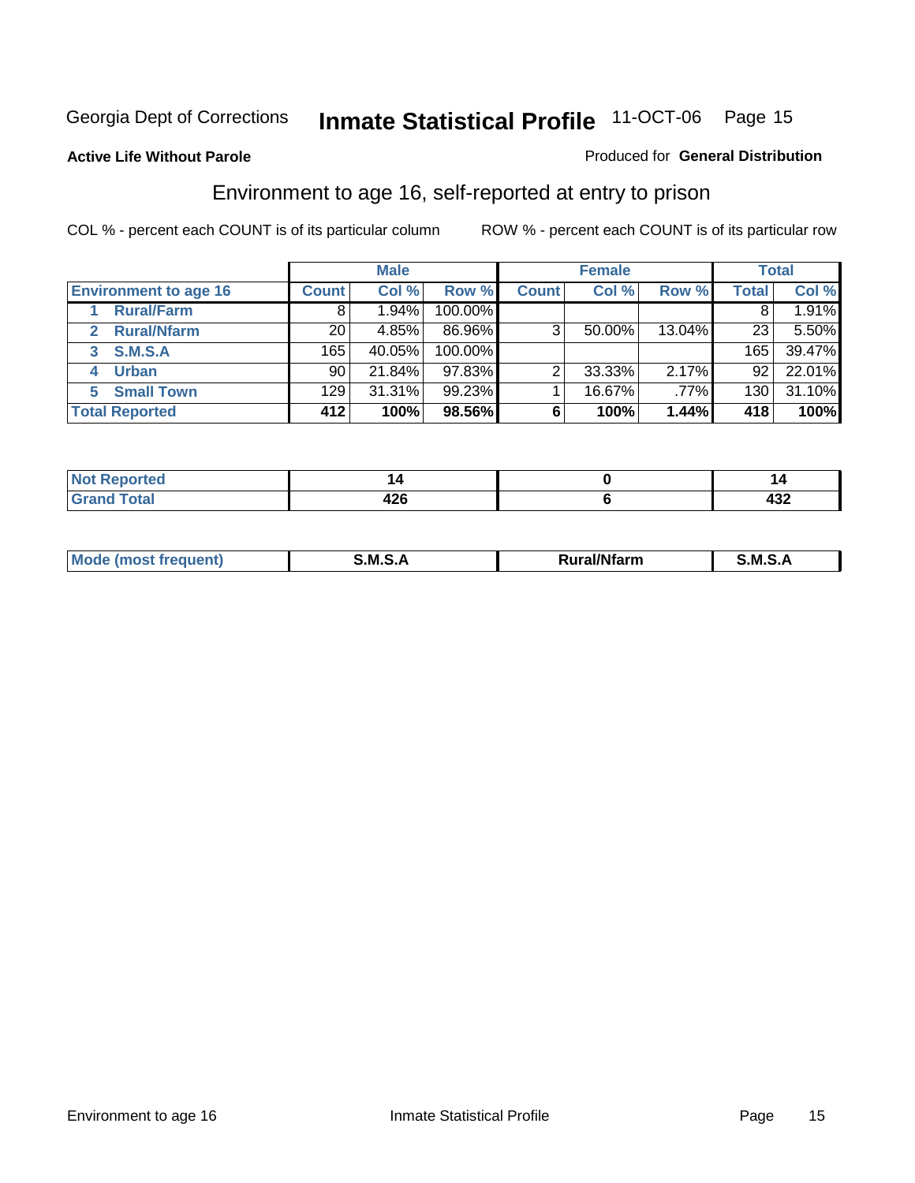Georgia Dept of Corrections **Inmate Statistical Profile** 11-OCT-06

**Active Life Without Parole**

Produced for **General Distribution**

## Environment to age 16, self-reported at entry to prison

COL % - percent each COUNT is of its particular column

ROW % - percent each COUNT is of its particular row

| | Male | | | Female | | | Total | |
|---|---|---|---|---|---|---|---|---|
| **Environment to age 16** | **Count** | **Col %** | **Row %** | **Count** | **Col %** | **Row %** | **Total** | **Col %** |
| **1 Rural/Farm** | 8 | 1.94% | 100.00% | | | | 8 | 1.91% |
| **2 Rural/Nfarm** | 20 | 4.85% | 86.96% | 3 | 50.00% | 13.04% | 23 | 5.50% |
| **3 S.M.S.A** | 165 | 40.05% | 100.00% | | | | 165 | 39.47% |
| **4 Urban** | 90 | 21.84% | 97.83% | 2 | 33.33% | 2.17% | 92 | 22.01% |
| **5 Small Town** | 129 | 31.31% | 99.23% | 1 | 16.67% | .77% | 130 | 31.10% |
| **Total Reported** | **412** | **100%** | **98.56%** | **6** | **100%** | **1.44%** | **418** | **100%** |

| | Male | Female | Total |
|---|---|---|---|
| **Not Reported** | **14** | **0** | **14** |
| **Grand Total** | **426** | **6** | **432** |

| | Male | Female | Total |
|---|---|---|---|
| **Mode (most frequent)** | **S.M.S.A** | **Rural/Nfarm** | **S.M.S.A** |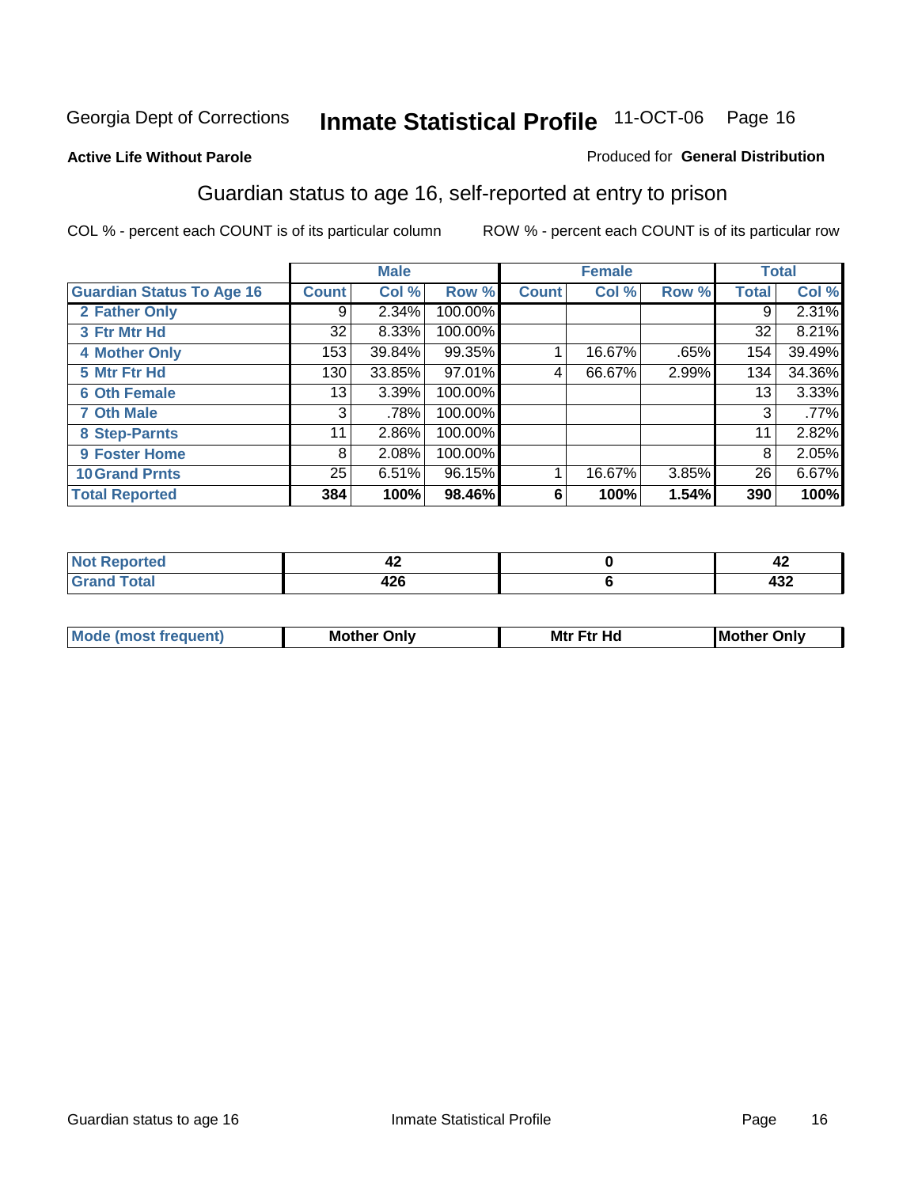# Inmate Statistical Profile

Georgia Dept of Corrections — 11-OCT-06

**Active Life Without Parole**

Produced for **General Distribution**

## Guardian status to age 16, self-reported at entry to prison

COL % - percent each COUNT is of its particular column

ROW % - percent each COUNT is of its particular row

| | Male | | | Female | | | Total | |
|---|---|---|---|---|---|---|---|---|
| **Guardian Status To Age 16** | **Count** | **Col %** | **Row %** | **Count** | **Col %** | **Row %** | **Total** | **Col %** |
| 2 Father Only | 9 | 2.34% | 100.00% | | | | 9 | 2.31% |
| 3 Ftr Mtr Hd | 32 | 8.33% | 100.00% | | | | 32 | 8.21% |
| 4 Mother Only | 153 | 39.84% | 99.35% | 1 | 16.67% | .65% | 154 | 39.49% |
| 5 Mtr Ftr Hd | 130 | 33.85% | 97.01% | 4 | 66.67% | 2.99% | 134 | 34.36% |
| 6 Oth Female | 13 | 3.39% | 100.00% | | | | 13 | 3.33% |
| 7 Oth Male | 3 | .78% | 100.00% | | | | 3 | .77% |
| 8 Step-Parnts | 11 | 2.86% | 100.00% | | | | 11 | 2.82% |
| 9 Foster Home | 8 | 2.08% | 100.00% | | | | 8 | 2.05% |
| 10 Grand Prnts | 25 | 6.51% | 96.15% | 1 | 16.67% | 3.85% | 26 | 6.67% |
| **Total Reported** | **384** | **100%** | **98.46%** | **6** | **100%** | **1.54%** | **390** | **100%** |

| | Male | Female | Total |
|---|---|---|---|
| Not Reported | 42 | 0 | 42 |
| Grand Total | 426 | 6 | 432 |

| | Male | Female | Total |
|---|---|---|---|
| Mode (most frequent) | Mother Only | Mtr Ftr Hd | Mother Only |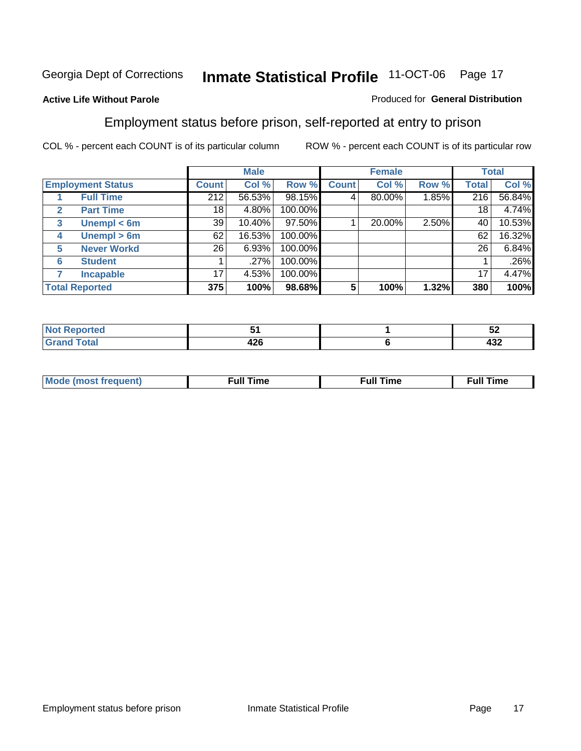Georgia Dept of Corrections **Inmate Statistical Profile** 11-OCT-06

**Active Life Without Parole**

Produced for **General Distribution**

## Employment status before prison, self-reported at entry to prison

COL % - percent each COUNT is of its particular column ROW % - percent each COUNT is of its particular row

| Employment Status | | Male | | | Female | | | Total | |
|---|---|---|---|---|---|---|---|---|---|
| | | Count | Col % | Row % | Count | Col % | Row % | Total | Col % |
| 1 | Full Time | 212 | 56.53% | 98.15% | 4 | 80.00% | 1.85% | 216 | 56.84% |
| 2 | Part Time | 18 | 4.80% | 100.00% | | | | 18 | 4.74% |
| 3 | Unempl < 6m | 39 | 10.40% | 97.50% | 1 | 20.00% | 2.50% | 40 | 10.53% |
| 4 | Unempl > 6m | 62 | 16.53% | 100.00% | | | | 62 | 16.32% |
| 5 | Never Workd | 26 | 6.93% | 100.00% | | | | 26 | 6.84% |
| 6 | Student | 1 | .27% | 100.00% | | | | 1 | .26% |
| 7 | Incapable | 17 | 4.53% | 100.00% | | | | 17 | 4.47% |
| **Total Reported** | | **375** | **100%** | **98.68%** | **5** | **100%** | **1.32%** | **380** | **100%** |

| | Male | Female | Total |
|---|---|---|---|
| Not Reported | 51 | 1 | 52 |
| Grand Total | 426 | 6 | 432 |

| | Male | Female | Total |
|---|---|---|---|
| Mode (most frequent) | Full Time | Full Time | Full Time |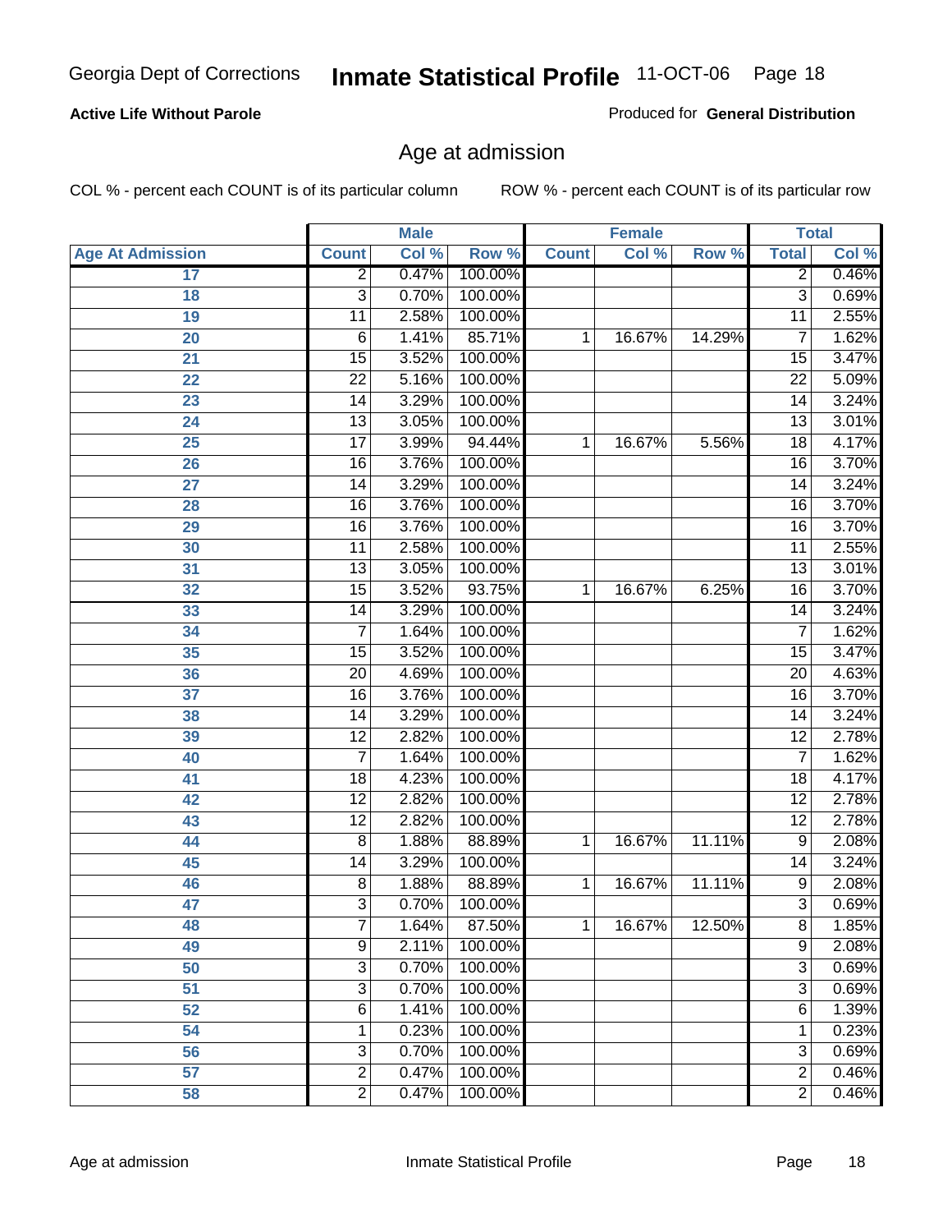**Active Life Without Parole** — Produced for **General Distribution**

## Age at admission

COL % - percent each COUNT is of its particular column — ROW % - percent each COUNT is of its particular row

| Age At Admission | Male | | | Female | | | Total | |
|---|---|---|---|---|---|---|---|---|
| | Count | Col % | Row % | Count | Col % | Row % | Total | Col % |
| 17 | 2 | 0.47% | 100.00% | | | | 2 | 0.46% |
| 18 | 3 | 0.70% | 100.00% | | | | 3 | 0.69% |
| 19 | 11 | 2.58% | 100.00% | | | | 11 | 2.55% |
| 20 | 6 | 1.41% | 85.71% | 1 | 16.67% | 14.29% | 7 | 1.62% |
| 21 | 15 | 3.52% | 100.00% | | | | 15 | 3.47% |
| 22 | 22 | 5.16% | 100.00% | | | | 22 | 5.09% |
| 23 | 14 | 3.29% | 100.00% | | | | 14 | 3.24% |
| 24 | 13 | 3.05% | 100.00% | | | | 13 | 3.01% |
| 25 | 17 | 3.99% | 94.44% | 1 | 16.67% | 5.56% | 18 | 4.17% |
| 26 | 16 | 3.76% | 100.00% | | | | 16 | 3.70% |
| 27 | 14 | 3.29% | 100.00% | | | | 14 | 3.24% |
| 28 | 16 | 3.76% | 100.00% | | | | 16 | 3.70% |
| 29 | 16 | 3.76% | 100.00% | | | | 16 | 3.70% |
| 30 | 11 | 2.58% | 100.00% | | | | 11 | 2.55% |
| 31 | 13 | 3.05% | 100.00% | | | | 13 | 3.01% |
| 32 | 15 | 3.52% | 93.75% | 1 | 16.67% | 6.25% | 16 | 3.70% |
| 33 | 14 | 3.29% | 100.00% | | | | 14 | 3.24% |
| 34 | 7 | 1.64% | 100.00% | | | | 7 | 1.62% |
| 35 | 15 | 3.52% | 100.00% | | | | 15 | 3.47% |
| 36 | 20 | 4.69% | 100.00% | | | | 20 | 4.63% |
| 37 | 16 | 3.76% | 100.00% | | | | 16 | 3.70% |
| 38 | 14 | 3.29% | 100.00% | | | | 14 | 3.24% |
| 39 | 12 | 2.82% | 100.00% | | | | 12 | 2.78% |
| 40 | 7 | 1.64% | 100.00% | | | | 7 | 1.62% |
| 41 | 18 | 4.23% | 100.00% | | | | 18 | 4.17% |
| 42 | 12 | 2.82% | 100.00% | | | | 12 | 2.78% |
| 43 | 12 | 2.82% | 100.00% | | | | 12 | 2.78% |
| 44 | 8 | 1.88% | 88.89% | 1 | 16.67% | 11.11% | 9 | 2.08% |
| 45 | 14 | 3.29% | 100.00% | | | | 14 | 3.24% |
| 46 | 8 | 1.88% | 88.89% | 1 | 16.67% | 11.11% | 9 | 2.08% |
| 47 | 3 | 0.70% | 100.00% | | | | 3 | 0.69% |
| 48 | 7 | 1.64% | 87.50% | 1 | 16.67% | 12.50% | 8 | 1.85% |
| 49 | 9 | 2.11% | 100.00% | | | | 9 | 2.08% |
| 50 | 3 | 0.70% | 100.00% | | | | 3 | 0.69% |
| 51 | 3 | 0.70% | 100.00% | | | | 3 | 0.69% |
| 52 | 6 | 1.41% | 100.00% | | | | 6 | 1.39% |
| 54 | 1 | 0.23% | 100.00% | | | | 1 | 0.23% |
| 56 | 3 | 0.70% | 100.00% | | | | 3 | 0.69% |
| 57 | 2 | 0.47% | 100.00% | | | | 2 | 0.46% |
| 58 | 2 | 0.47% | 100.00% | | | | 2 | 0.46% |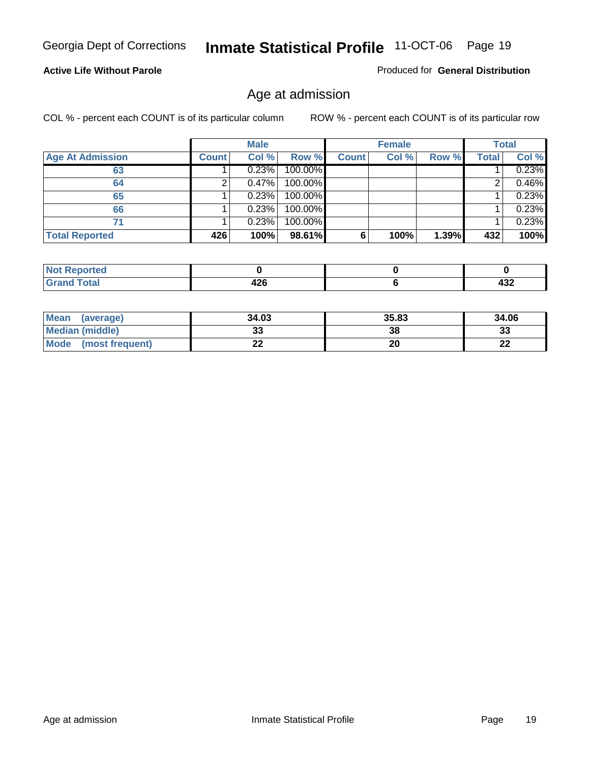**Active Life Without Parole**

Produced for **General Distribution**

## Age at admission

COL % - percent each COUNT is of its particular column

ROW % - percent each COUNT is of its particular row

| | Male | | | Female | | | Total | |
|---|---|---|---|---|---|---|---|---|
| **Age At Admission** | **Count** | **Col %** | **Row %** | **Count** | **Col %** | **Row %** | **Total** | **Col %** |
| 63 | 1 | 0.23% | 100.00% | | | | 1 | 0.23% |
| 64 | 2 | 0.47% | 100.00% | | | | 2 | 0.46% |
| 65 | 1 | 0.23% | 100.00% | | | | 1 | 0.23% |
| 66 | 1 | 0.23% | 100.00% | | | | 1 | 0.23% |
| 71 | 1 | 0.23% | 100.00% | | | | 1 | 0.23% |
| **Total Reported** | **426** | **100%** | **98.61%** | **6** | **100%** | **1.39%** | **432** | **100%** |

| | Male | Female | Total |
|---|---|---|---|
| **Not Reported** | **0** | **0** | **0** |
| **Grand Total** | **426** | **6** | **432** |

| | Male | Female | Total |
|---|---|---|---|
| **Mean (average)** | **34.03** | **35.83** | **34.06** |
| **Median (middle)** | **33** | **38** | **33** |
| **Mode (most frequent)** | **22** | **20** | **22** |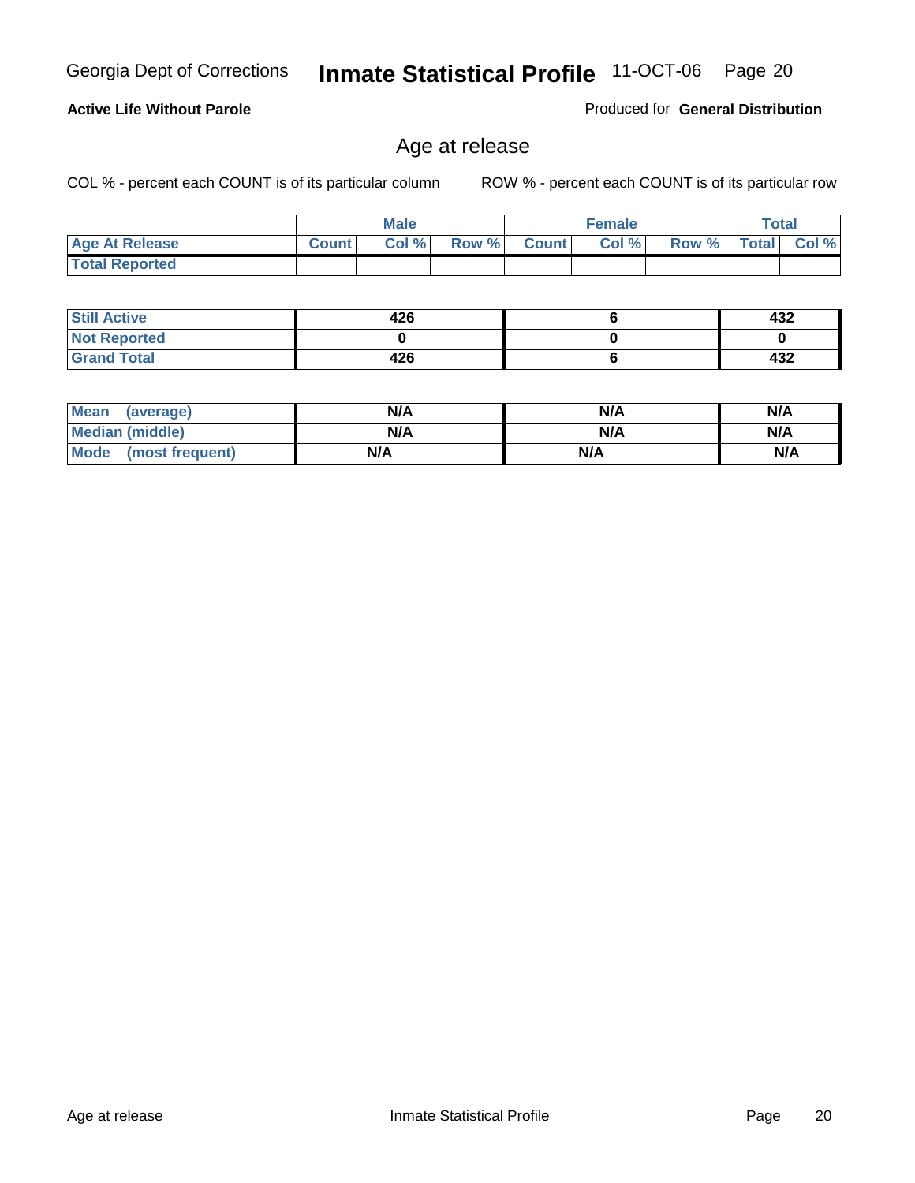Georgia Dept of Corrections **Inmate Statistical Profile** 11-OCT-06

**Active Life Without Parole**

Produced for **General Distribution**

## Age at release

COL % - percent each COUNT is of its particular column ROW % - percent each COUNT is of its particular row

| | Male | | | Female | | | Total | |
|---|---|---|---|---|---|---|---|---|
| Age At Release | Count | Col % | Row % | Count | Col % | Row % | Total | Col % |
| Total Reported | | | | | | | | |

| | Male | Female | Total |
|---|---|---|---|
| Still Active | 426 | 6 | 432 |
| Not Reported | 0 | 0 | 0 |
| Grand Total | 426 | 6 | 432 |

| | Male | Female | Total |
|---|---|---|---|
| Mean (average) | N/A | N/A | N/A |
| Median (middle) | N/A | N/A | N/A |
| Mode (most frequent) | N/A | N/A | N/A |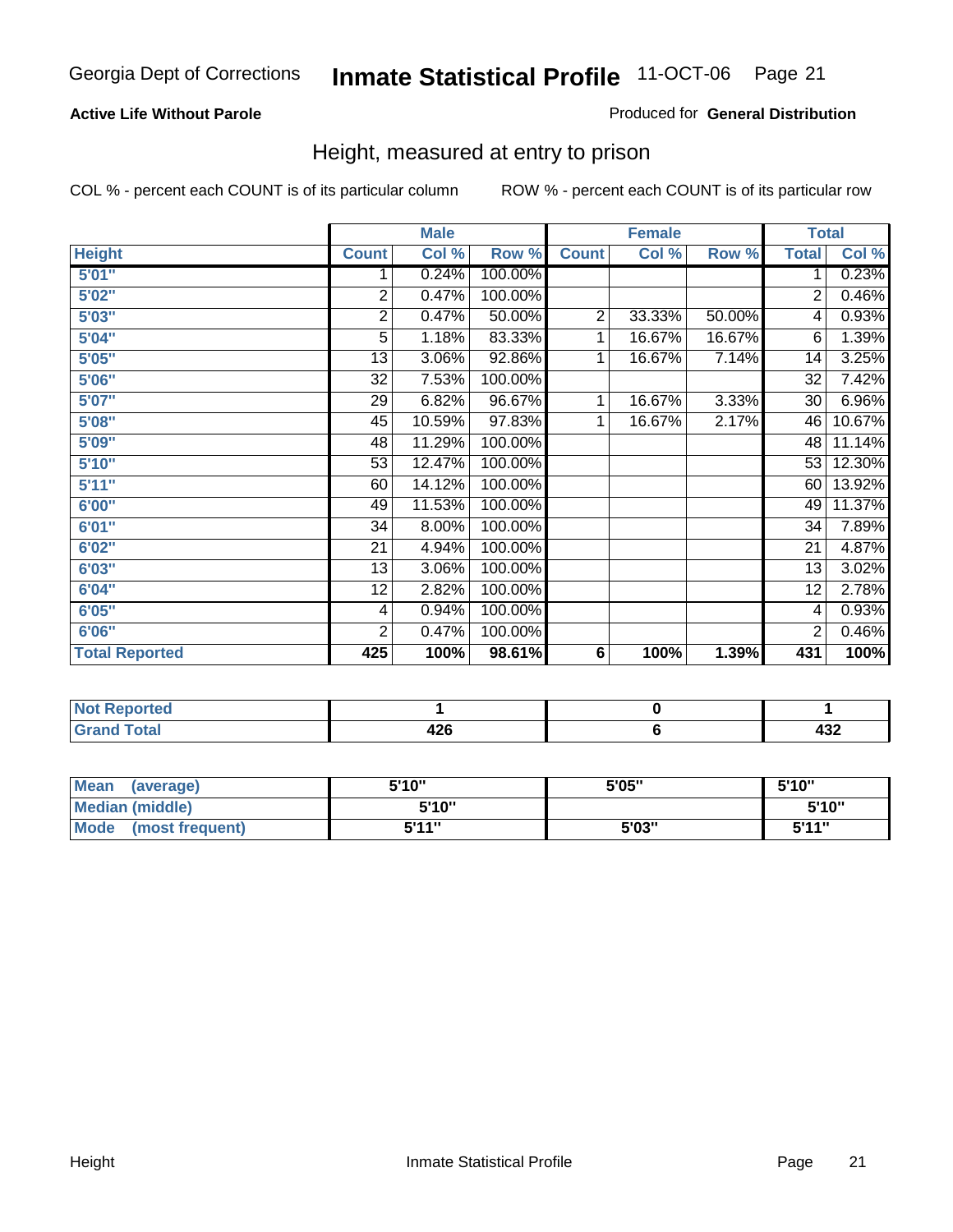Georgia Dept of Corrections **Inmate Statistical Profile** 11-OCT-06

**Active Life Without Parole**

Produced for **General Distribution**

## Height, measured at entry to prison

COL % - percent each COUNT is of its particular column ROW % - percent each COUNT is of its particular row

| | Male | | | Female | | | Total | |
|---|---|---|---|---|---|---|---|---|
| Height | Count | Col % | Row % | Count | Col % | Row % | Total | Col % |
| 5'01" | 1 | 0.24% | 100.00% | | | | 1 | 0.23% |
| 5'02" | 2 | 0.47% | 100.00% | | | | 2 | 0.46% |
| 5'03" | 2 | 0.47% | 50.00% | 2 | 33.33% | 50.00% | 4 | 0.93% |
| 5'04" | 5 | 1.18% | 83.33% | 1 | 16.67% | 16.67% | 6 | 1.39% |
| 5'05" | 13 | 3.06% | 92.86% | 1 | 16.67% | 7.14% | 14 | 3.25% |
| 5'06" | 32 | 7.53% | 100.00% | | | | 32 | 7.42% |
| 5'07" | 29 | 6.82% | 96.67% | 1 | 16.67% | 3.33% | 30 | 6.96% |
| 5'08" | 45 | 10.59% | 97.83% | 1 | 16.67% | 2.17% | 46 | 10.67% |
| 5'09" | 48 | 11.29% | 100.00% | | | | 48 | 11.14% |
| 5'10" | 53 | 12.47% | 100.00% | | | | 53 | 12.30% |
| 5'11" | 60 | 14.12% | 100.00% | | | | 60 | 13.92% |
| 6'00" | 49 | 11.53% | 100.00% | | | | 49 | 11.37% |
| 6'01" | 34 | 8.00% | 100.00% | | | | 34 | 7.89% |
| 6'02" | 21 | 4.94% | 100.00% | | | | 21 | 4.87% |
| 6'03" | 13 | 3.06% | 100.00% | | | | 13 | 3.02% |
| 6'04" | 12 | 2.82% | 100.00% | | | | 12 | 2.78% |
| 6'05" | 4 | 0.94% | 100.00% | | | | 4 | 0.93% |
| 6'06" | 2 | 0.47% | 100.00% | | | | 2 | 0.46% |
| **Total Reported** | **425** | **100%** | **98.61%** | **6** | **100%** | **1.39%** | **431** | **100%** |

| | Male | Female | Total |
|---|---|---|---|
| **Not Reported** | **1** | **0** | **1** |
| **Grand Total** | **426** | **6** | **432** |

| | Male | Female | Total |
|---|---|---|---|
| **Mean (average)** | **5'10"** | **5'05"** | **5'10"** |
| **Median (middle)** | **5'10"** | | **5'10"** |
| **Mode (most frequent)** | **5'11"** | **5'03"** | **5'11"** |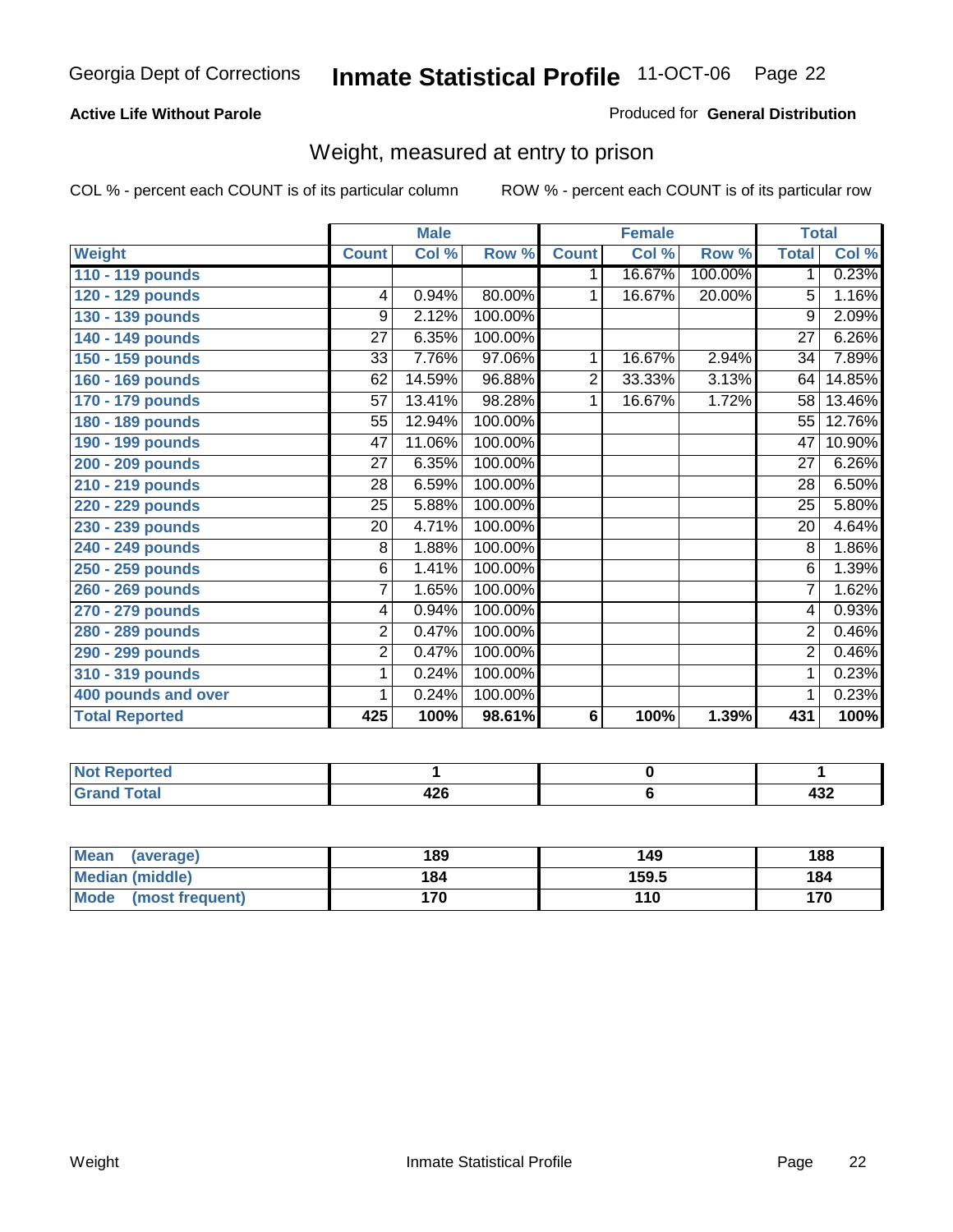Georgia Dept of Corrections **Inmate Statistical Profile** 11-OCT-06

**Active Life Without Parole**

Produced for **General Distribution**

## Weight, measured at entry to prison

COL % - percent each COUNT is of its particular column    ROW % - percent each COUNT is of its particular row

| Weight | Male | | | Female | | | Total | |
|---|---|---|---|---|---|---|---|---|
| | Count | Col % | Row % | Count | Col % | Row % | Total | Col % |
| 110 - 119 pounds | | | | 1 | 16.67% | 100.00% | 1 | 0.23% |
| 120 - 129 pounds | 4 | 0.94% | 80.00% | 1 | 16.67% | 20.00% | 5 | 1.16% |
| 130 - 139 pounds | 9 | 2.12% | 100.00% | | | | 9 | 2.09% |
| 140 - 149 pounds | 27 | 6.35% | 100.00% | | | | 27 | 6.26% |
| 150 - 159 pounds | 33 | 7.76% | 97.06% | 1 | 16.67% | 2.94% | 34 | 7.89% |
| 160 - 169 pounds | 62 | 14.59% | 96.88% | 2 | 33.33% | 3.13% | 64 | 14.85% |
| 170 - 179 pounds | 57 | 13.41% | 98.28% | 1 | 16.67% | 1.72% | 58 | 13.46% |
| 180 - 189 pounds | 55 | 12.94% | 100.00% | | | | 55 | 12.76% |
| 190 - 199 pounds | 47 | 11.06% | 100.00% | | | | 47 | 10.90% |
| 200 - 209 pounds | 27 | 6.35% | 100.00% | | | | 27 | 6.26% |
| 210 - 219 pounds | 28 | 6.59% | 100.00% | | | | 28 | 6.50% |
| 220 - 229 pounds | 25 | 5.88% | 100.00% | | | | 25 | 5.80% |
| 230 - 239 pounds | 20 | 4.71% | 100.00% | | | | 20 | 4.64% |
| 240 - 249 pounds | 8 | 1.88% | 100.00% | | | | 8 | 1.86% |
| 250 - 259 pounds | 6 | 1.41% | 100.00% | | | | 6 | 1.39% |
| 260 - 269 pounds | 7 | 1.65% | 100.00% | | | | 7 | 1.62% |
| 270 - 279 pounds | 4 | 0.94% | 100.00% | | | | 4 | 0.93% |
| 280 - 289 pounds | 2 | 0.47% | 100.00% | | | | 2 | 0.46% |
| 290 - 299 pounds | 2 | 0.47% | 100.00% | | | | 2 | 0.46% |
| 310 - 319 pounds | 1 | 0.24% | 100.00% | | | | 1 | 0.23% |
| 400 pounds and over | 1 | 0.24% | 100.00% | | | | 1 | 0.23% |
| **Total Reported** | **425** | **100%** | **98.61%** | **6** | **100%** | **1.39%** | **431** | **100%** |

| | Male | Female | Total |
|---|---|---|---|
| Not Reported | 1 | 0 | 1 |
| Grand Total | 426 | 6 | 432 |

| | Male | Female | Total |
|---|---|---|---|
| Mean (average) | 189 | 149 | 188 |
| Median (middle) | 184 | 159.5 | 184 |
| Mode (most frequent) | 170 | 110 | 170 |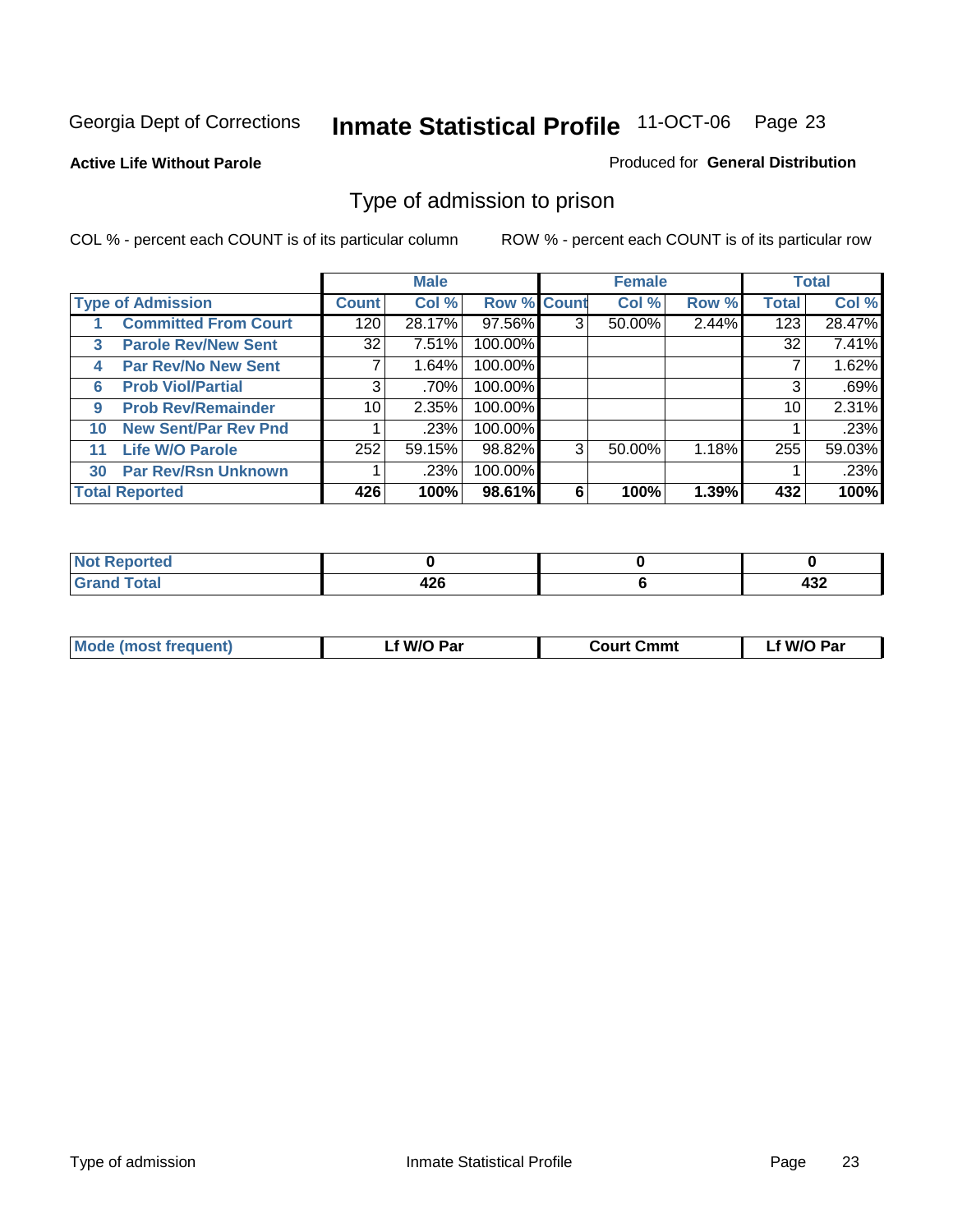Georgia Dept of Corrections **Inmate Statistical Profile** 11-OCT-06

**Active Life Without Parole**

Produced for **General Distribution**

## Type of admission to prison

COL % - percent each COUNT is of its particular column

ROW % - percent each COUNT is of its particular row

| | | Male | | | Female | | | Total | |
|---|---|---|---|---|---|---|---|---|---|
| **Type of Admission** | | **Count** | **Col %** | **Row %** | **Count** | **Col %** | **Row %** | **Total** | **Col %** |
| 1 | **Committed From Court** | 120 | 28.17% | 97.56% | 3 | 50.00% | 2.44% | 123 | 28.47% |
| 3 | **Parole Rev/New Sent** | 32 | 7.51% | 100.00% | | | | 32 | 7.41% |
| 4 | **Par Rev/No New Sent** | 7 | 1.64% | 100.00% | | | | 7 | 1.62% |
| 6 | **Prob Viol/Partial** | 3 | .70% | 100.00% | | | | 3 | .69% |
| 9 | **Prob Rev/Remainder** | 10 | 2.35% | 100.00% | | | | 10 | 2.31% |
| 10 | **New Sent/Par Rev Pnd** | 1 | .23% | 100.00% | | | | 1 | .23% |
| 11 | **Life W/O Parole** | 252 | 59.15% | 98.82% | 3 | 50.00% | 1.18% | 255 | 59.03% |
| 30 | **Par Rev/Rsn Unknown** | 1 | .23% | 100.00% | | | | 1 | .23% |
| **Total Reported** | | **426** | **100%** | **98.61%** | **6** | **100%** | **1.39%** | **432** | **100%** |

| | Male | Female | Total |
|---|---|---|---|
| **Not Reported** | **0** | **0** | **0** |
| **Grand Total** | **426** | **6** | **432** |

| | Male | Female | Total |
|---|---|---|---|
| **Mode (most frequent)** | **Lf W/O Par** | **Court Cmmt** | **Lf W/O Par** |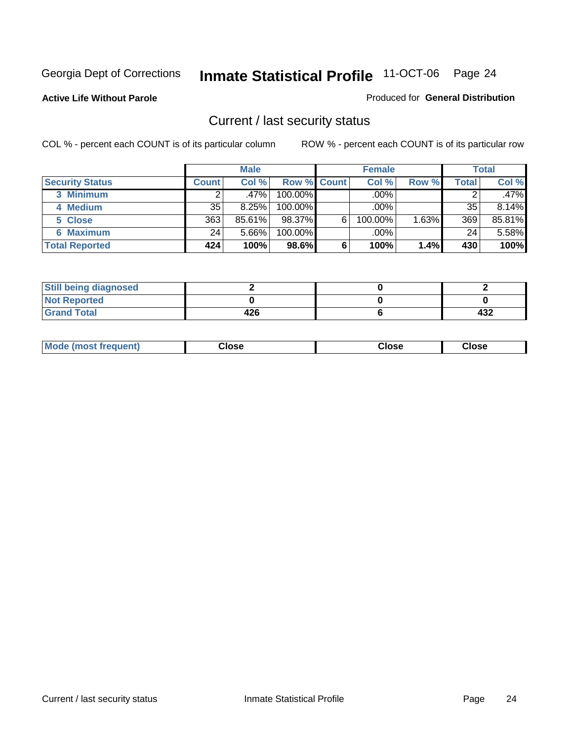Georgia Dept of Corrections **Inmate Statistical Profile** 11-OCT-06 Page 24

**Active Life Without Parole**

Produced for **General Distribution**

## Current / last security status

COL % - percent each COUNT is of its particular column

ROW % - percent each COUNT is of its particular row

| | Male | | | Female | | | Total | |
|---|---|---|---|---|---|---|---|---|
| **Security Status** | **Count** | **Col %** | **Row %** | **Count** | **Col %** | **Row %** | **Total** | **Col %** |
| 3 Minimum | 2 | .47% | 100.00% | | .00% | | 2 | .47% |
| 4 Medium | 35 | 8.25% | 100.00% | | .00% | | 35 | 8.14% |
| 5 Close | 363 | 85.61% | 98.37% | 6 | 100.00% | 1.63% | 369 | 85.81% |
| 6 Maximum | 24 | 5.66% | 100.00% | | .00% | | 24 | 5.58% |
| **Total Reported** | **424** | **100%** | **98.6%** | **6** | **100%** | **1.4%** | **430** | **100%** |

| | Male | Female | Total |
|---|---|---|---|
| Still being diagnosed | 2 | 0 | 2 |
| Not Reported | 0 | 0 | 0 |
| Grand Total | 426 | 6 | 432 |

| | Male | Female | Total |
|---|---|---|---|
| Mode (most frequent) | Close | Close | Close |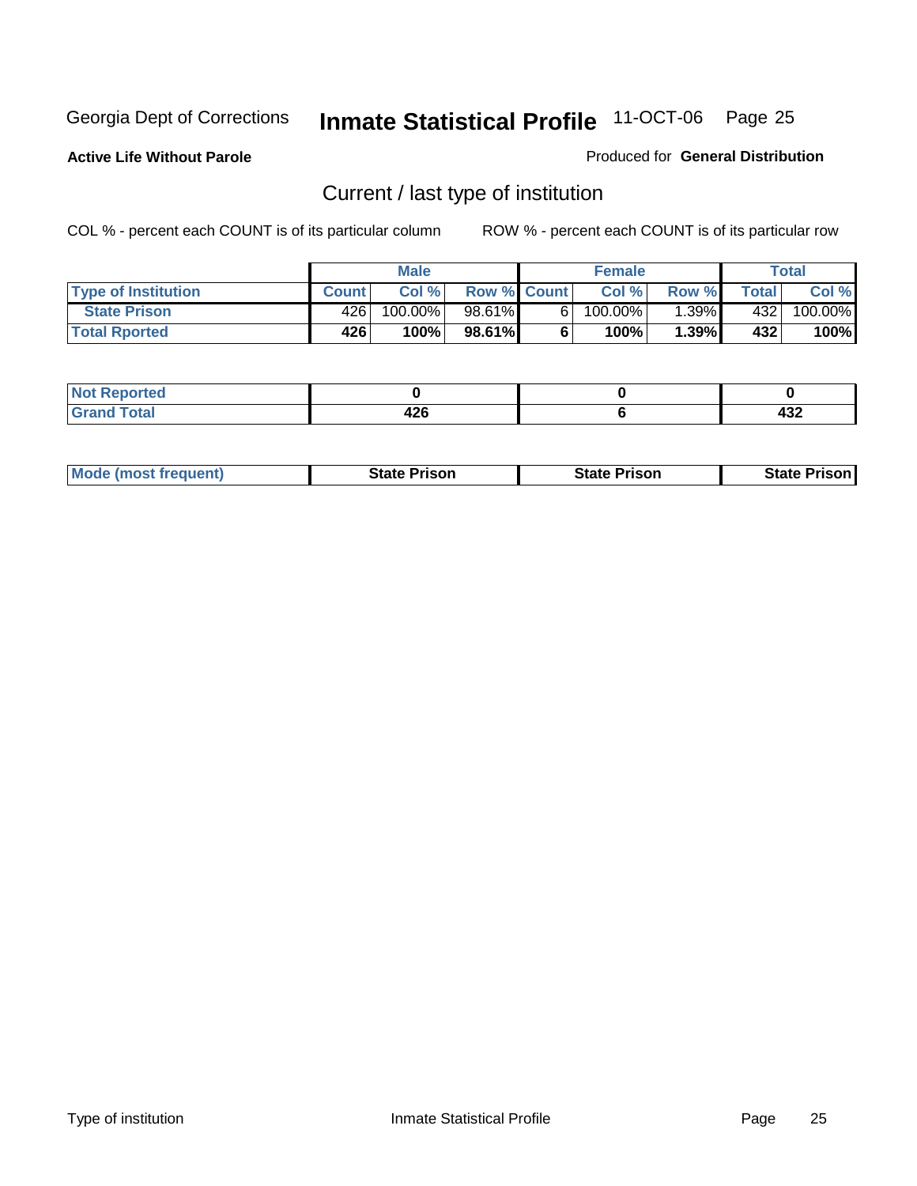Georgia Dept of Corrections **Inmate Statistical Profile** 11-OCT-06

**Active Life Without Parole**

Produced for **General Distribution**

## Current / last type of institution

COL % - percent each COUNT is of its particular column

ROW % - percent each COUNT is of its particular row

| | Male | | | Female | | | Total | |
|---|---|---|---|---|---|---|---|---|
| **Type of Institution** | **Count** | **Col %** | **Row %** | **Count** | **Col %** | **Row %** | **Total** | **Col %** |
| **State Prison** | 426 | 100.00% | 98.61% | 6 | 100.00% | 1.39% | 432 | 100.00% |
| **Total Rported** | **426** | **100%** | **98.61%** | **6** | **100%** | **1.39%** | **432** | **100%** |

| | Male | Female | Total |
|---|---|---|---|
| **Not Reported** | **0** | **0** | **0** |
| **Grand Total** | **426** | **6** | **432** |

| | Male | Female | Total |
|---|---|---|---|
| **Mode (most frequent)** | **State Prison** | **State Prison** | **State Prison** |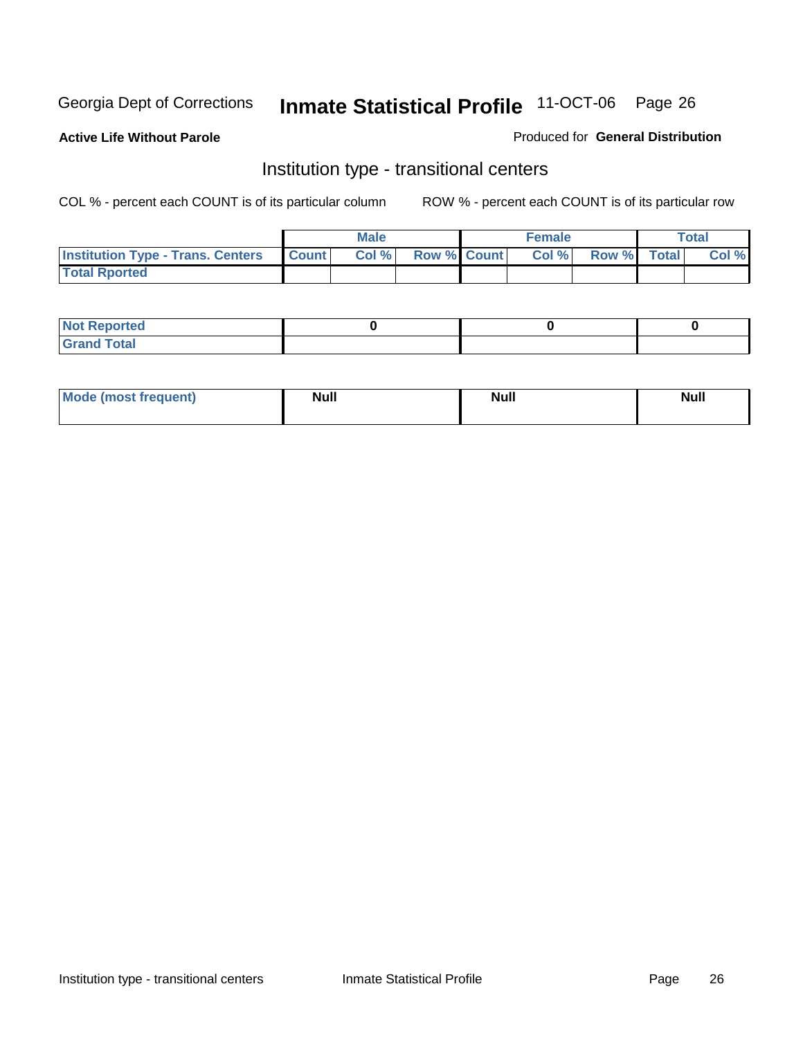Georgia Dept of Corrections **Inmate Statistical Profile** 11-OCT-06

**Active Life Without Parole**

Produced for **General Distribution**

## Institution type - transitional centers

COL % - percent each COUNT is of its particular column

ROW % - percent each COUNT is of its particular row

| | Male | | | Female | | | Total | |
|---|---|---|---|---|---|---|---|---|
| **Institution Type - Trans. Centers** | **Count** | **Col %** | **Row %** | **Count** | **Col %** | **Row %** | **Total** | **Col %** |
| **Total Rported** | | | | | | | | |

| | Male | Female | Total |
|---|---|---|---|
| **Not Reported** | 0 | 0 | 0 |
| **Grand Total** | | | |

| | Male | Female | Total |
|---|---|---|---|
| **Mode (most frequent)** | Null | Null | Null |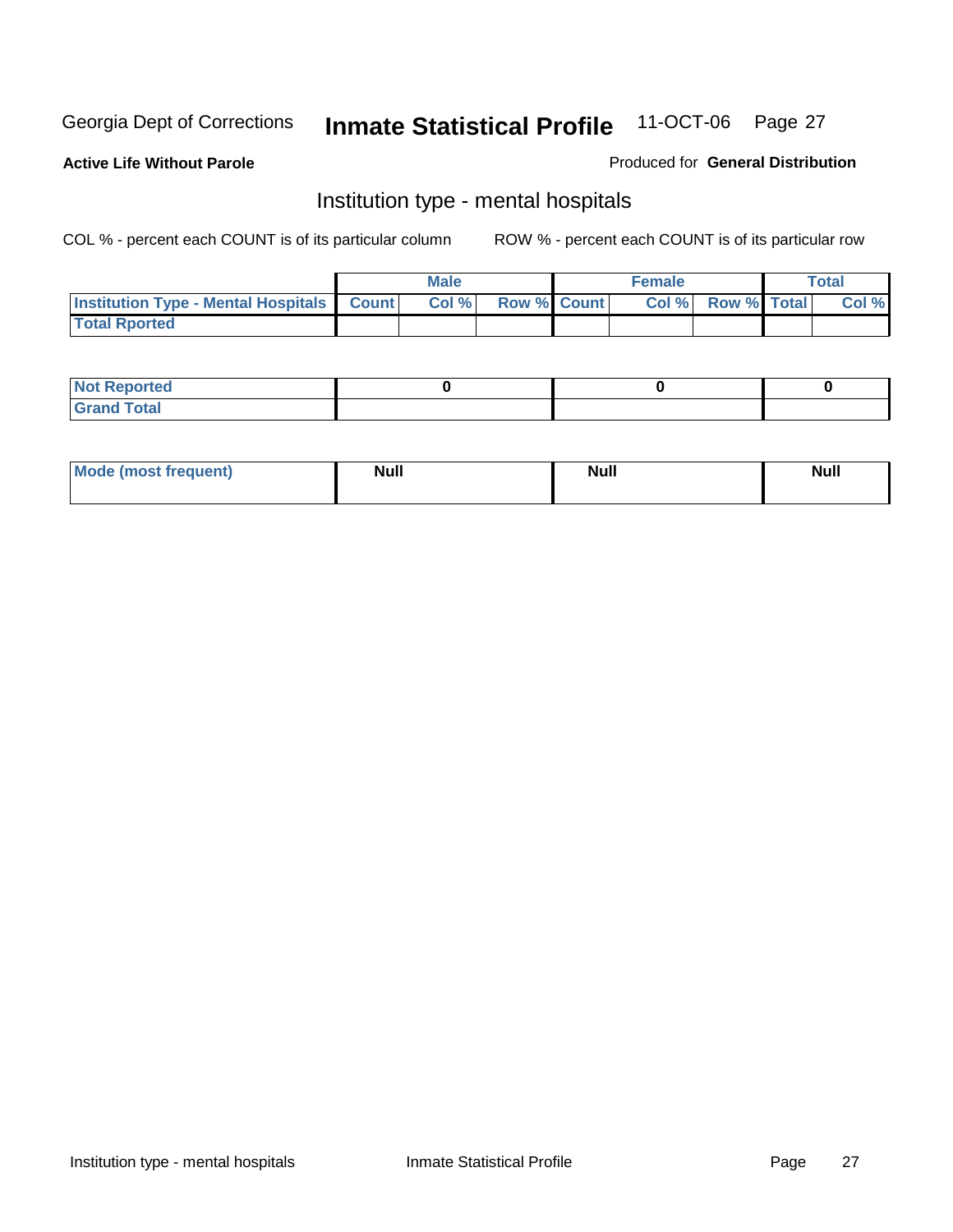Georgia Dept of Corrections **Inmate Statistical Profile** 11-OCT-06

**Active Life Without Parole**

Produced for **General Distribution**

## Institution type - mental hospitals

COL % - percent each COUNT is of its particular column

ROW % - percent each COUNT is of its particular row

| | Male | | | Female | | | Total | |
|---|---|---|---|---|---|---|---|---|
| **Institution Type - Mental Hospitals** | **Count** | **Col %** | **Row %** | **Count** | **Col %** | **Row %** | **Total** | **Col %** |
| **Total Rported** | | | | | | | | |

| | Male | Female | Total |
|---|---|---|---|
| **Not Reported** | **0** | **0** | **0** |
| **Grand Total** | | | |

| | Male | Female | Total |
|---|---|---|---|
| **Mode (most frequent)** | **Null** | **Null** | **Null** |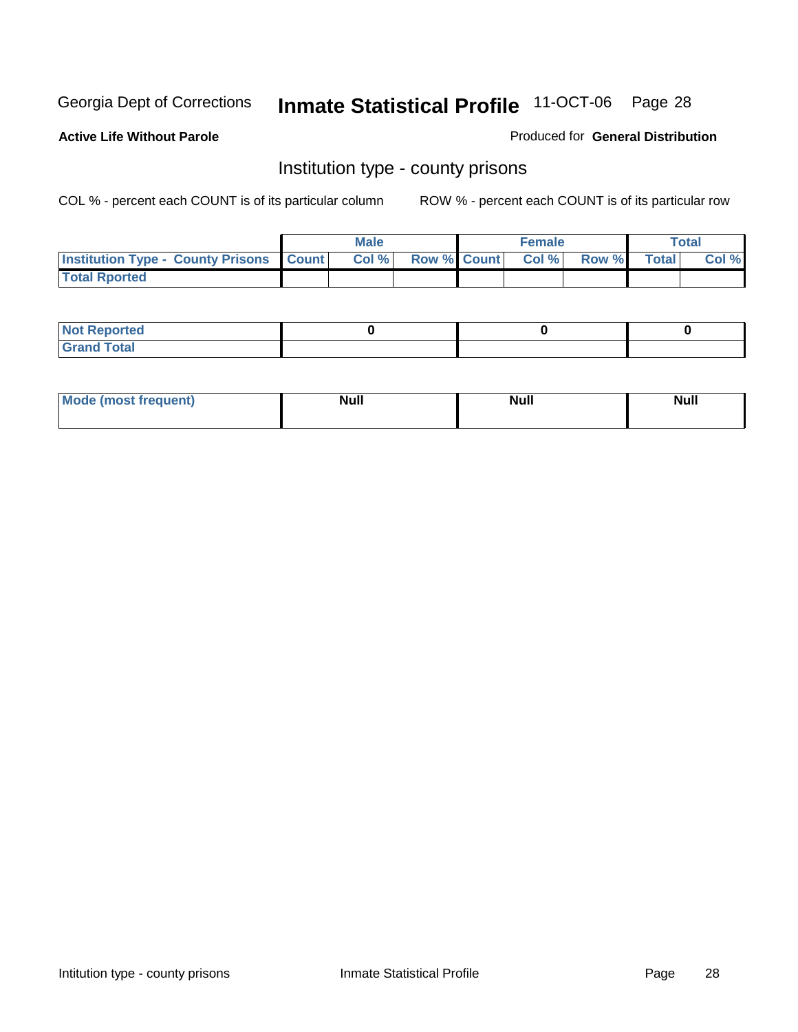Georgia Dept of Corrections **Inmate Statistical Profile** 11-OCT-06

**Active Life Without Parole**

Produced for **General Distribution**

## Institution type - county prisons

COL % - percent each COUNT is of its particular column

ROW % - percent each COUNT is of its particular row

| | Male | | | Female | | | Total | |
|---|---|---|---|---|---|---|---|---|
| **Institution Type - County Prisons** | **Count** | **Col %** | **Row %** | **Count** | **Col %** | **Row %** | **Total** | **Col %** |
| **Total Rported** | | | | | | | | |

| | Male | Female | Total |
|---|---|---|---|
| **Not Reported** | 0 | 0 | 0 |
| **Grand Total** | | | |

| | Male | Female | Total |
|---|---|---|---|
| **Mode (most frequent)** | Null | Null | Null |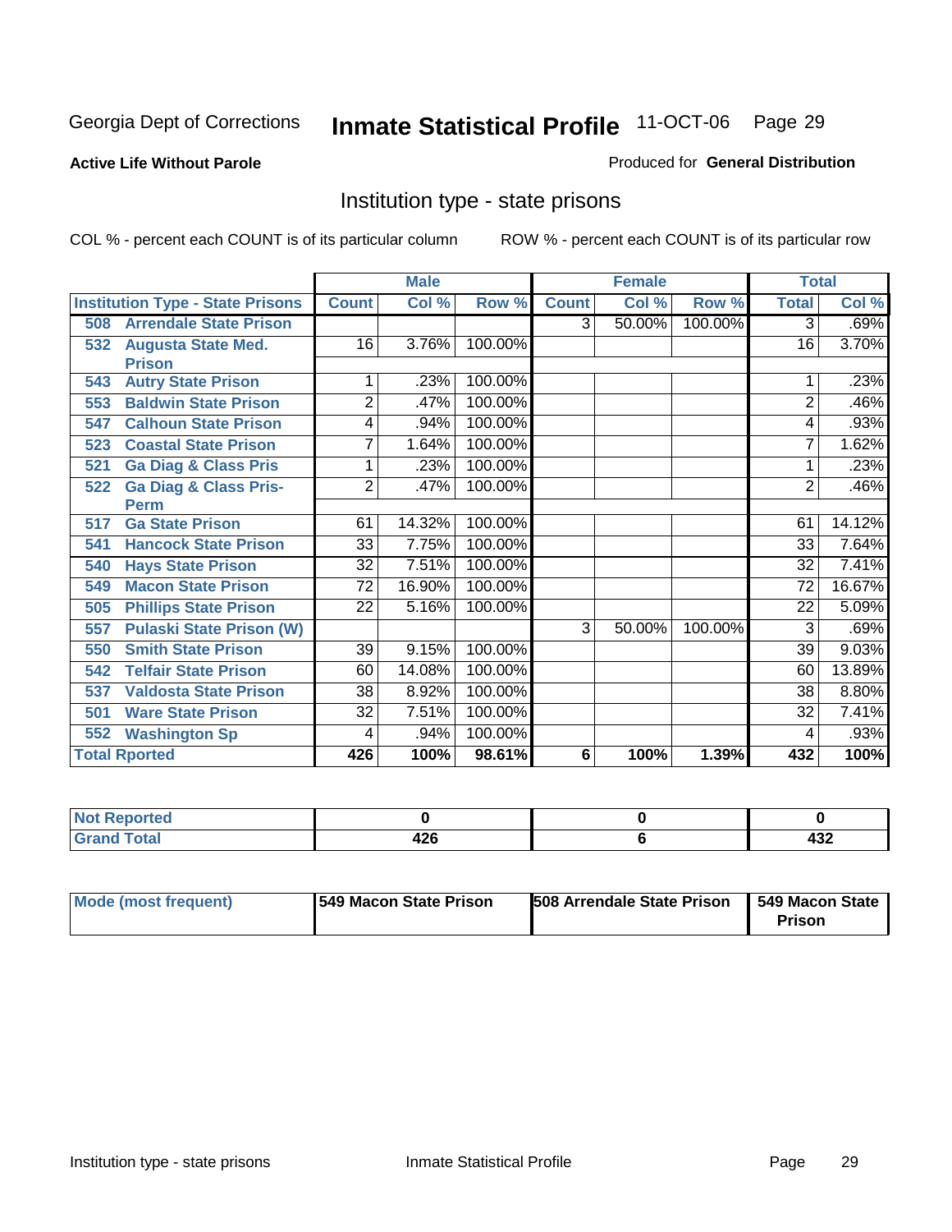Georgia Dept of Corrections **Inmate Statistical Profile** 11-OCT-06 Page 29

**Active Life Without Parole**

Produced for **General Distribution**

## Institution type - state prisons

COL % - percent each COUNT is of its particular column

ROW % - percent each COUNT is of its particular row

| | Male | | | Female | | | Total | |
|---|---|---|---|---|---|---|---|---|
| Institution Type - State Prisons | Count | Col % | Row % | Count | Col % | Row % | Total | Col % |
| 508 Arrendale State Prison | | | | 3 | 50.00% | 100.00% | 3 | .69% |
| 532 Augusta State Med. Prison | 16 | 3.76% | 100.00% | | | | 16 | 3.70% |
| 543 Autry State Prison | 1 | .23% | 100.00% | | | | 1 | .23% |
| 553 Baldwin State Prison | 2 | .47% | 100.00% | | | | 2 | .46% |
| 547 Calhoun State Prison | 4 | .94% | 100.00% | | | | 4 | .93% |
| 523 Coastal State Prison | 7 | 1.64% | 100.00% | | | | 7 | 1.62% |
| 521 Ga Diag & Class Pris | 1 | .23% | 100.00% | | | | 1 | .23% |
| 522 Ga Diag & Class Pris-Perm | 2 | .47% | 100.00% | | | | 2 | .46% |
| 517 Ga State Prison | 61 | 14.32% | 100.00% | | | | 61 | 14.12% |
| 541 Hancock State Prison | 33 | 7.75% | 100.00% | | | | 33 | 7.64% |
| 540 Hays State Prison | 32 | 7.51% | 100.00% | | | | 32 | 7.41% |
| 549 Macon State Prison | 72 | 16.90% | 100.00% | | | | 72 | 16.67% |
| 505 Phillips State Prison | 22 | 5.16% | 100.00% | | | | 22 | 5.09% |
| 557 Pulaski State Prison (W) | | | | 3 | 50.00% | 100.00% | 3 | .69% |
| 550 Smith State Prison | 39 | 9.15% | 100.00% | | | | 39 | 9.03% |
| 542 Telfair State Prison | 60 | 14.08% | 100.00% | | | | 60 | 13.89% |
| 537 Valdosta State Prison | 38 | 8.92% | 100.00% | | | | 38 | 8.80% |
| 501 Ware State Prison | 32 | 7.51% | 100.00% | | | | 32 | 7.41% |
| 552 Washington Sp | 4 | .94% | 100.00% | | | | 4 | .93% |
| **Total Rported** | **426** | **100%** | **98.61%** | **6** | **100%** | **1.39%** | **432** | **100%** |

| | Male | Female | Total |
|---|---|---|---|
| Not Reported | 0 | 0 | 0 |
| Grand Total | 426 | 6 | 432 |

| | Male | Female | Total |
|---|---|---|---|
| Mode (most frequent) | 549 Macon State Prison | 508 Arrendale State Prison | 549 Macon State Prison |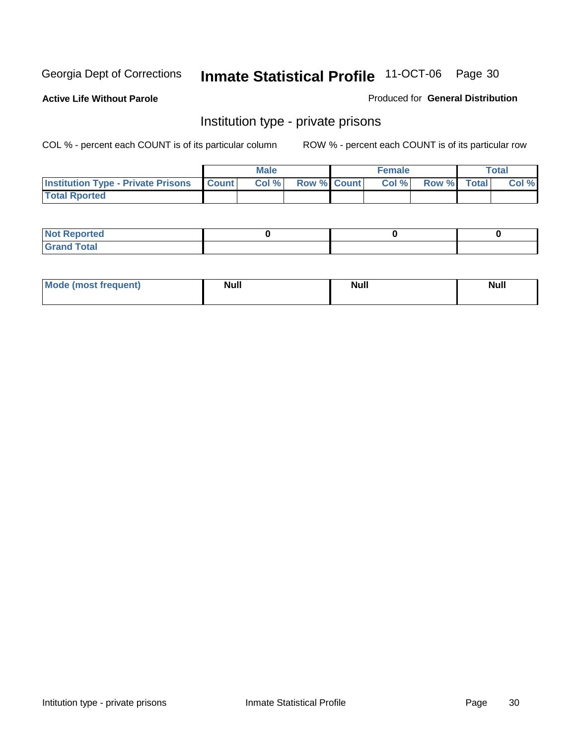Georgia Dept of Corrections **Inmate Statistical Profile** 11-OCT-06

**Active Life Without Parole**

Produced for **General Distribution**

## Institution type - private prisons

COL % - percent each COUNT is of its particular column

ROW % - percent each COUNT is of its particular row

| | Male | | | Female | | | Total | |
|---|---|---|---|---|---|---|---|---|
| **Institution Type - Private Prisons** | **Count** | **Col %** | **Row %** | **Count** | **Col %** | **Row %** | **Total** | **Col %** |
| **Total Rported** | | | | | | | | |

| | Male | Female | Total |
|---|---|---|---|
| **Not Reported** | 0 | 0 | 0 |
| **Grand Total** | | | |

| | Male | Female | Total |
|---|---|---|---|
| **Mode (most frequent)** | Null | Null | Null |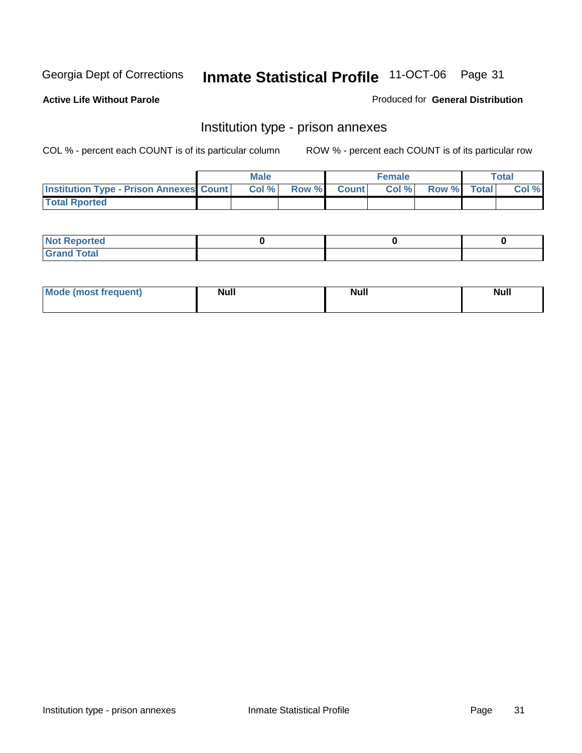**Active Life Without Parole**

Produced for **General Distribution**

## Institution type - prison annexes

COL % - percent each COUNT is of its particular column

ROW % - percent each COUNT is of its particular row

| | Male | | | Female | | | Total | |
|---|---|---|---|---|---|---|---|---|
| **Institution Type - Prison Annexes** | **Count** | **Col %** | **Row %** | **Count** | **Col %** | **Row %** | **Total** | **Col %** |
| **Total Rported** | | | | | | | | |

| | Male | Female | Total |
|---|---|---|---|
| **Not Reported** | **0** | **0** | **0** |
| **Grand Total** | | | |

| | Male | Female | Total |
|---|---|---|---|
| **Mode (most frequent)** | **Null** | **Null** | **Null** |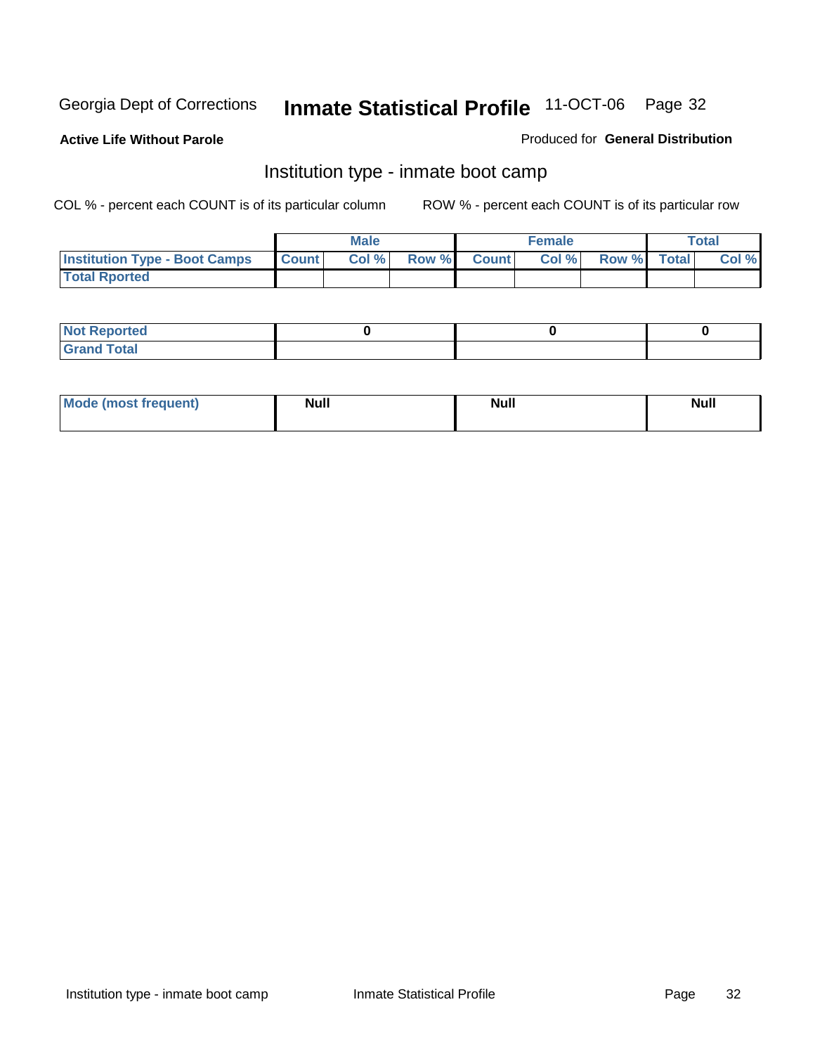Georgia Dept of Corrections **Inmate Statistical Profile** 11-OCT-06

**Active Life Without Parole**

Produced for **General Distribution**

## Institution type - inmate boot camp

COL % - percent each COUNT is of its particular column ROW % - percent each COUNT is of its particular row

| | Male | | | Female | | | Total | |
|---|---|---|---|---|---|---|---|---|
| **Institution Type - Boot Camps** | **Count** | **Col %** | **Row %** | **Count** | **Col %** | **Row %** | **Total** | **Col %** |
| **Total Rported** | | | | | | | | |

| | Male | Female | Total |
|---|---|---|---|
| **Not Reported** | 0 | 0 | 0 |
| **Grand Total** | | | |

| | Male | Female | Total |
|---|---|---|---|
| **Mode (most frequent)** | Null | Null | Null |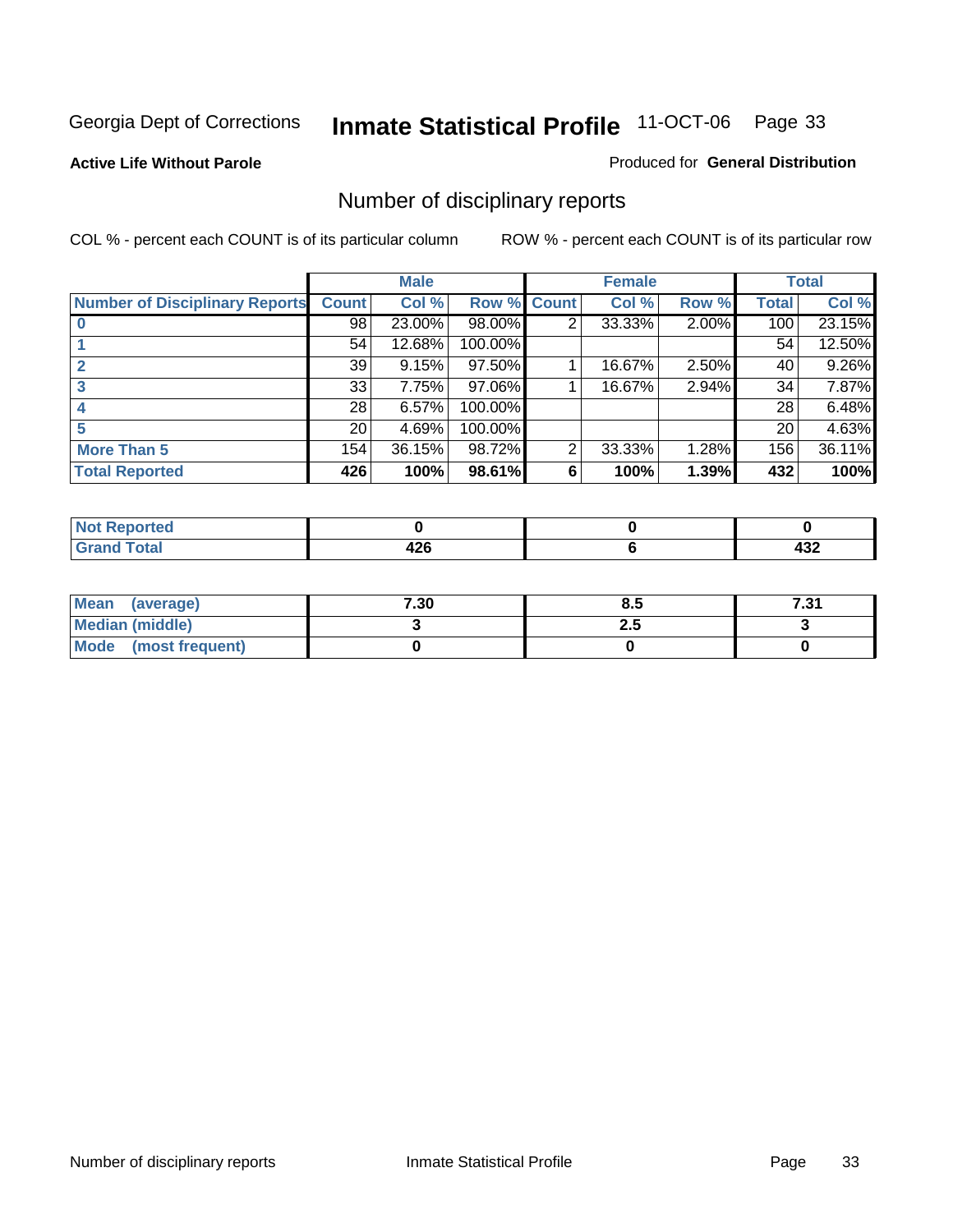Georgia Dept of Corrections **Inmate Statistical Profile** 11-OCT-06

**Active Life Without Parole**

Produced for **General Distribution**

## Number of disciplinary reports

COL % - percent each COUNT is of its particular column

ROW % - percent each COUNT is of its particular row

| | Male | | | Female | | | Total | |
|---|---|---|---|---|---|---|---|---|
| **Number of Disciplinary Reports** | **Count** | **Col %** | **Row %** | **Count** | **Col %** | **Row %** | **Total** | **Col %** |
| **0** | 98 | 23.00% | 98.00% | 2 | 33.33% | 2.00% | 100 | 23.15% |
| **1** | 54 | 12.68% | 100.00% | | | | 54 | 12.50% |
| **2** | 39 | 9.15% | 97.50% | 1 | 16.67% | 2.50% | 40 | 9.26% |
| **3** | 33 | 7.75% | 97.06% | 1 | 16.67% | 2.94% | 34 | 7.87% |
| **4** | 28 | 6.57% | 100.00% | | | | 28 | 6.48% |
| **5** | 20 | 4.69% | 100.00% | | | | 20 | 4.63% |
| **More Than 5** | 154 | 36.15% | 98.72% | 2 | 33.33% | 1.28% | 156 | 36.11% |
| **Total Reported** | **426** | **100%** | **98.61%** | **6** | **100%** | **1.39%** | **432** | **100%** |

| | Male | Female | Total |
|---|---|---|---|
| **Not Reported** | **0** | **0** | **0** |
| **Grand Total** | **426** | **6** | **432** |

| | Male | Female | Total |
|---|---|---|---|
| **Mean (average)** | **7.30** | **8.5** | **7.31** |
| **Median (middle)** | **3** | **2.5** | **3** |
| **Mode (most frequent)** | **0** | **0** | **0** |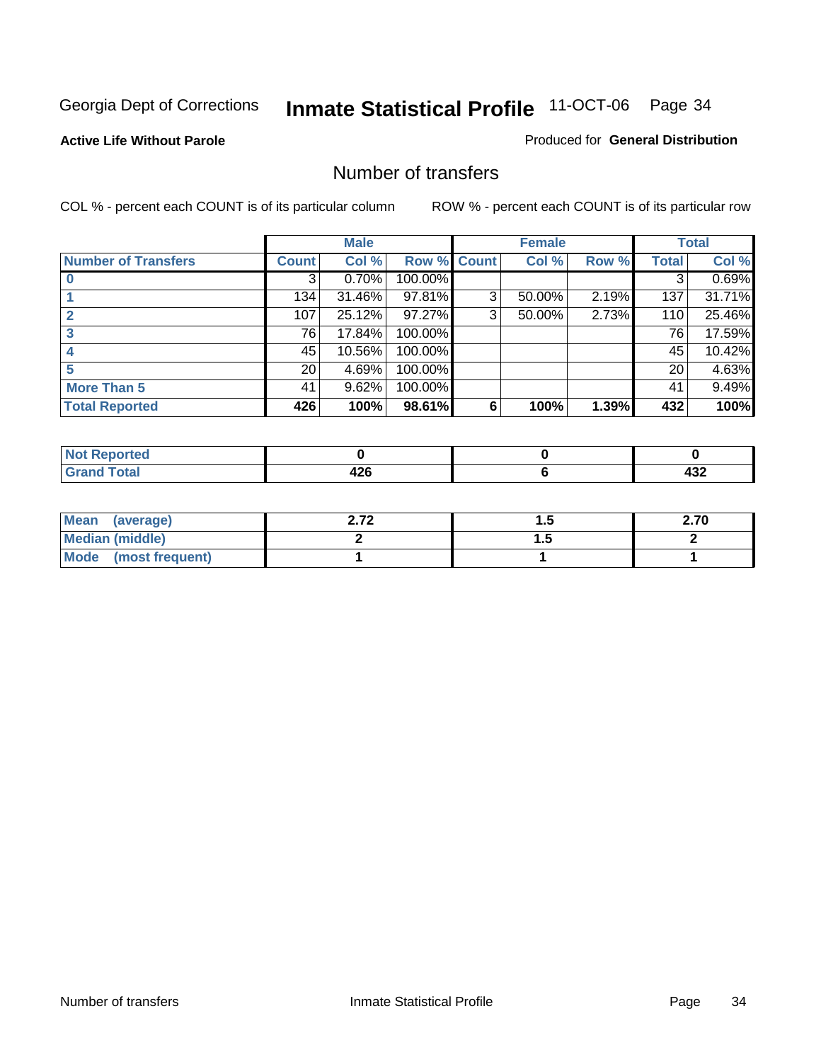Georgia Dept of Corrections **Inmate Statistical Profile** 11-OCT-06

**Active Life Without Parole**

Produced for **General Distribution**

## Number of transfers

COL % - percent each COUNT is of its particular column    ROW % - percent each COUNT is of its particular row

| | Male | | | Female | | | Total | |
|---|---|---|---|---|---|---|---|---|
| **Number of Transfers** | **Count** | **Col %** | **Row %** | **Count** | **Col %** | **Row %** | **Total** | **Col %** |
| **0** | 3 | 0.70% | 100.00% | | | | 3 | 0.69% |
| **1** | 134 | 31.46% | 97.81% | 3 | 50.00% | 2.19% | 137 | 31.71% |
| **2** | 107 | 25.12% | 97.27% | 3 | 50.00% | 2.73% | 110 | 25.46% |
| **3** | 76 | 17.84% | 100.00% | | | | 76 | 17.59% |
| **4** | 45 | 10.56% | 100.00% | | | | 45 | 10.42% |
| **5** | 20 | 4.69% | 100.00% | | | | 20 | 4.63% |
| **More Than 5** | 41 | 9.62% | 100.00% | | | | 41 | 9.49% |
| **Total Reported** | **426** | **100%** | **98.61%** | **6** | **100%** | **1.39%** | **432** | **100%** |

| | Male | Female | Total |
|---|---|---|---|
| **Not Reported** | **0** | **0** | **0** |
| **Grand Total** | **426** | **6** | **432** |

| | Male | Female | Total |
|---|---|---|---|
| **Mean (average)** | **2.72** | **1.5** | **2.70** |
| **Median (middle)** | **2** | **1.5** | **2** |
| **Mode (most frequent)** | **1** | **1** | **1** |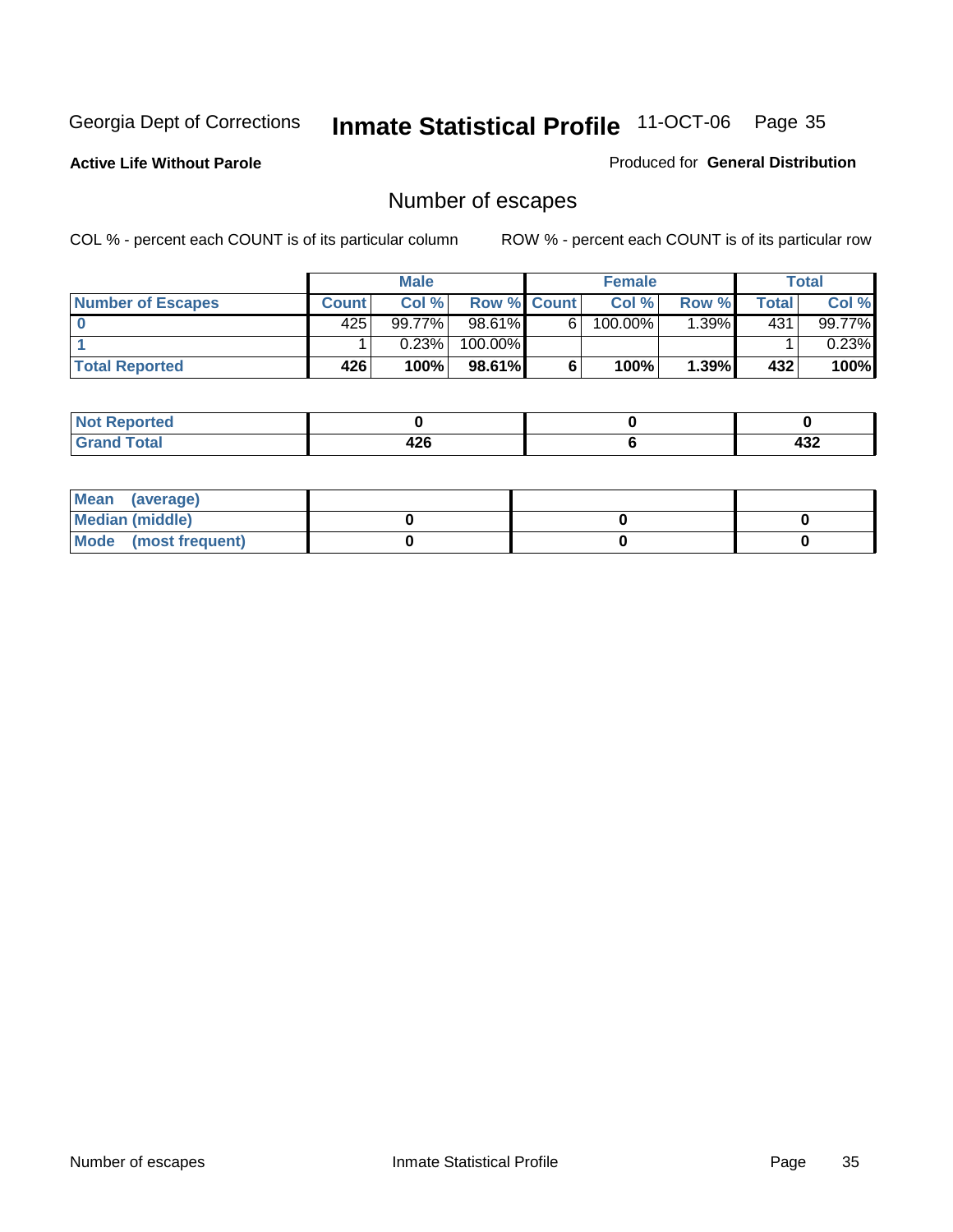Georgia Dept of Corrections **Inmate Statistical Profile** 11-OCT-06

**Active Life Without Parole**

Produced for **General Distribution**

## Number of escapes

COL % - percent each COUNT is of its particular column     ROW % - percent each COUNT is of its particular row

| | Male | | | Female | | | Total | |
|---|---|---|---|---|---|---|---|---|
| **Number of Escapes** | **Count** | **Col %** | **Row %** | **Count** | **Col %** | **Row %** | **Total** | **Col %** |
| **0** | 425 | 99.77% | 98.61% | 6 | 100.00% | 1.39% | 431 | 99.77% |
| **1** | 1 | 0.23% | 100.00% | | | | 1 | 0.23% |
| **Total Reported** | **426** | **100%** | **98.61%** | **6** | **100%** | **1.39%** | **432** | **100%** |

| | Male | Female | Total |
|---|---|---|---|
| **Not Reported** | **0** | **0** | **0** |
| **Grand Total** | **426** | **6** | **432** |

| | Male | Female | Total |
|---|---|---|---|
| **Mean (average)** | | | |
| **Median (middle)** | **0** | **0** | **0** |
| **Mode (most frequent)** | **0** | **0** | **0** |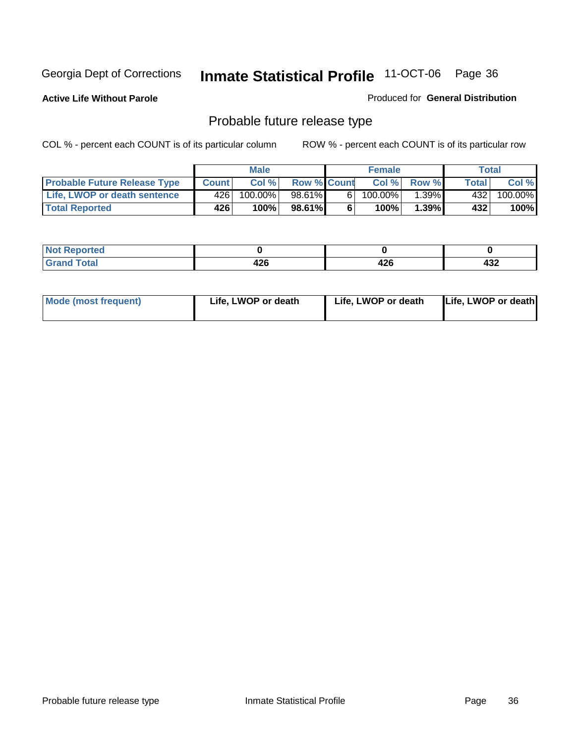Georgia Dept of Corrections **Inmate Statistical Profile** 11-OCT-06

**Active Life Without Parole**

Produced for **General Distribution**

## Probable future release type

COL % - percent each COUNT is of its particular column ROW % - percent each COUNT is of its particular row

| | Male | | | Female | | | Total | |
|---|---|---|---|---|---|---|---|---|
| **Probable Future Release Type** | **Count** | **Col %** | **Row %** | **Count** | **Col %** | **Row %** | **Total** | **Col %** |
| **Life, LWOP or death sentence** | 426 | 100.00% | 98.61% | 6 | 100.00% | 1.39% | 432 | 100.00% |
| **Total Reported** | **426** | **100%** | **98.61%** | **6** | **100%** | **1.39%** | **432** | **100%** |

| | | | |
|---|---|---|---|
| **Not Reported** | **0** | **0** | **0** |
| **Grand Total** | **426** | **426** | **432** |

| | | | |
|---|---|---|---|
| **Mode (most frequent)** | **Life, LWOP or death** | **Life, LWOP or death** | **Life, LWOP or death** |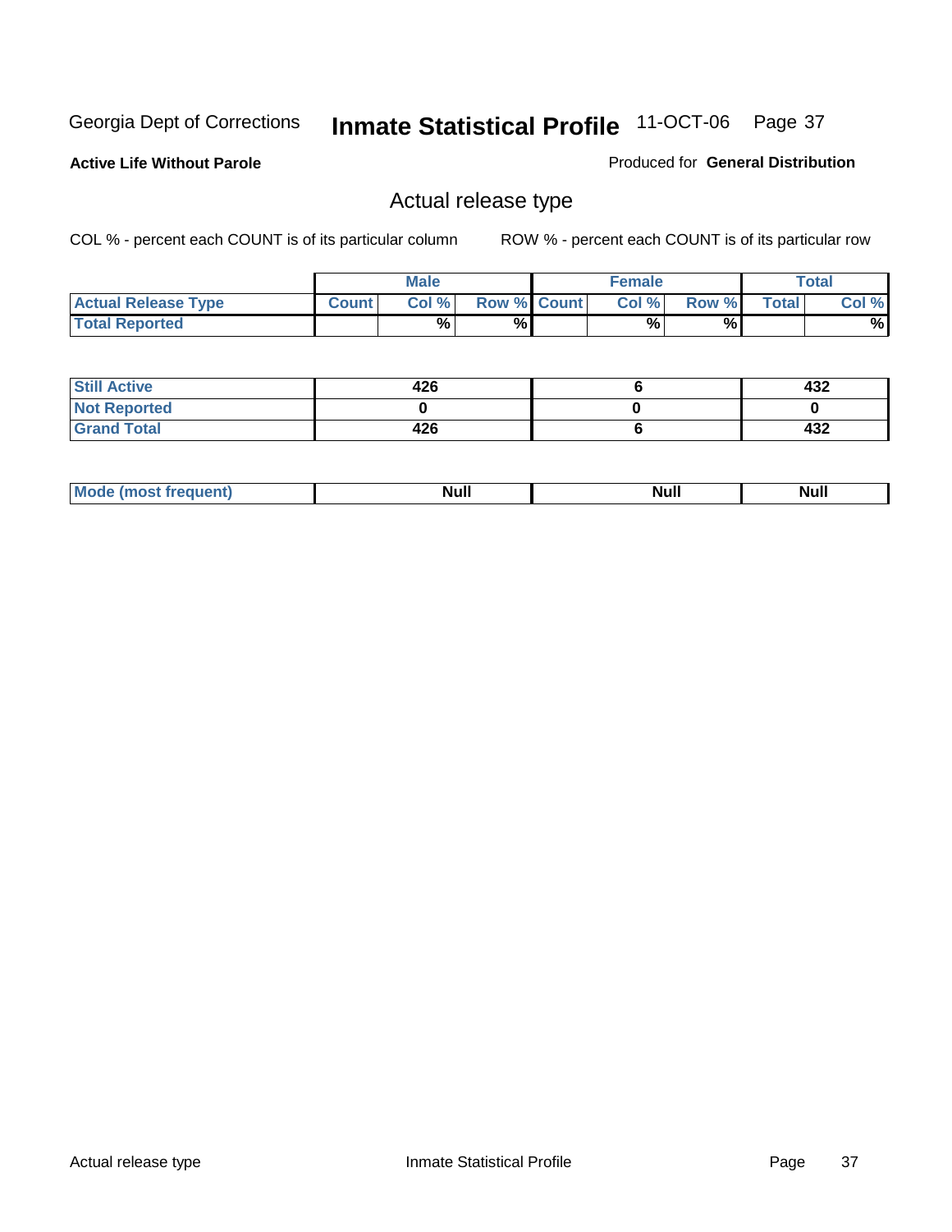Georgia Dept of Corrections **Inmate Statistical Profile** 11-OCT-06

**Active Life Without Parole**

Produced for **General Distribution**

## Actual release type

COL % - percent each COUNT is of its particular column ROW % - percent each COUNT is of its particular row

| | Male | | | Female | | | Total | |
|---|---|---|---|---|---|---|---|---|
| **Actual Release Type** | **Count** | **Col %** | **Row %** | **Count** | **Col %** | **Row %** | **Total** | **Col %** |
| **Total Reported** | | **%** | **%** | | **%** | **%** | | **%** |
| **Still Active** | 426 | | | 6 | | | 432 | |
| **Not Reported** | 0 | | | 0 | | | 0 | |
| **Grand Total** | 426 | | | 6 | | | 432 | |
| **Mode (most frequent)** | Null | | | Null | | | Null | |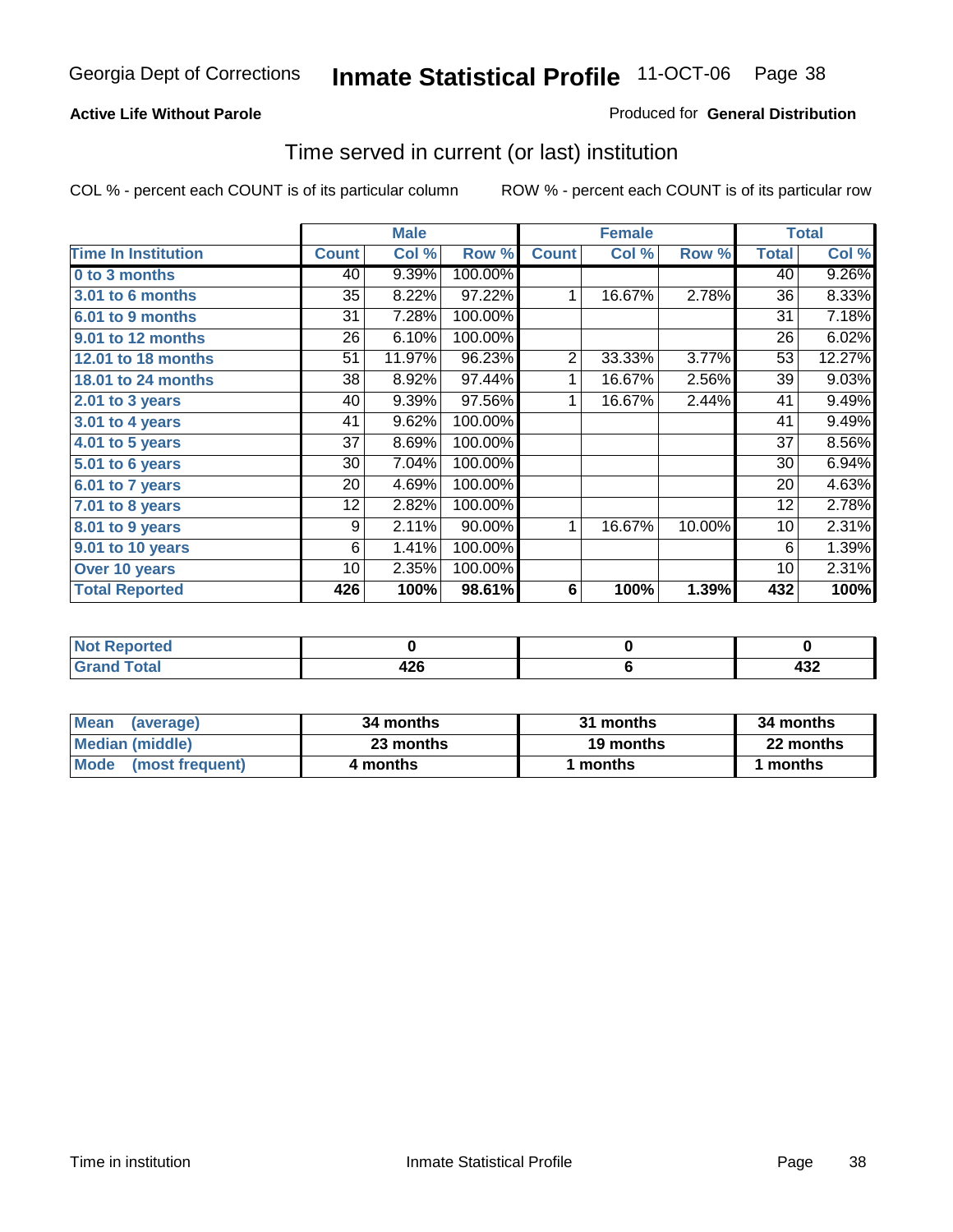Georgia Dept of Corrections **Inmate Statistical Profile** 11-OCT-06

**Active Life Without Parole**

Produced for **General Distribution**

## Time served in current (or last) institution

COL % - percent each COUNT is of its particular column

ROW % - percent each COUNT is of its particular row

| | Male | | | Female | | | Total | |
|---|---|---|---|---|---|---|---|---|
| **Time In Institution** | **Count** | **Col %** | **Row %** | **Count** | **Col %** | **Row %** | **Total** | **Col %** |
| **0 to 3 months** | 40 | 9.39% | 100.00% | | | | 40 | 9.26% |
| **3.01 to 6 months** | 35 | 8.22% | 97.22% | 1 | 16.67% | 2.78% | 36 | 8.33% |
| **6.01 to 9 months** | 31 | 7.28% | 100.00% | | | | 31 | 7.18% |
| **9.01 to 12 months** | 26 | 6.10% | 100.00% | | | | 26 | 6.02% |
| **12.01 to 18 months** | 51 | 11.97% | 96.23% | 2 | 33.33% | 3.77% | 53 | 12.27% |
| **18.01 to 24 months** | 38 | 8.92% | 97.44% | 1 | 16.67% | 2.56% | 39 | 9.03% |
| **2.01 to 3 years** | 40 | 9.39% | 97.56% | 1 | 16.67% | 2.44% | 41 | 9.49% |
| **3.01 to 4 years** | 41 | 9.62% | 100.00% | | | | 41 | 9.49% |
| **4.01 to 5 years** | 37 | 8.69% | 100.00% | | | | 37 | 8.56% |
| **5.01 to 6 years** | 30 | 7.04% | 100.00% | | | | 30 | 6.94% |
| **6.01 to 7 years** | 20 | 4.69% | 100.00% | | | | 20 | 4.63% |
| **7.01 to 8 years** | 12 | 2.82% | 100.00% | | | | 12 | 2.78% |
| **8.01 to 9 years** | 9 | 2.11% | 90.00% | 1 | 16.67% | 10.00% | 10 | 2.31% |
| **9.01 to 10 years** | 6 | 1.41% | 100.00% | | | | 6 | 1.39% |
| **Over 10 years** | 10 | 2.35% | 100.00% | | | | 10 | 2.31% |
| **Total Reported** | **426** | **100%** | **98.61%** | **6** | **100%** | **1.39%** | **432** | **100%** |

| | Male | Female | Total |
|---|---|---|---|
| **Not Reported** | **0** | **0** | **0** |
| **Grand Total** | **426** | **6** | **432** |

| | Male | Female | Total |
|---|---|---|---|
| **Mean (average)** | **34 months** | **31 months** | **34 months** |
| **Median (middle)** | **23 months** | **19 months** | **22 months** |
| **Mode (most frequent)** | **4 months** | **1 months** | **1 months** |

Time in institution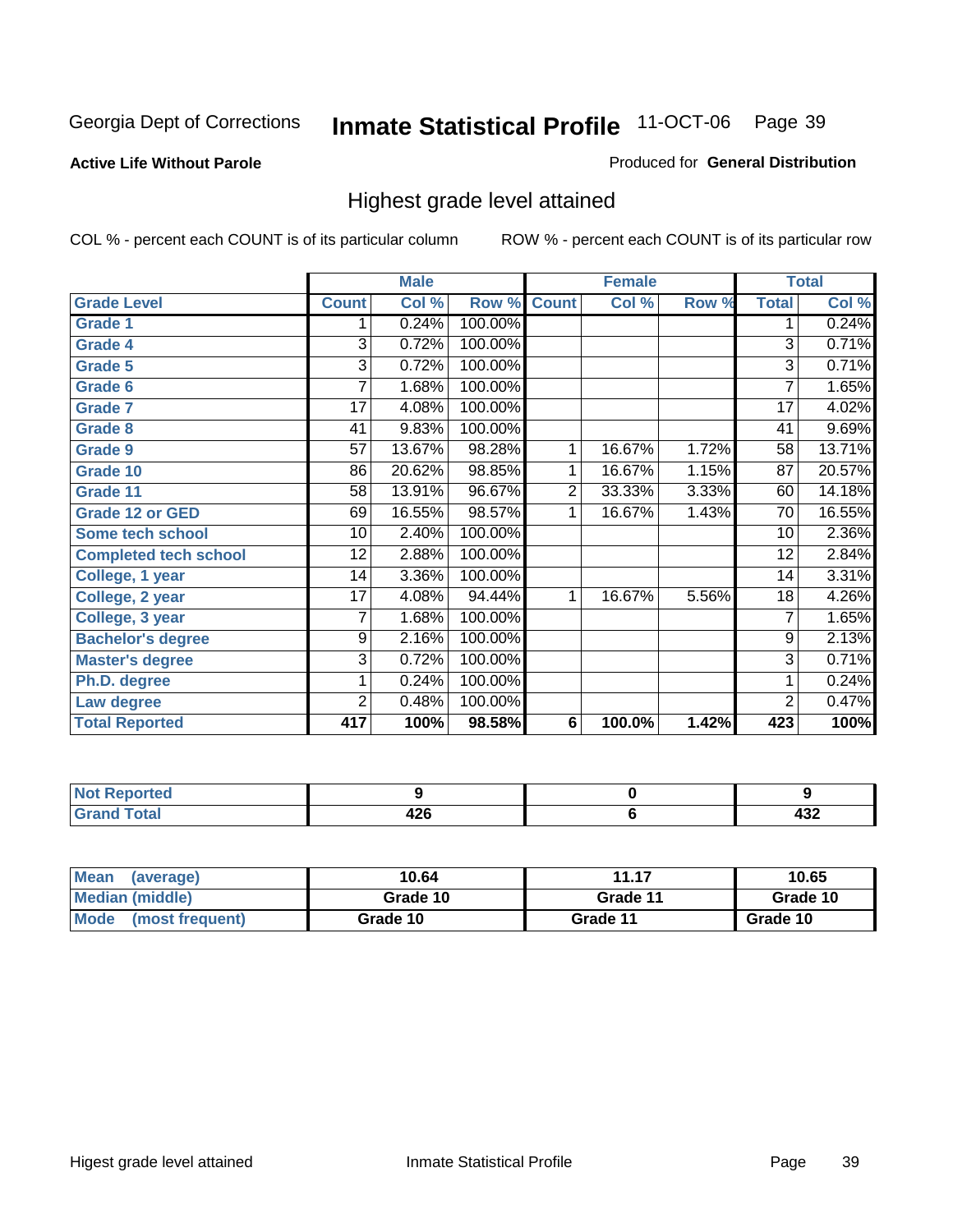Georgia Dept of Corrections **Inmate Statistical Profile** 11-OCT-06

**Active Life Without Parole**

Produced for **General Distribution**

## Highest grade level attained

COL % - percent each COUNT is of its particular column

ROW % - percent each COUNT is of its particular row

| | Male | | | Female | | | Total | |
|---|---|---|---|---|---|---|---|---|
| **Grade Level** | **Count** | **Col %** | **Row %** | **Count** | **Col %** | **Row %** | **Total** | **Col %** |
| Grade 1 | 1 | 0.24% | 100.00% | | | | 1 | 0.24% |
| Grade 4 | 3 | 0.72% | 100.00% | | | | 3 | 0.71% |
| Grade 5 | 3 | 0.72% | 100.00% | | | | 3 | 0.71% |
| Grade 6 | 7 | 1.68% | 100.00% | | | | 7 | 1.65% |
| Grade 7 | 17 | 4.08% | 100.00% | | | | 17 | 4.02% |
| Grade 8 | 41 | 9.83% | 100.00% | | | | 41 | 9.69% |
| Grade 9 | 57 | 13.67% | 98.28% | 1 | 16.67% | 1.72% | 58 | 13.71% |
| Grade 10 | 86 | 20.62% | 98.85% | 1 | 16.67% | 1.15% | 87 | 20.57% |
| Grade 11 | 58 | 13.91% | 96.67% | 2 | 33.33% | 3.33% | 60 | 14.18% |
| Grade 12 or GED | 69 | 16.55% | 98.57% | 1 | 16.67% | 1.43% | 70 | 16.55% |
| Some tech school | 10 | 2.40% | 100.00% | | | | 10 | 2.36% |
| Completed tech school | 12 | 2.88% | 100.00% | | | | 12 | 2.84% |
| College, 1 year | 14 | 3.36% | 100.00% | | | | 14 | 3.31% |
| College, 2 year | 17 | 4.08% | 94.44% | 1 | 16.67% | 5.56% | 18 | 4.26% |
| College, 3 year | 7 | 1.68% | 100.00% | | | | 7 | 1.65% |
| Bachelor's degree | 9 | 2.16% | 100.00% | | | | 9 | 2.13% |
| Master's degree | 3 | 0.72% | 100.00% | | | | 3 | 0.71% |
| Ph.D. degree | 1 | 0.24% | 100.00% | | | | 1 | 0.24% |
| Law degree | 2 | 0.48% | 100.00% | | | | 2 | 0.47% |
| **Total Reported** | **417** | **100%** | **98.58%** | **6** | **100.0%** | **1.42%** | **423** | **100%** |

| | Male | Female | Total |
|---|---|---|---|
| Not Reported | 9 | 0 | 9 |
| Grand Total | 426 | 6 | 432 |

| | Male | Female | Total |
|---|---|---|---|
| Mean (average) | 10.64 | 11.17 | 10.65 |
| Median (middle) | Grade 10 | Grade 11 | Grade 10 |
| Mode (most frequent) | Grade 10 | Grade 11 | Grade 10 |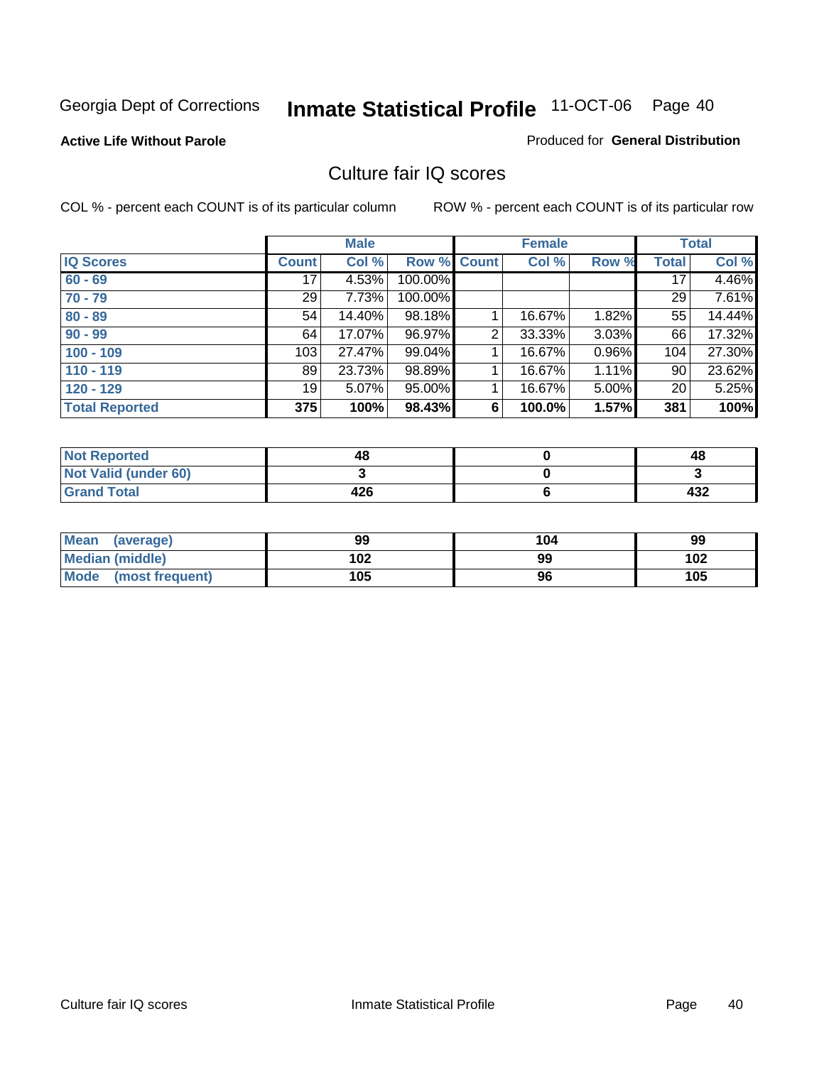Georgia Dept of Corrections **Inmate Statistical Profile** 11-OCT-06 Page 40

**Active Life Without Parole**

Produced for **General Distribution**

## Culture fair IQ scores

COL % - percent each COUNT is of its particular column

ROW % - percent each COUNT is of its particular row

| | Male | | | Female | | | Total | |
|---|---|---|---|---|---|---|---|---|
| IQ Scores | Count | Col % | Row % | Count | Col % | Row % | Total | Col % |
| 60 - 69 | 17 | 4.53% | 100.00% | | | | 17 | 4.46% |
| 70 - 79 | 29 | 7.73% | 100.00% | | | | 29 | 7.61% |
| 80 - 89 | 54 | 14.40% | 98.18% | 1 | 16.67% | 1.82% | 55 | 14.44% |
| 90 - 99 | 64 | 17.07% | 96.97% | 2 | 33.33% | 3.03% | 66 | 17.32% |
| 100 - 109 | 103 | 27.47% | 99.04% | 1 | 16.67% | 0.96% | 104 | 27.30% |
| 110 - 119 | 89 | 23.73% | 98.89% | 1 | 16.67% | 1.11% | 90 | 23.62% |
| 120 - 129 | 19 | 5.07% | 95.00% | 1 | 16.67% | 5.00% | 20 | 5.25% |
| **Total Reported** | **375** | **100%** | **98.43%** | **6** | **100.0%** | **1.57%** | **381** | **100%** |

| | Male | Female | Total |
|---|---|---|---|
| Not Reported | 48 | 0 | 48 |
| Not Valid (under 60) | 3 | 0 | 3 |
| Grand Total | 426 | 6 | 432 |

| | Male | Female | Total |
|---|---|---|---|
| Mean (average) | 99 | 104 | 99 |
| Median (middle) | 102 | 99 | 102 |
| Mode (most frequent) | 105 | 96 | 105 |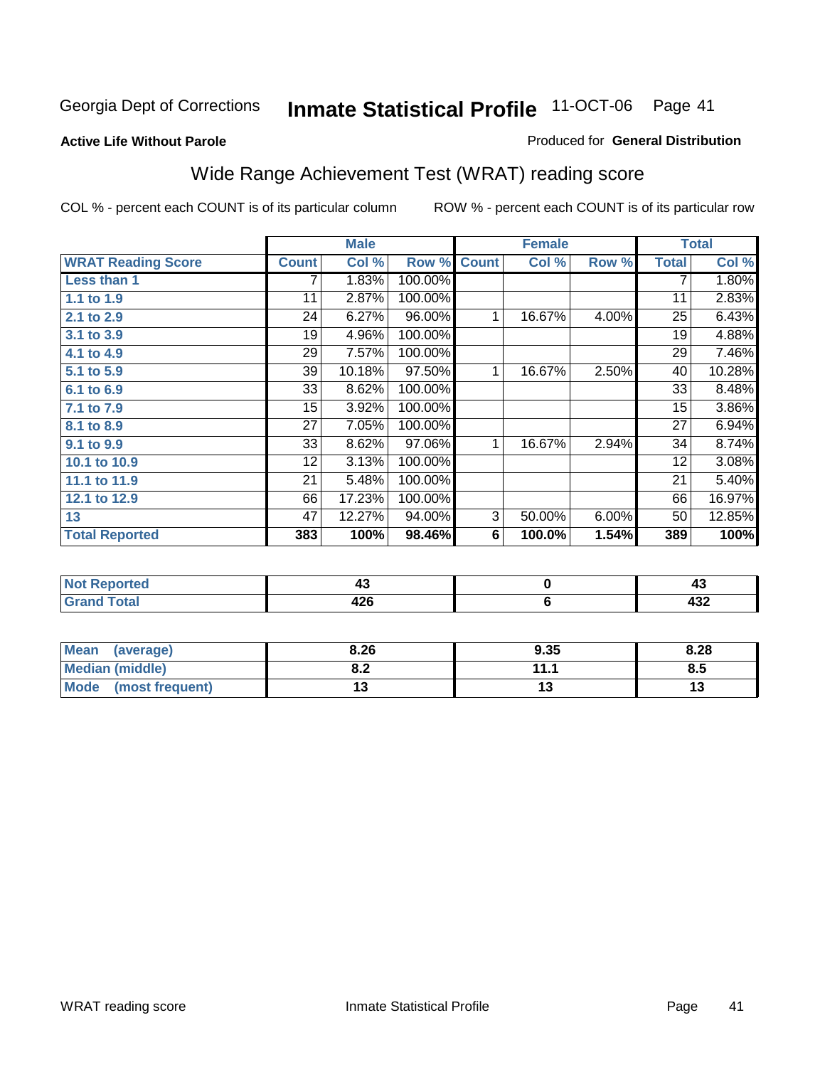Georgia Dept of Corrections **Inmate Statistical Profile** 11-OCT-06 Page 41

**Active Life Without Parole**

Produced for **General Distribution**

## Wide Range Achievement Test (WRAT) reading score

COL % - percent each COUNT is of its particular column

ROW % - percent each COUNT is of its particular row

| | Male | | | Female | | | Total | |
|---|---|---|---|---|---|---|---|---|
| **WRAT Reading Score** | **Count** | **Col %** | **Row %** | **Count** | **Col %** | **Row %** | **Total** | **Col %** |
| **Less than 1** | 7 | 1.83% | 100.00% | | | | 7 | 1.80% |
| **1.1 to 1.9** | 11 | 2.87% | 100.00% | | | | 11 | 2.83% |
| **2.1 to 2.9** | 24 | 6.27% | 96.00% | 1 | 16.67% | 4.00% | 25 | 6.43% |
| **3.1 to 3.9** | 19 | 4.96% | 100.00% | | | | 19 | 4.88% |
| **4.1 to 4.9** | 29 | 7.57% | 100.00% | | | | 29 | 7.46% |
| **5.1 to 5.9** | 39 | 10.18% | 97.50% | 1 | 16.67% | 2.50% | 40 | 10.28% |
| **6.1 to 6.9** | 33 | 8.62% | 100.00% | | | | 33 | 8.48% |
| **7.1 to 7.9** | 15 | 3.92% | 100.00% | | | | 15 | 3.86% |
| **8.1 to 8.9** | 27 | 7.05% | 100.00% | | | | 27 | 6.94% |
| **9.1 to 9.9** | 33 | 8.62% | 97.06% | 1 | 16.67% | 2.94% | 34 | 8.74% |
| **10.1 to 10.9** | 12 | 3.13% | 100.00% | | | | 12 | 3.08% |
| **11.1 to 11.9** | 21 | 5.48% | 100.00% | | | | 21 | 5.40% |
| **12.1 to 12.9** | 66 | 17.23% | 100.00% | | | | 66 | 16.97% |
| **13** | 47 | 12.27% | 94.00% | 3 | 50.00% | 6.00% | 50 | 12.85% |
| **Total Reported** | **383** | **100%** | **98.46%** | **6** | **100.0%** | **1.54%** | **389** | **100%** |

| | Male | Female | Total |
|---|---|---|---|
| **Not Reported** | **43** | **0** | **43** |
| **Grand Total** | **426** | **6** | **432** |

| | Male | Female | Total |
|---|---|---|---|
| **Mean (average)** | **8.26** | **9.35** | **8.28** |
| **Median (middle)** | **8.2** | **11.1** | **8.5** |
| **Mode (most frequent)** | **13** | **13** | **13** |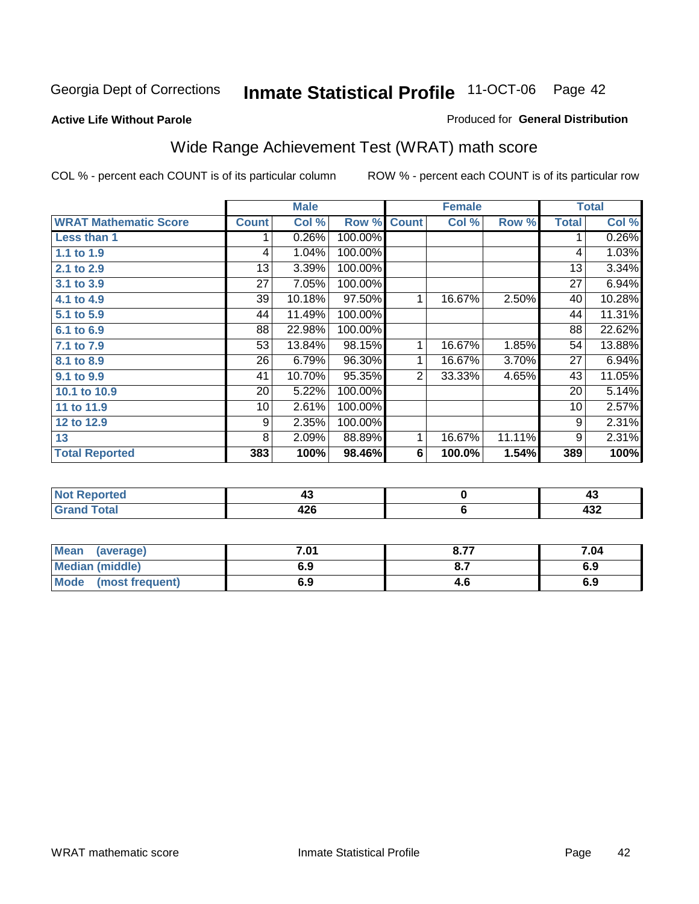Georgia Dept of Corrections **Inmate Statistical Profile** 11-OCT-06

**Active Life Without Parole**

Produced for **General Distribution**

## Wide Range Achievement Test (WRAT) math score

COL % - percent each COUNT is of its particular column ROW % - percent each COUNT is of its particular row

| | Male | | | Female | | | Total | |
|---|---|---|---|---|---|---|---|---|
| **WRAT Mathematic Score** | **Count** | **Col %** | **Row %** | **Count** | **Col %** | **Row %** | **Total** | **Col %** |
| **Less than 1** | 1 | 0.26% | 100.00% | | | | 1 | 0.26% |
| **1.1 to 1.9** | 4 | 1.04% | 100.00% | | | | 4 | 1.03% |
| **2.1 to 2.9** | 13 | 3.39% | 100.00% | | | | 13 | 3.34% |
| **3.1 to 3.9** | 27 | 7.05% | 100.00% | | | | 27 | 6.94% |
| **4.1 to 4.9** | 39 | 10.18% | 97.50% | 1 | 16.67% | 2.50% | 40 | 10.28% |
| **5.1 to 5.9** | 44 | 11.49% | 100.00% | | | | 44 | 11.31% |
| **6.1 to 6.9** | 88 | 22.98% | 100.00% | | | | 88 | 22.62% |
| **7.1 to 7.9** | 53 | 13.84% | 98.15% | 1 | 16.67% | 1.85% | 54 | 13.88% |
| **8.1 to 8.9** | 26 | 6.79% | 96.30% | 1 | 16.67% | 3.70% | 27 | 6.94% |
| **9.1 to 9.9** | 41 | 10.70% | 95.35% | 2 | 33.33% | 4.65% | 43 | 11.05% |
| **10.1 to 10.9** | 20 | 5.22% | 100.00% | | | | 20 | 5.14% |
| **11 to 11.9** | 10 | 2.61% | 100.00% | | | | 10 | 2.57% |
| **12 to 12.9** | 9 | 2.35% | 100.00% | | | | 9 | 2.31% |
| **13** | 8 | 2.09% | 88.89% | 1 | 16.67% | 11.11% | 9 | 2.31% |
| **Total Reported** | **383** | **100%** | **98.46%** | **6** | **100.0%** | **1.54%** | **389** | **100%** |

| | Male | Female | Total |
|---|---|---|---|
| **Not Reported** | **43** | **0** | **43** |
| **Grand Total** | **426** | **6** | **432** |

| | Male | Female | Total |
|---|---|---|---|
| **Mean (average)** | **7.01** | **8.77** | **7.04** |
| **Median (middle)** | **6.9** | **8.7** | **6.9** |
| **Mode (most frequent)** | **6.9** | **4.6** | **6.9** |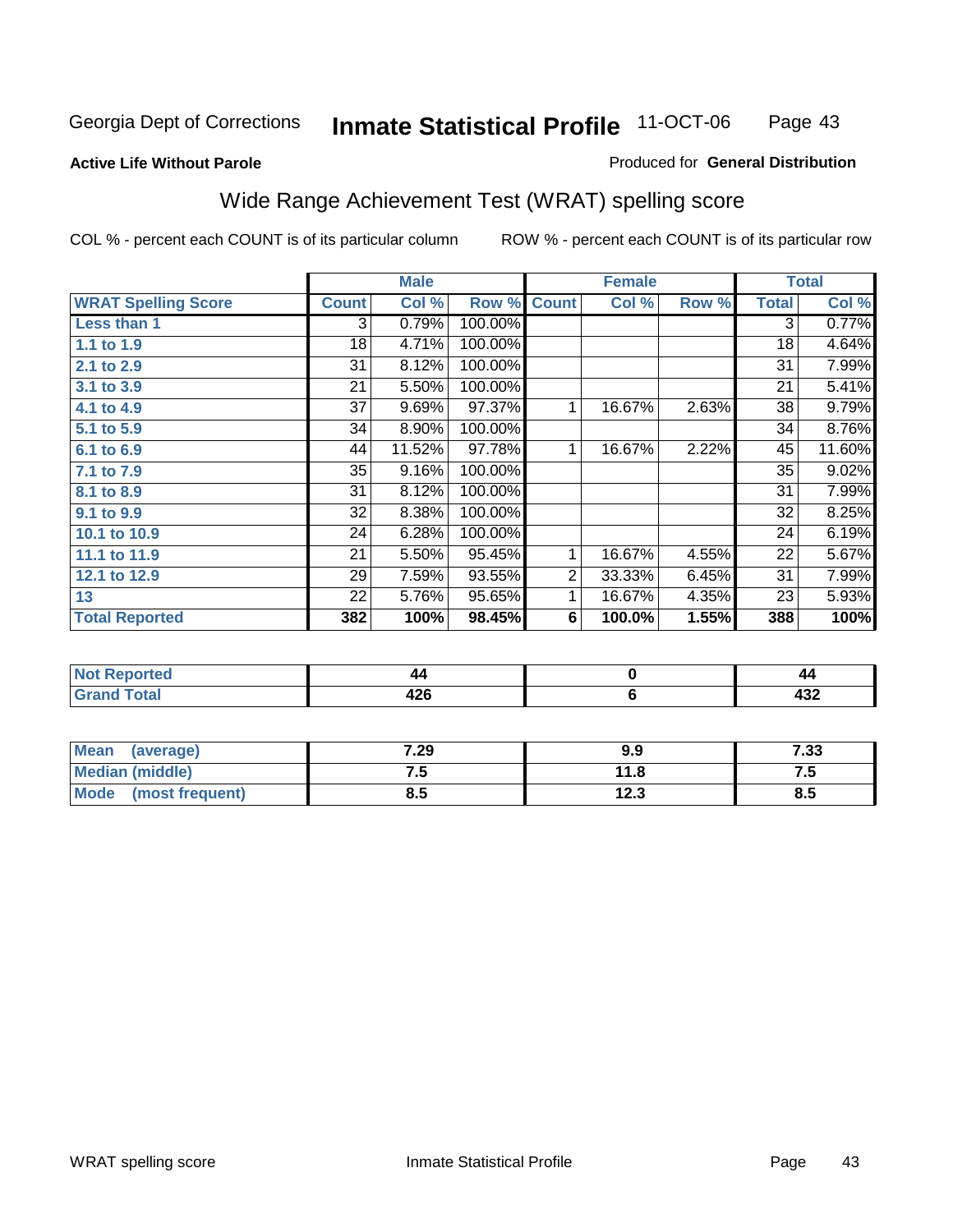Georgia Dept of Corrections **Inmate Statistical Profile** 11-OCT-06

**Active Life Without Parole**

Produced for **General Distribution**

## Wide Range Achievement Test (WRAT) spelling score

COL % - percent each COUNT is of its particular column

ROW % - percent each COUNT is of its particular row

| | Male | | | Female | | | Total | |
|---|---|---|---|---|---|---|---|---|
| **WRAT Spelling Score** | **Count** | **Col %** | **Row %** | **Count** | **Col %** | **Row %** | **Total** | **Col %** |
| **Less than 1** | 3 | 0.79% | 100.00% | | | | 3 | 0.77% |
| **1.1 to 1.9** | 18 | 4.71% | 100.00% | | | | 18 | 4.64% |
| **2.1 to 2.9** | 31 | 8.12% | 100.00% | | | | 31 | 7.99% |
| **3.1 to 3.9** | 21 | 5.50% | 100.00% | | | | 21 | 5.41% |
| **4.1 to 4.9** | 37 | 9.69% | 97.37% | 1 | 16.67% | 2.63% | 38 | 9.79% |
| **5.1 to 5.9** | 34 | 8.90% | 100.00% | | | | 34 | 8.76% |
| **6.1 to 6.9** | 44 | 11.52% | 97.78% | 1 | 16.67% | 2.22% | 45 | 11.60% |
| **7.1 to 7.9** | 35 | 9.16% | 100.00% | | | | 35 | 9.02% |
| **8.1 to 8.9** | 31 | 8.12% | 100.00% | | | | 31 | 7.99% |
| **9.1 to 9.9** | 32 | 8.38% | 100.00% | | | | 32 | 8.25% |
| **10.1 to 10.9** | 24 | 6.28% | 100.00% | | | | 24 | 6.19% |
| **11.1 to 11.9** | 21 | 5.50% | 95.45% | 1 | 16.67% | 4.55% | 22 | 5.67% |
| **12.1 to 12.9** | 29 | 7.59% | 93.55% | 2 | 33.33% | 6.45% | 31 | 7.99% |
| **13** | 22 | 5.76% | 95.65% | 1 | 16.67% | 4.35% | 23 | 5.93% |
| **Total Reported** | **382** | **100%** | **98.45%** | **6** | **100.0%** | **1.55%** | **388** | **100%** |

| | Male | Female | Total |
|---|---|---|---|
| **Not Reported** | **44** | **0** | **44** |
| **Grand Total** | **426** | **6** | **432** |

| | Male | Female | Total |
|---|---|---|---|
| **Mean (average)** | **7.29** | **9.9** | **7.33** |
| **Median (middle)** | **7.5** | **11.8** | **7.5** |
| **Mode (most frequent)** | **8.5** | **12.3** | **8.5** |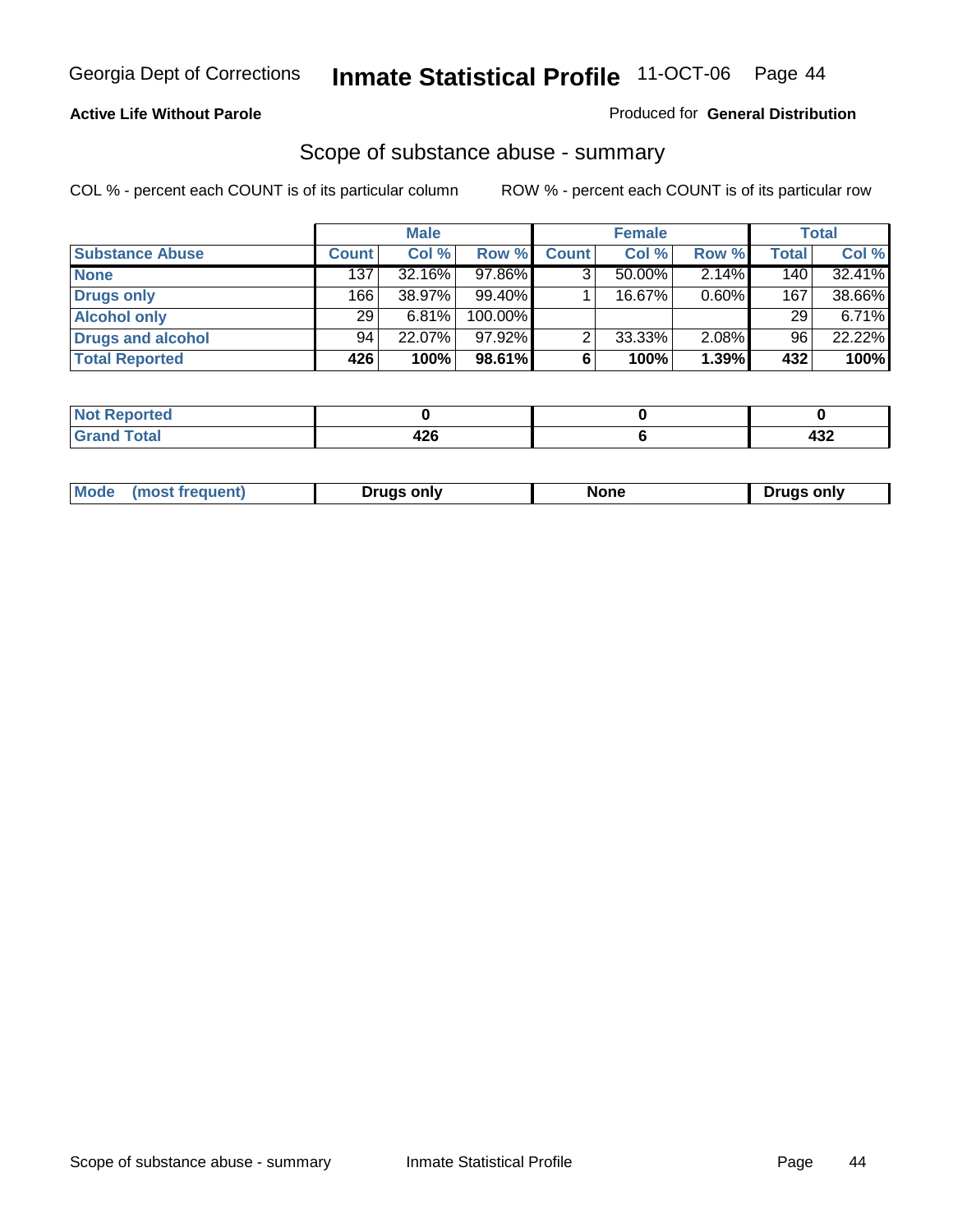**Active Life Without Parole**

Produced for **General Distribution**

## Scope of substance abuse - summary

COL % - percent each COUNT is of its particular column

ROW % - percent each COUNT is of its particular row

| | Male | | | Female | | | Total | |
|---|---|---|---|---|---|---|---|---|
| **Substance Abuse** | **Count** | **Col %** | **Row %** | **Count** | **Col %** | **Row %** | **Total** | **Col %** |
| **None** | 137 | 32.16% | 97.86% | 3 | 50.00% | 2.14% | 140 | 32.41% |
| **Drugs only** | 166 | 38.97% | 99.40% | 1 | 16.67% | 0.60% | 167 | 38.66% |
| **Alcohol only** | 29 | 6.81% | 100.00% | | | | 29 | 6.71% |
| **Drugs and alcohol** | 94 | 22.07% | 97.92% | 2 | 33.33% | 2.08% | 96 | 22.22% |
| **Total Reported** | **426** | **100%** | **98.61%** | **6** | **100%** | **1.39%** | **432** | **100%** |

| | Male | Female | Total |
|---|---|---|---|
| **Not Reported** | **0** | **0** | **0** |
| **Grand Total** | **426** | **6** | **432** |

| | Male | Female | Total |
|---|---|---|---|
| **Mode (most frequent)** | **Drugs only** | **None** | **Drugs only** |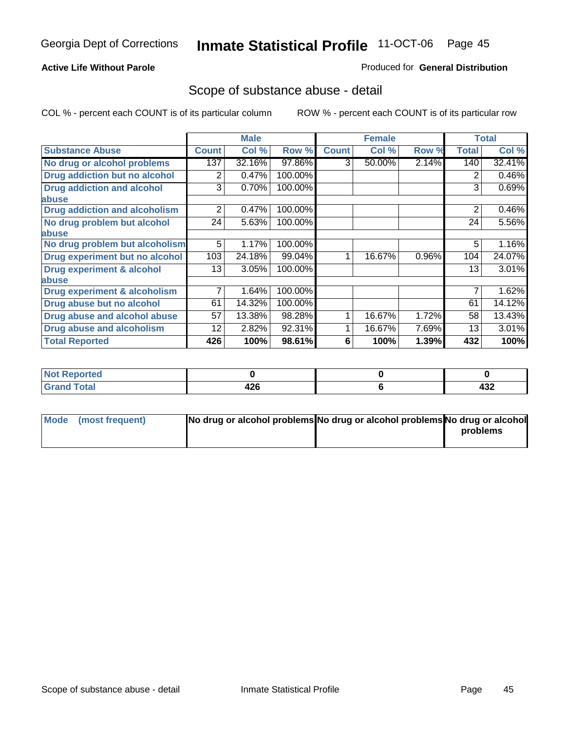Georgia Dept of Corrections **Inmate Statistical Profile** 11-OCT-06

**Active Life Without Parole**

Produced for **General Distribution**

## Scope of substance abuse - detail

COL % - percent each COUNT is of its particular column        ROW % - percent each COUNT is of its particular row

| | Male | | | Female | | | Total | |
|---|---|---|---|---|---|---|---|---|
| **Substance Abuse** | **Count** | **Col %** | **Row %** | **Count** | **Col %** | **Row %** | **Total** | **Col %** |
| No drug or alcohol problems | 137 | 32.16% | 97.86% | 3 | 50.00% | 2.14% | 140 | 32.41% |
| Drug addiction but no alcohol | 2 | 0.47% | 100.00% | | | | 2 | 0.46% |
| Drug addiction and alcohol abuse | 3 | 0.70% | 100.00% | | | | 3 | 0.69% |
| Drug addiction and alcoholism | 2 | 0.47% | 100.00% | | | | 2 | 0.46% |
| No drug problem but alcohol abuse | 24 | 5.63% | 100.00% | | | | 24 | 5.56% |
| No drug problem but alcoholism | 5 | 1.17% | 100.00% | | | | 5 | 1.16% |
| Drug experiment but no alcohol | 103 | 24.18% | 99.04% | 1 | 16.67% | 0.96% | 104 | 24.07% |
| Drug experiment & alcohol abuse | 13 | 3.05% | 100.00% | | | | 13 | 3.01% |
| Drug experiment & alcoholism | 7 | 1.64% | 100.00% | | | | 7 | 1.62% |
| Drug abuse but no alcohol | 61 | 14.32% | 100.00% | | | | 61 | 14.12% |
| Drug abuse and alcohol abuse | 57 | 13.38% | 98.28% | 1 | 16.67% | 1.72% | 58 | 13.43% |
| Drug abuse and alcoholism | 12 | 2.82% | 92.31% | 1 | 16.67% | 7.69% | 13 | 3.01% |
| **Total Reported** | **426** | **100%** | **98.61%** | **6** | **100%** | **1.39%** | **432** | **100%** |

| | Male | Female | Total |
|---|---|---|---|
| Not Reported | 0 | 0 | 0 |
| Grand Total | 426 | 6 | 432 |

| | Male | Female | Total |
|---|---|---|---|
| Mode (most frequent) | No drug or alcohol problems | No drug or alcohol problems | No drug or alcohol problems |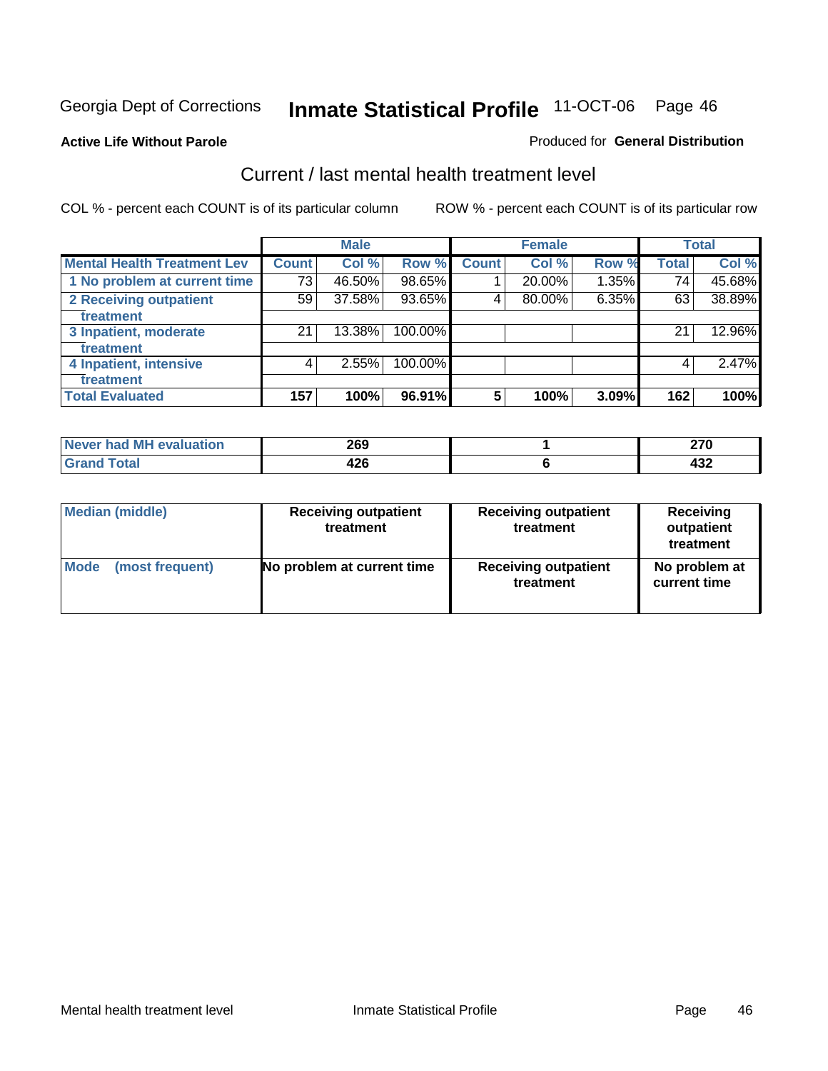Georgia Dept of Corrections **Inmate Statistical Profile** 11-OCT-06

**Active Life Without Parole**

Produced for **General Distribution**

## Current / last mental health treatment level

COL % - percent each COUNT is of its particular column    ROW % - percent each COUNT is of its particular row

| | Male | | | Female | | | Total | |
|---|---|---|---|---|---|---|---|---|
| **Mental Health Treatment Lev** | **Count** | **Col %** | **Row %** | **Count** | **Col %** | **Row %** | **Total** | **Col %** |
| **1 No problem at current time** | 73 | 46.50% | 98.65% | 1 | 20.00% | 1.35% | 74 | 45.68% |
| **2 Receiving outpatient treatment** | 59 | 37.58% | 93.65% | 4 | 80.00% | 6.35% | 63 | 38.89% |
| **3 Inpatient, moderate treatment** | 21 | 13.38% | 100.00% | | | | 21 | 12.96% |
| **4 Inpatient, intensive treatment** | 4 | 2.55% | 100.00% | | | | 4 | 2.47% |
| **Total Evaluated** | **157** | **100%** | **96.91%** | **5** | **100%** | **3.09%** | **162** | **100%** |

| | Male | Female | Total |
|---|---|---|---|
| **Never had MH evaluation** | **269** | **1** | **270** |
| **Grand Total** | **426** | **6** | **432** |

| | Male | Female | Total |
|---|---|---|---|
| **Median (middle)** | **Receiving outpatient treatment** | **Receiving outpatient treatment** | **Receiving outpatient treatment** |
| **Mode (most frequent)** | **No problem at current time** | **Receiving outpatient treatment** | **No problem at current time** |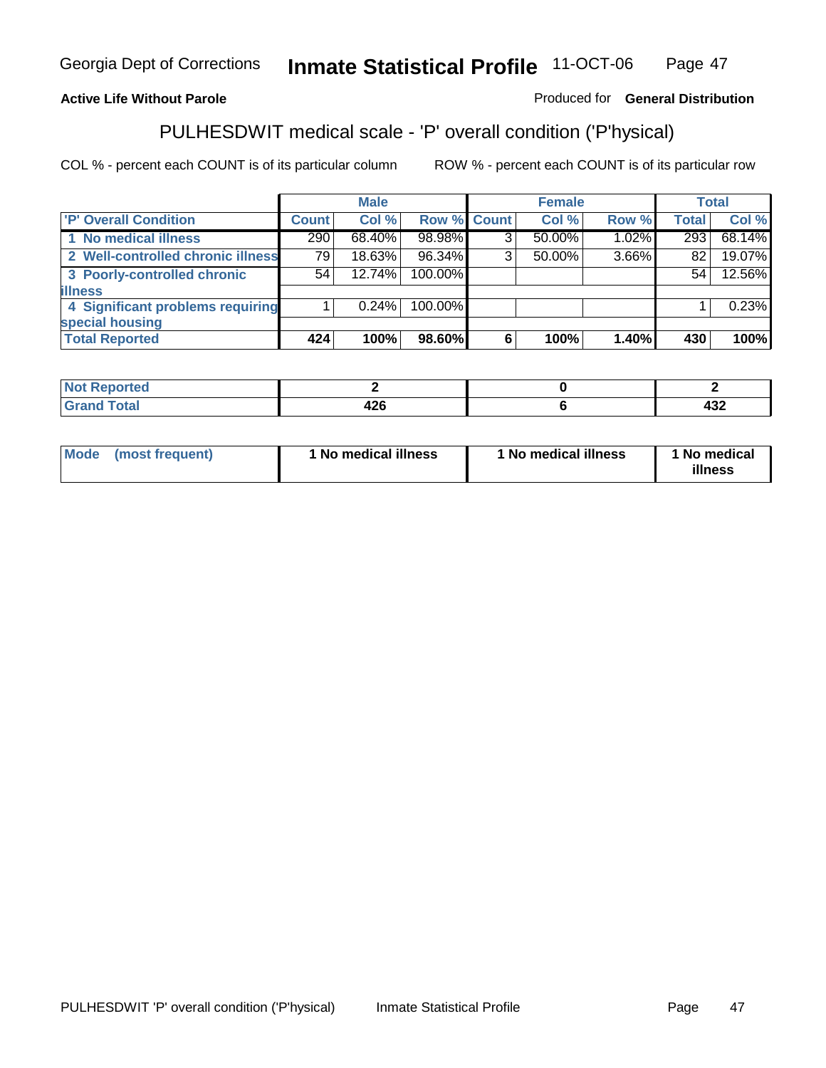Georgia Dept of Corrections **Inmate Statistical Profile** 11-OCT-06

**Active Life Without Parole**

Produced for **General Distribution**

## PULHESDWIT medical scale - 'P' overall condition ('P'hysical)

COL % - percent each COUNT is of its particular column

ROW % - percent each COUNT is of its particular row

| | Male | | | Female | | | Total | |
|---|---|---|---|---|---|---|---|---|
| 'P' Overall Condition | Count | Col % | Row % | Count | Col % | Row % | Total | Col % |
| 1 No medical illness | 290 | 68.40% | 98.98% | 3 | 50.00% | 1.02% | 293 | 68.14% |
| 2 Well-controlled chronic illness | 79 | 18.63% | 96.34% | 3 | 50.00% | 3.66% | 82 | 19.07% |
| 3 Poorly-controlled chronic illness | 54 | 12.74% | 100.00% | | | | 54 | 12.56% |
| 4 Significant problems requiring special housing | 1 | 0.24% | 100.00% | | | | 1 | 0.23% |
| **Total Reported** | **424** | **100%** | **98.60%** | **6** | **100%** | **1.40%** | **430** | **100%** |

| | Male | Female | Total |
|---|---|---|---|
| Not Reported | 2 | 0 | 2 |
| Grand Total | 426 | 6 | 432 |

| | Male | Female | Total |
|---|---|---|---|
| Mode (most frequent) | 1 No medical illness | 1 No medical illness | 1 No medical illness |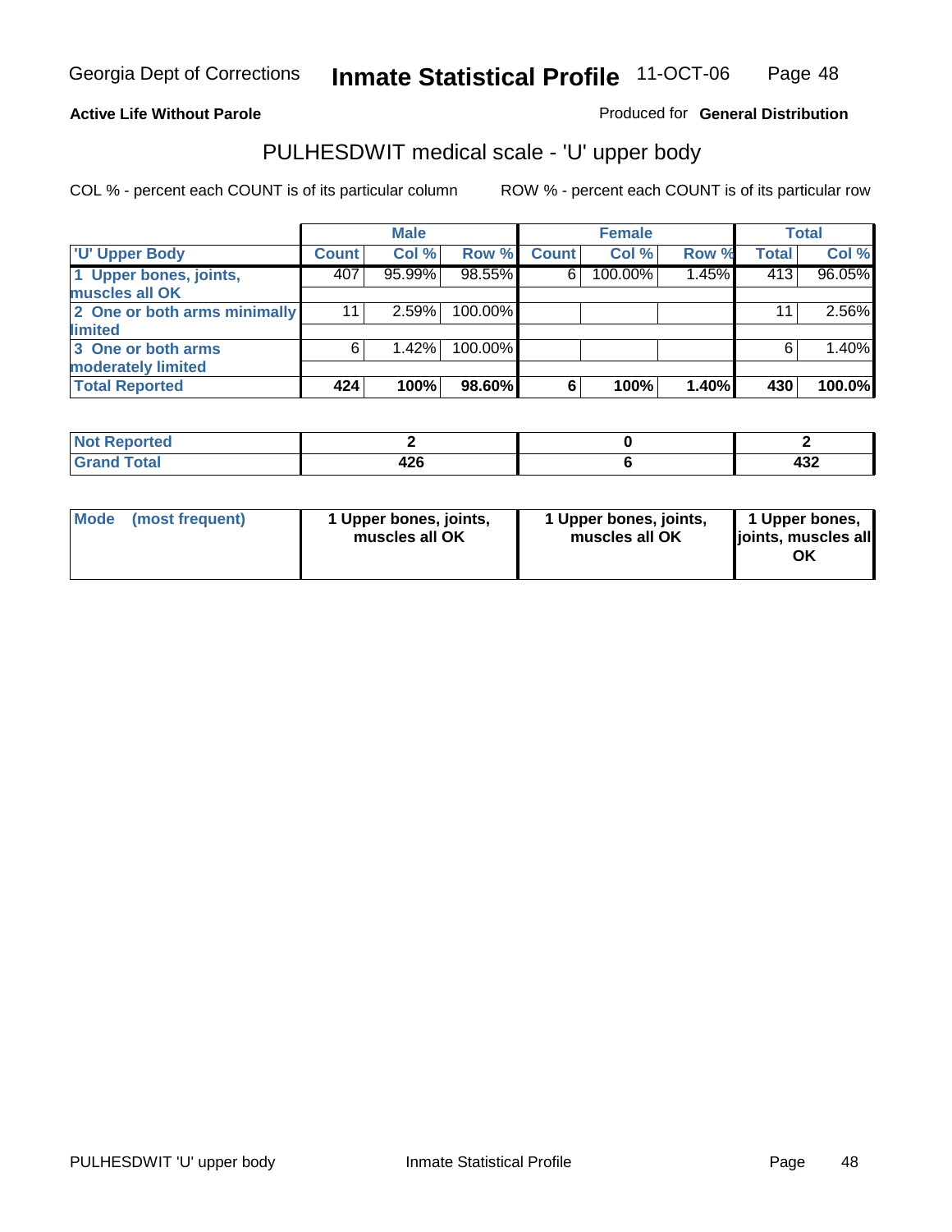Georgia Dept of Corrections **Inmate Statistical Profile** 11-OCT-06

**Active Life Without Parole**

Produced for **General Distribution**

## PULHESDWIT medical scale - 'U' upper body

COL % - percent each COUNT is of its particular column

ROW % - percent each COUNT is of its particular row

| | Male | | | Female | | | Total | |
|---|---|---|---|---|---|---|---|---|
| 'U' Upper Body | Count | Col % | Row % | Count | Col % | Row % | Total | Col % |
| 1 Upper bones, joints, muscles all OK | 407 | 95.99% | 98.55% | 6 | 100.00% | 1.45% | 413 | 96.05% |
| 2 One or both arms minimally limited | 11 | 2.59% | 100.00% | | | | 11 | 2.56% |
| 3 One or both arms moderately limited | 6 | 1.42% | 100.00% | | | | 6 | 1.40% |
| **Total Reported** | **424** | **100%** | **98.60%** | **6** | **100%** | **1.40%** | **430** | **100.0%** |

| | Male | Female | Total |
|---|---|---|---|
| **Not Reported** | **2** | **0** | **2** |
| **Grand Total** | **426** | **6** | **432** |

| | Male | Female | Total |
|---|---|---|---|
| **Mode (most frequent)** | **1 Upper bones, joints, muscles all OK** | **1 Upper bones, joints, muscles all OK** | **1 Upper bones, joints, muscles all OK** |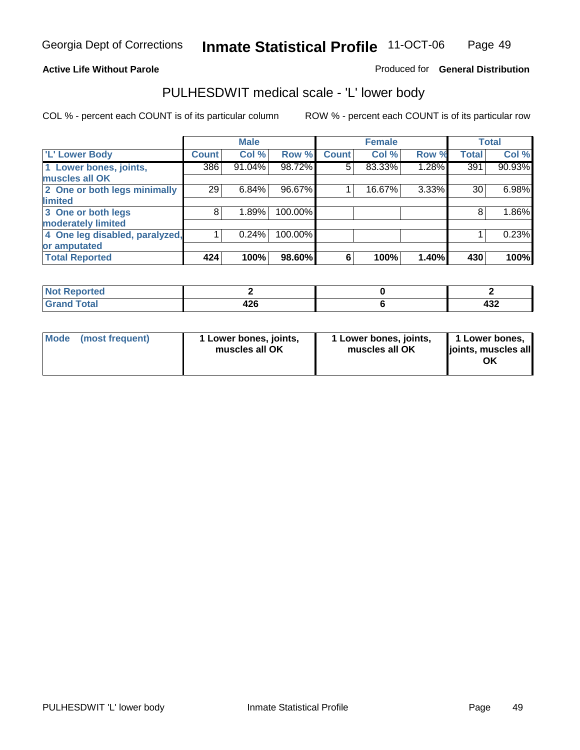**Active Life Without Parole**

Produced for **General Distribution**

## PULHESDWIT medical scale - 'L' lower body

COL % - percent each COUNT is of its particular column

ROW % - percent each COUNT is of its particular row

| | Male | | | Female | | | Total | |
|---|---|---|---|---|---|---|---|---|
| 'L' Lower Body | Count | Col % | Row % | Count | Col % | Row % | Total | Col % |
| 1 Lower bones, joints, muscles all OK | 386 | 91.04% | 98.72% | 5 | 83.33% | 1.28% | 391 | 90.93% |
| 2 One or both legs minimally limited | 29 | 6.84% | 96.67% | 1 | 16.67% | 3.33% | 30 | 6.98% |
| 3 One or both legs moderately limited | 8 | 1.89% | 100.00% | | | | 8 | 1.86% |
| 4 One leg disabled, paralyzed, or amputated | 1 | 0.24% | 100.00% | | | | 1 | 0.23% |
| **Total Reported** | **424** | **100%** | **98.60%** | **6** | **100%** | **1.40%** | **430** | **100%** |

| | Male | Female | Total |
|---|---|---|---|
| Not Reported | 2 | 0 | 2 |
| Grand Total | 426 | 6 | 432 |

| | Male | Female | Total |
|---|---|---|---|
| Mode (most frequent) | 1 Lower bones, joints, muscles all OK | 1 Lower bones, joints, muscles all OK | 1 Lower bones, joints, muscles all OK |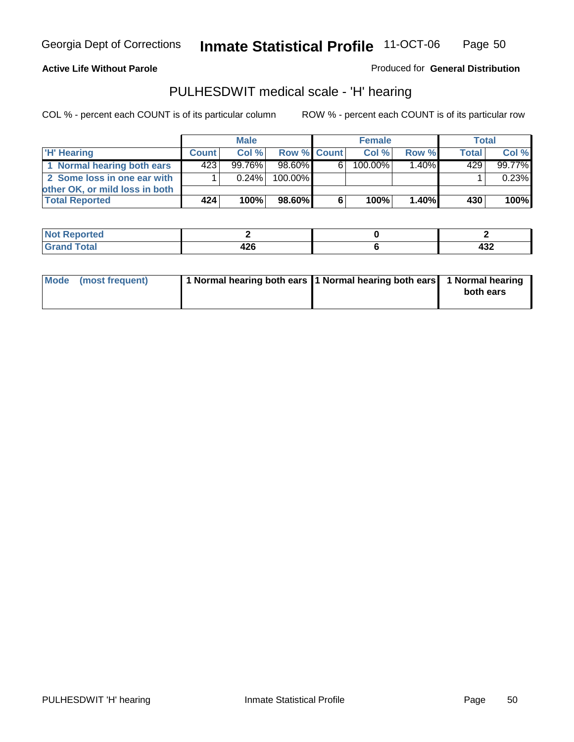**Active Life Without Parole**

Produced for **General Distribution**

## PULHESDWIT medical scale - 'H' hearing

COL % - percent each COUNT is of its particular column

ROW % - percent each COUNT is of its particular row

| | Male | | | Female | | | Total | |
|---|---|---|---|---|---|---|---|---|
| 'H' Hearing | Count | Col % | Row % | Count | Col % | Row % | Total | Col % |
| 1 Normal hearing both ears | 423 | 99.76% | 98.60% | 6 | 100.00% | 1.40% | 429 | 99.77% |
| 2 Some loss in one ear with other OK, or mild loss in both | 1 | 0.24% | 100.00% | | | | 1 | 0.23% |
| **Total Reported** | **424** | **100%** | **98.60%** | **6** | **100%** | **1.40%** | **430** | **100%** |

| | Male | Female | Total |
|---|---|---|---|
| Not Reported | 2 | 0 | 2 |
| Grand Total | 426 | 6 | 432 |

| | Male | Female | Total |
|---|---|---|---|
| Mode (most frequent) | 1 Normal hearing both ears | 1 Normal hearing both ears | 1 Normal hearing both ears |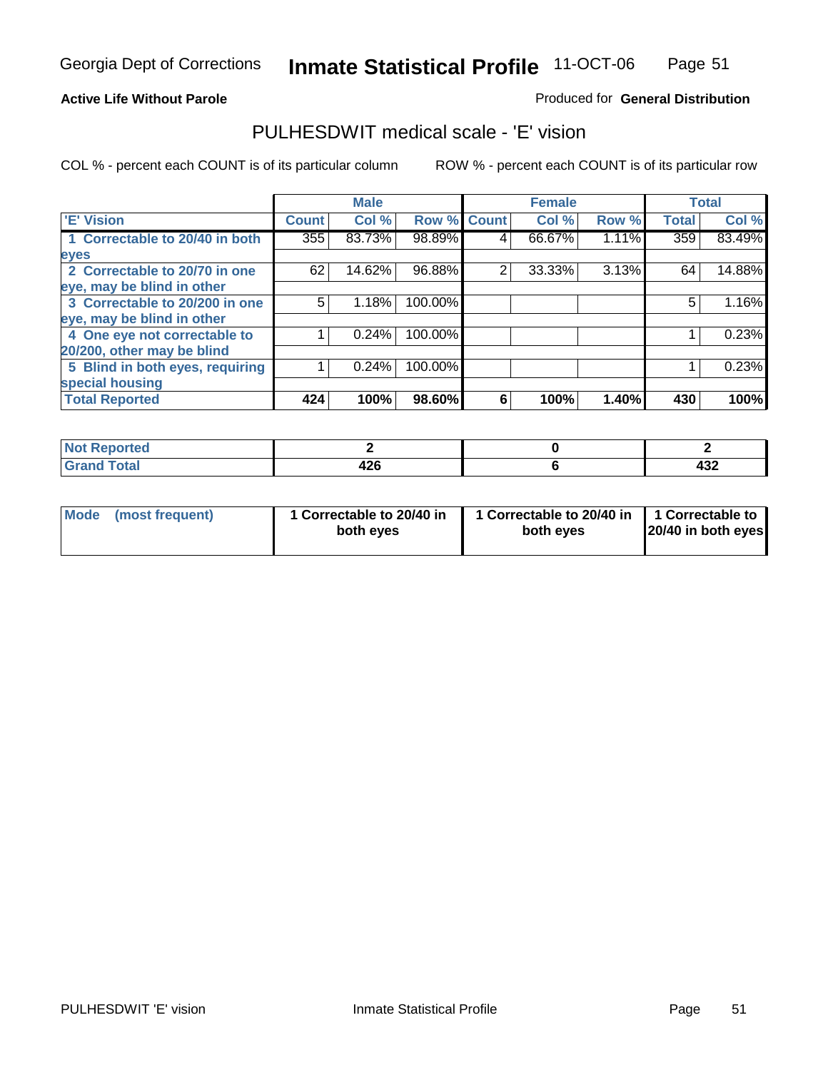Georgia Dept of Corrections **Inmate Statistical Profile** 11-OCT-06

**Active Life Without Parole**

Produced for **General Distribution**

## PULHESDWIT medical scale - 'E' vision

COL % - percent each COUNT is of its particular column    ROW % - percent each COUNT is of its particular row

| | Male | | | Female | | | Total | |
|---|---|---|---|---|---|---|---|---|
| 'E' Vision | Count | Col % | Row % | Count | Col % | Row % | Total | Col % |
| 1 Correctable to 20/40 in both eyes | 355 | 83.73% | 98.89% | 4 | 66.67% | 1.11% | 359 | 83.49% |
| 2 Correctable to 20/70 in one eye, may be blind in other | 62 | 14.62% | 96.88% | 2 | 33.33% | 3.13% | 64 | 14.88% |
| 3 Correctable to 20/200 in one eye, may be blind in other | 5 | 1.18% | 100.00% | | | | 5 | 1.16% |
| 4 One eye not correctable to 20/200, other may be blind | 1 | 0.24% | 100.00% | | | | 1 | 0.23% |
| 5 Blind in both eyes, requiring special housing | 1 | 0.24% | 100.00% | | | | 1 | 0.23% |
| **Total Reported** | **424** | **100%** | **98.60%** | **6** | **100%** | **1.40%** | **430** | **100%** |

| | Male | Female | Total |
|---|---|---|---|
| Not Reported | 2 | 0 | 2 |
| Grand Total | 426 | 6 | 432 |

| | Male | Female | Total |
|---|---|---|---|
| Mode (most frequent) | 1 Correctable to 20/40 in both eyes | 1 Correctable to 20/40 in both eyes | 1 Correctable to 20/40 in both eyes |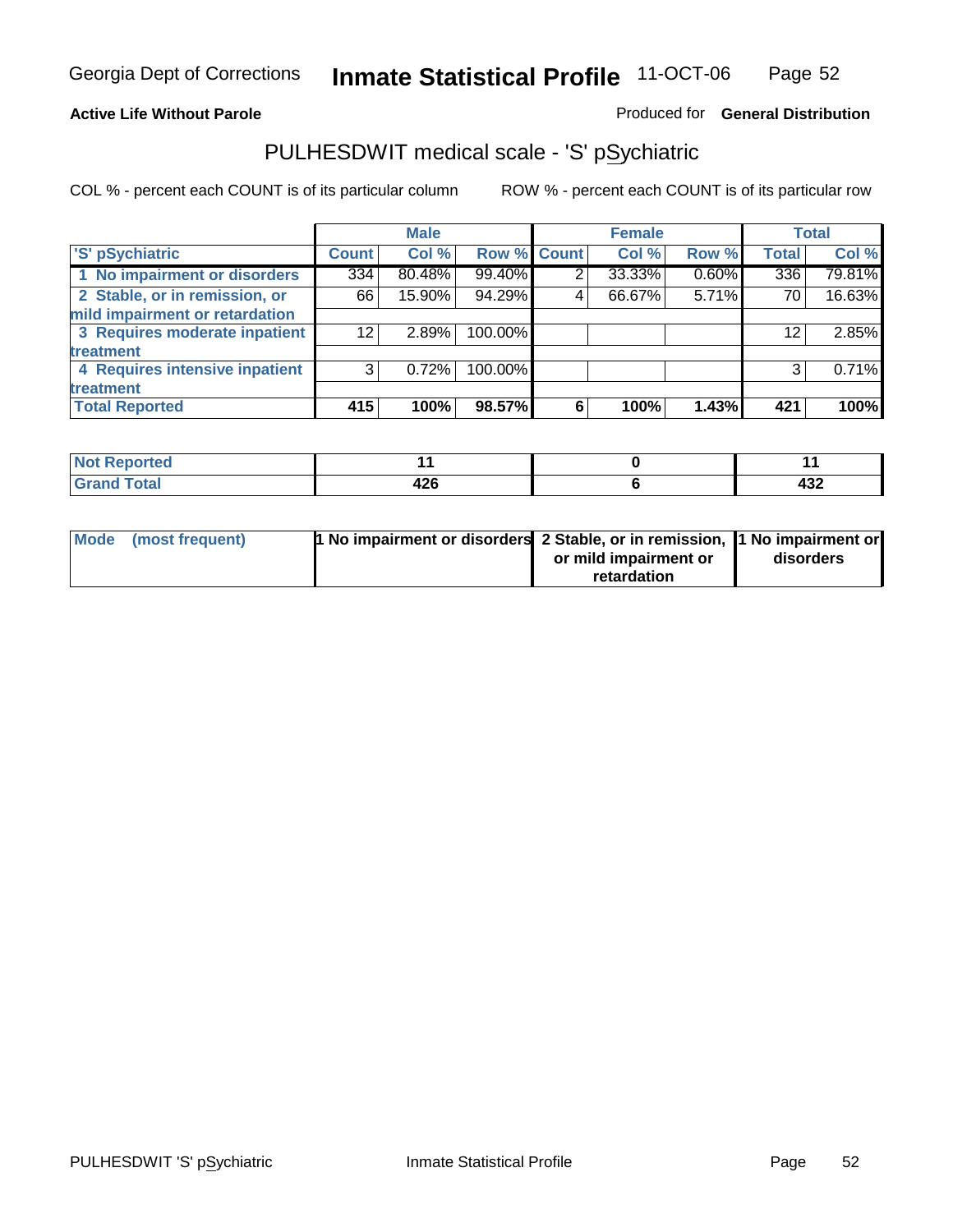**Active Life Without Parole**

Produced for **General Distribution**

## PULHESDWIT medical scale - 'S' pSychiatric

COL % - percent each COUNT is of its particular column

ROW % - percent each COUNT is of its particular row

| | Male | | | Female | | | Total | |
|---|---|---|---|---|---|---|---|---|
| 'S' pSychiatric | Count | Col % | Row % | Count | Col % | Row % | Total | Col % |
| 1 No impairment or disorders | 334 | 80.48% | 99.40% | 2 | 33.33% | 0.60% | 336 | 79.81% |
| 2 Stable, or in remission, or mild impairment or retardation | 66 | 15.90% | 94.29% | 4 | 66.67% | 5.71% | 70 | 16.63% |
| 3 Requires moderate inpatient treatment | 12 | 2.89% | 100.00% | | | | 12 | 2.85% |
| 4 Requires intensive inpatient treatment | 3 | 0.72% | 100.00% | | | | 3 | 0.71% |
| **Total Reported** | **415** | **100%** | **98.57%** | **6** | **100%** | **1.43%** | **421** | **100%** |

| | Male | Female | Total |
|---|---|---|---|
| Not Reported | 11 | 0 | 11 |
| Grand Total | 426 | 6 | 432 |

| | Male | Female | Total |
|---|---|---|---|
| Mode (most frequent) | 1 No impairment or disorders | 2 Stable, or in remission, or mild impairment or retardation | 1 No impairment or disorders |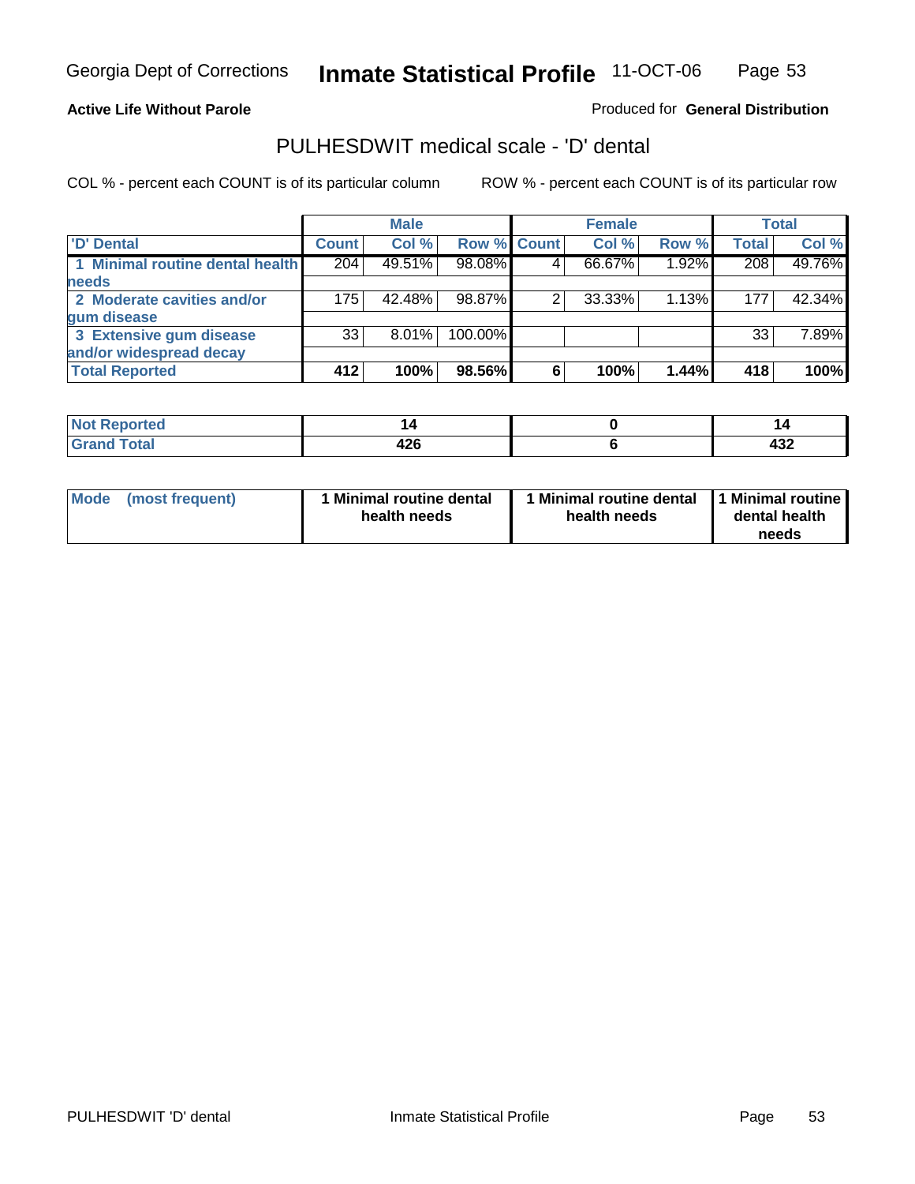**Active Life Without Parole** Produced for **General Distribution**

## PULHESDWIT medical scale - 'D' dental

COL % - percent each COUNT is of its particular column ROW % - percent each COUNT is of its particular row

| | Male | | | Female | | | Total | |
|---|---|---|---|---|---|---|---|---|
| 'D' Dental | Count | Col % | Row % | Count | Col % | Row % | Total | Col % |
| 1 Minimal routine dental health needs | 204 | 49.51% | 98.08% | 4 | 66.67% | 1.92% | 208 | 49.76% |
| 2 Moderate cavities and/or gum disease | 175 | 42.48% | 98.87% | 2 | 33.33% | 1.13% | 177 | 42.34% |
| 3 Extensive gum disease and/or widespread decay | 33 | 8.01% | 100.00% | | | | 33 | 7.89% |
| **Total Reported** | **412** | **100%** | **98.56%** | **6** | **100%** | **1.44%** | **418** | **100%** |

| | Male | Female | Total |
|---|---|---|---|
| Not Reported | 14 | 0 | 14 |
| Grand Total | 426 | 6 | 432 |

| | Male | Female | Total |
|---|---|---|---|
| Mode (most frequent) | 1 Minimal routine dental health needs | 1 Minimal routine dental health needs | 1 Minimal routine dental health needs |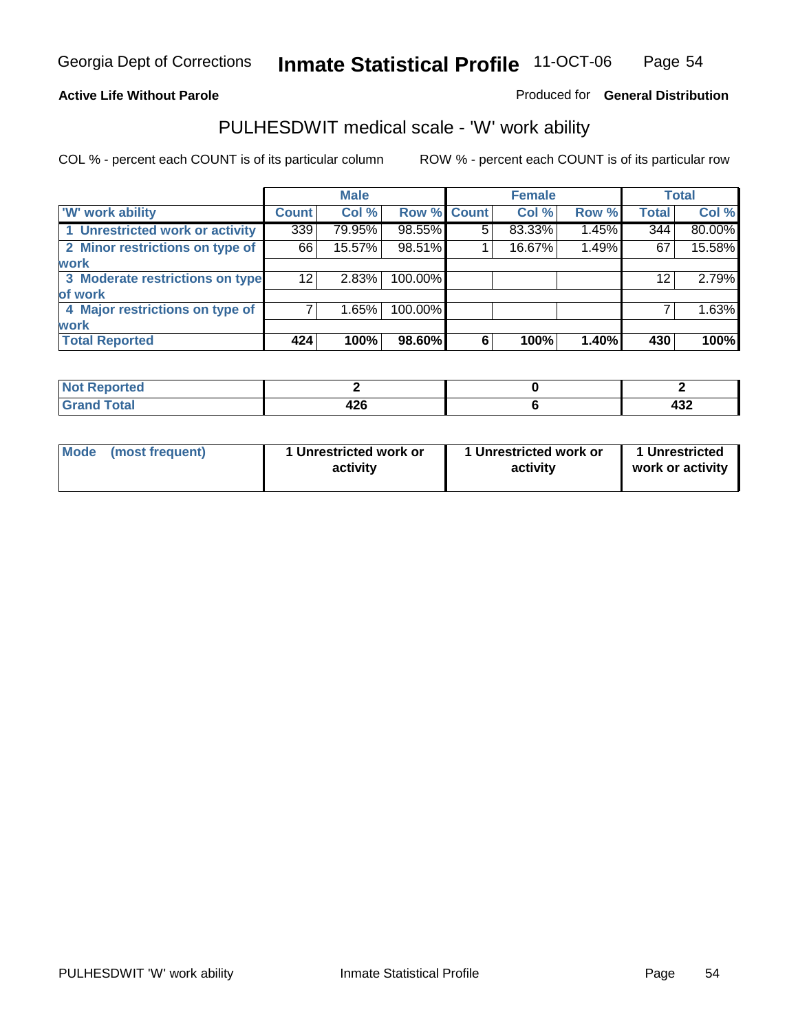Georgia Dept of Corrections **Inmate Statistical Profile** 11-OCT-06

**Active Life Without Parole** Produced for **General Distribution**

## PULHESDWIT medical scale - 'W' work ability

COL % - percent each COUNT is of its particular column ROW % - percent each COUNT is of its particular row

| | Male | | | Female | | | Total | |
|---|---|---|---|---|---|---|---|---|
| 'W' work ability | Count | Col % | Row % | Count | Col % | Row % | Total | Col % |
| 1 Unrestricted work or activity | 339 | 79.95% | 98.55% | 5 | 83.33% | 1.45% | 344 | 80.00% |
| 2 Minor restrictions on type of work | 66 | 15.57% | 98.51% | 1 | 16.67% | 1.49% | 67 | 15.58% |
| 3 Moderate restrictions on type of work | 12 | 2.83% | 100.00% | | | | 12 | 2.79% |
| 4 Major restrictions on type of work | 7 | 1.65% | 100.00% | | | | 7 | 1.63% |
| **Total Reported** | **424** | **100%** | **98.60%** | **6** | **100%** | **1.40%** | **430** | **100%** |

| | Male | Female | Total |
|---|---|---|---|
| Not Reported | 2 | 0 | 2 |
| Grand Total | 426 | 6 | 432 |

| | Male | Female | Total |
|---|---|---|---|
| Mode (most frequent) | 1 Unrestricted work or activity | 1 Unrestricted work or activity | 1 Unrestricted work or activity |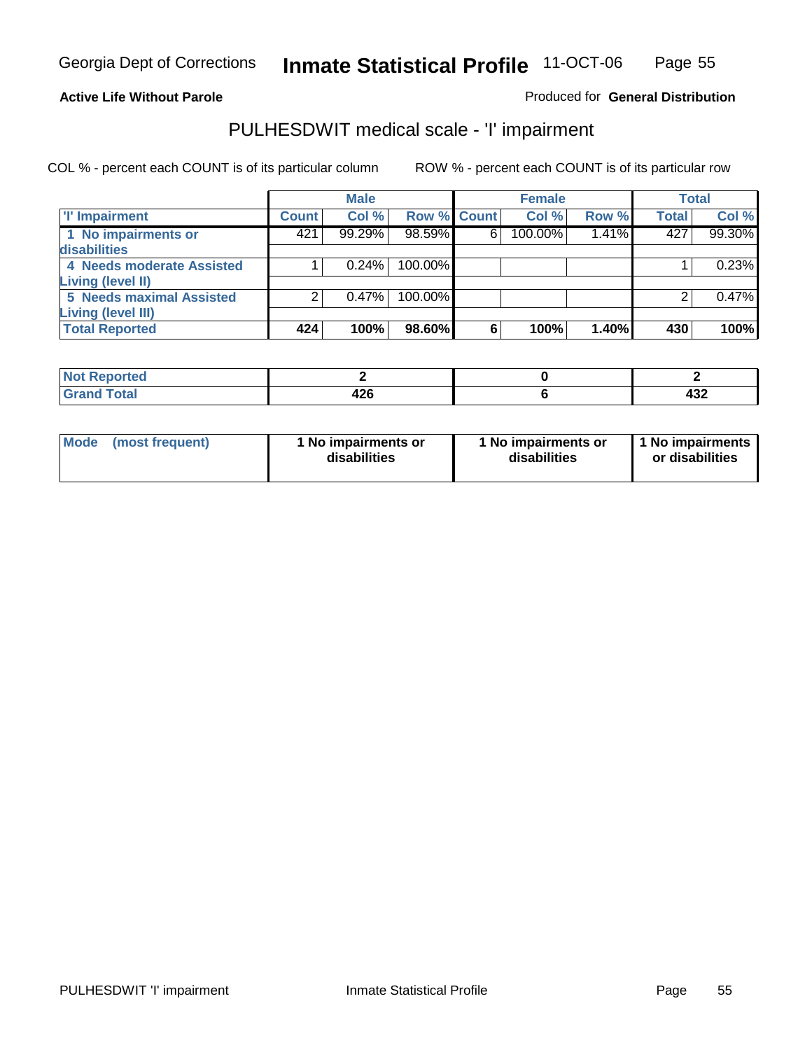Georgia Dept of Corrections **Inmate Statistical Profile** 11-OCT-06

**Active Life Without Parole**

Produced for **General Distribution**

## PULHESDWIT medical scale - 'I' impairment

COL % - percent each COUNT is of its particular column

ROW % - percent each COUNT is of its particular row

| | Male | | | Female | | | Total | |
|---|---|---|---|---|---|---|---|---|
| **'I' Impairment** | **Count** | **Col %** | **Row %** | **Count** | **Col %** | **Row %** | **Total** | **Col %** |
| **1 No impairments or disabilities** | 421 | 99.29% | 98.59% | 6 | 100.00% | 1.41% | 427 | 99.30% |
| **4 Needs moderate Assisted Living (level II)** | 1 | 0.24% | 100.00% | | | | 1 | 0.23% |
| **5 Needs maximal Assisted Living (level III)** | 2 | 0.47% | 100.00% | | | | 2 | 0.47% |
| **Total Reported** | **424** | **100%** | **98.60%** | **6** | **100%** | **1.40%** | **430** | **100%** |

| | Male | Female | Total |
|---|---|---|---|
| **Not Reported** | **2** | **0** | **2** |
| **Grand Total** | **426** | **6** | **432** |

| | Male | Female | Total |
|---|---|---|---|
| **Mode (most frequent)** | **1 No impairments or disabilities** | **1 No impairments or disabilities** | **1 No impairments or disabilities** |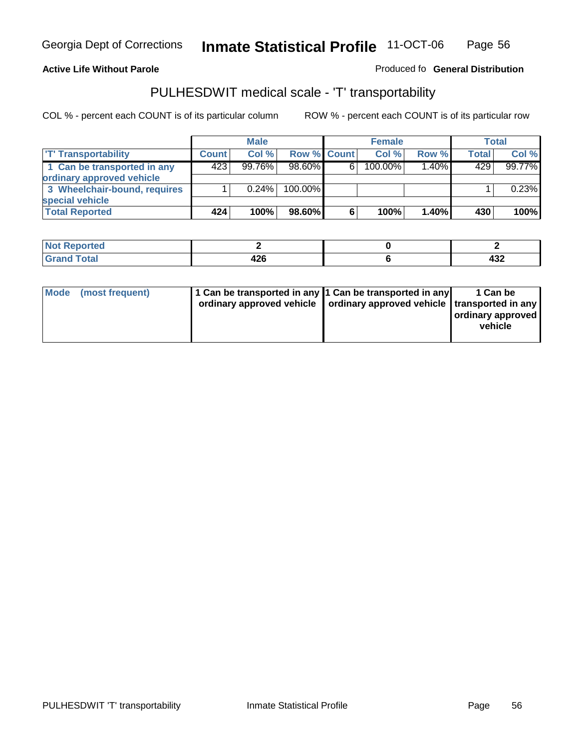Georgia Dept of Corrections **Inmate Statistical Profile** 11-OCT-06

**Active Life Without Parole**

Produced fo **General Distribution**

## PULHESDWIT medical scale - 'T' transportability

COL % - percent each COUNT is of its particular column     ROW % - percent each COUNT is of its particular row

| | Male | | | Female | | | Total | |
|---|---|---|---|---|---|---|---|---|
| 'T' Transportability | Count | Col % | Row % | Count | Col % | Row % | Total | Col % |
| 1 Can be transported in any ordinary approved vehicle | 423 | 99.76% | 98.60% | 6 | 100.00% | 1.40% | 429 | 99.77% |
| 3 Wheelchair-bound, requires special vehicle | 1 | 0.24% | 100.00% | | | | 1 | 0.23% |
| **Total Reported** | **424** | **100%** | **98.60%** | **6** | **100%** | **1.40%** | **430** | **100%** |

| | Male | Female | Total |
|---|---|---|---|
| Not Reported | 2 | 0 | 2 |
| Grand Total | 426 | 6 | 432 |

| | Male | Female | Total |
|---|---|---|---|
| Mode (most frequent) | 1 Can be transported in any ordinary approved vehicle | 1 Can be transported in any ordinary approved vehicle | 1 Can be transported in any ordinary approved vehicle |

PULHESDWIT 'T' transportability     Inmate Statistical Profile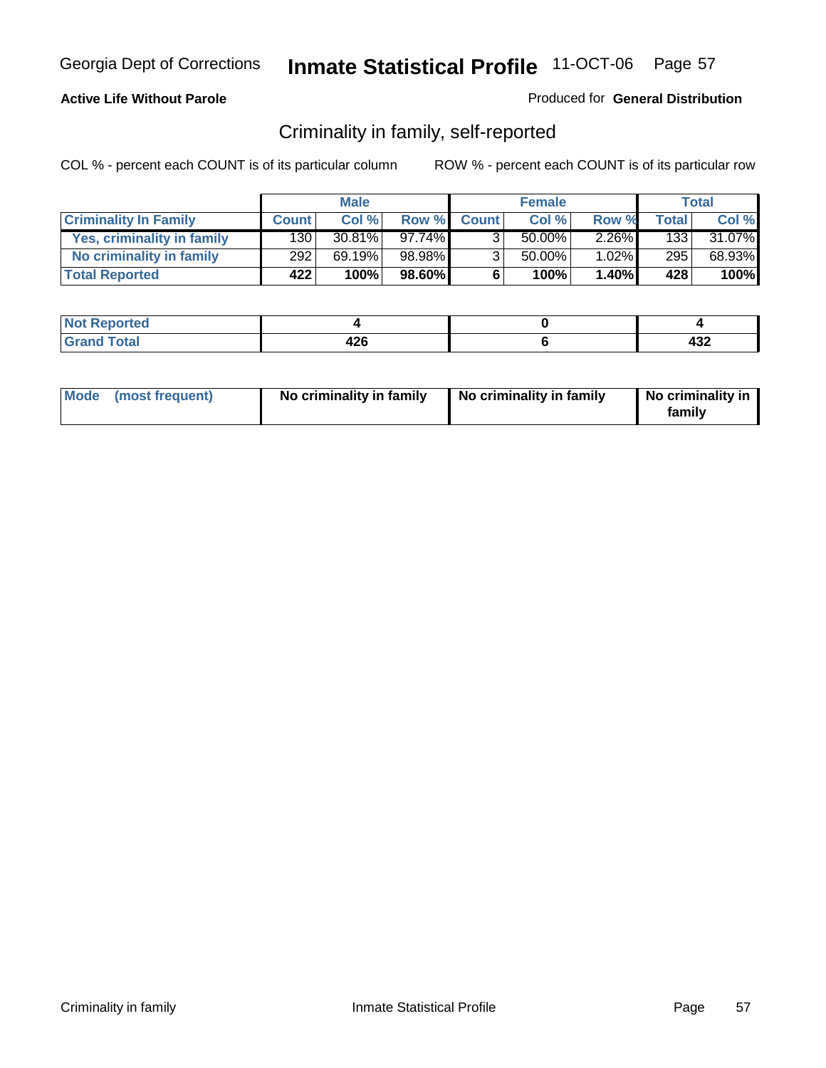Georgia Dept of Corrections **Inmate Statistical Profile** 11-OCT-06

**Active Life Without Parole**

Produced for **General Distribution**

## Criminality in family, self-reported

COL % - percent each COUNT is of its particular column ROW % - percent each COUNT is of its particular row

| | Male | | | Female | | | Total | |
|---|---|---|---|---|---|---|---|---|
| **Criminality In Family** | **Count** | **Col %** | **Row %** | **Count** | **Col %** | **Row %** | **Total** | **Col %** |
| **Yes, criminality in family** | 130 | 30.81% | 97.74% | 3 | 50.00% | 2.26% | 133 | 31.07% |
| **No criminality in family** | 292 | 69.19% | 98.98% | 3 | 50.00% | 1.02% | 295 | 68.93% |
| **Total Reported** | **422** | **100%** | **98.60%** | **6** | **100%** | **1.40%** | **428** | **100%** |

| | Male | Female | Total |
|---|---|---|---|
| **Not Reported** | **4** | **0** | **4** |
| **Grand Total** | **426** | **6** | **432** |

| | Male | Female | Total |
|---|---|---|---|
| **Mode (most frequent)** | **No criminality in family** | **No criminality in family** | **No criminality in family** |

Criminality in family Inmate Statistical Profile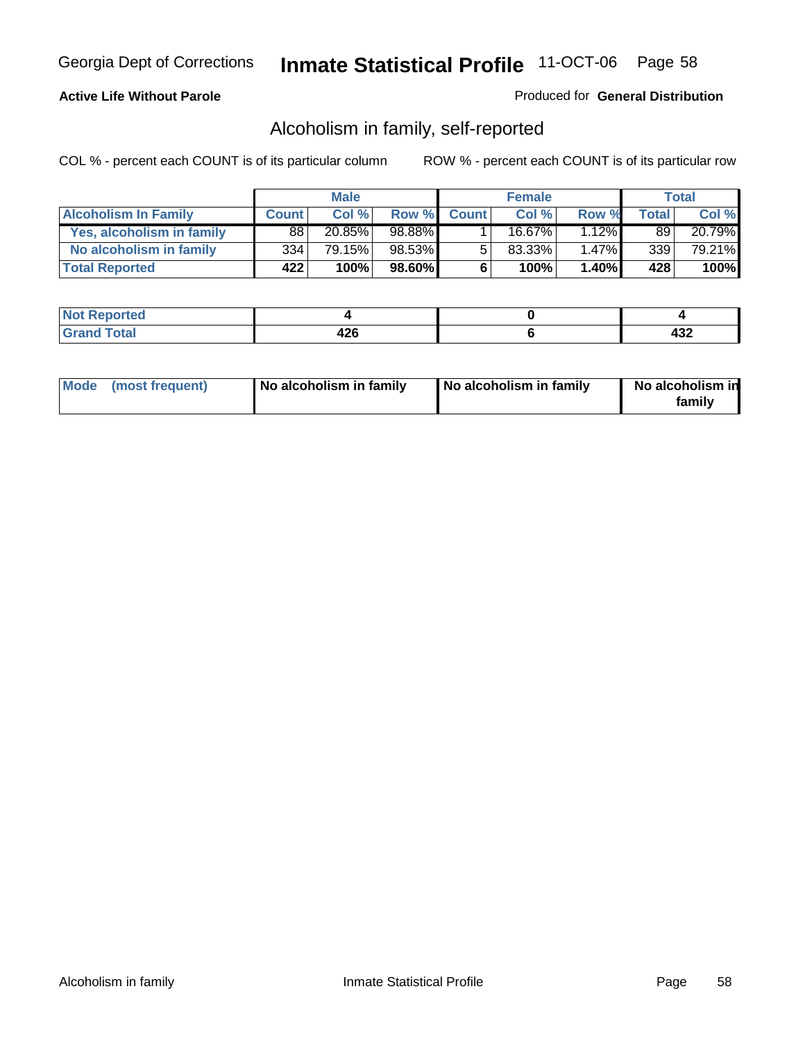Georgia Dept of Corrections **Inmate Statistical Profile** 11-OCT-06

**Active Life Without Parole**

Produced for **General Distribution**

## Alcoholism in family, self-reported

COL % - percent each COUNT is of its particular column

ROW % - percent each COUNT is of its particular row

| | Male | | | Female | | | Total | |
|---|---|---|---|---|---|---|---|---|
| **Alcoholism In Family** | **Count** | **Col %** | **Row %** | **Count** | **Col %** | **Row %** | **Total** | **Col %** |
| **Yes, alcoholism in family** | 88 | 20.85% | 98.88% | 1 | 16.67% | 1.12% | 89 | 20.79% |
| **No alcoholism in family** | 334 | 79.15% | 98.53% | 5 | 83.33% | 1.47% | 339 | 79.21% |
| **Total Reported** | **422** | **100%** | **98.60%** | **6** | **100%** | **1.40%** | **428** | **100%** |

| | Male | Female | Total |
|---|---|---|---|
| **Not Reported** | **4** | **0** | **4** |
| **Grand Total** | **426** | **6** | **432** |

| | Male | Female | Total |
|---|---|---|---|
| **Mode (most frequent)** | **No alcoholism in family** | **No alcoholism in family** | **No alcoholism in family** |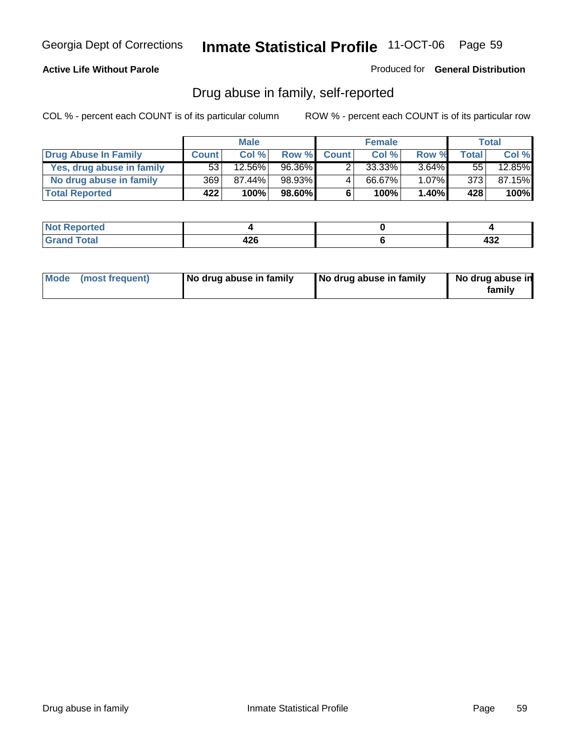**Active Life Without Parole**

Produced for **General Distribution**

## Drug abuse in family, self-reported

COL % - percent each COUNT is of its particular column    ROW % - percent each COUNT is of its particular row

| | Male | | | Female | | | Total | |
|---|---|---|---|---|---|---|---|---|
| **Drug Abuse In Family** | **Count** | **Col %** | **Row %** | **Count** | **Col %** | **Row %** | **Total** | **Col %** |
| Yes, drug abuse in family | 53 | 12.56% | 96.36% | 2 | 33.33% | 3.64% | 55 | 12.85% |
| No drug abuse in family | 369 | 87.44% | 98.93% | 4 | 66.67% | 1.07% | 373 | 87.15% |
| **Total Reported** | **422** | **100%** | **98.60%** | **6** | **100%** | **1.40%** | **428** | **100%** |

| | Male | Female | Total |
|---|---|---|---|
| **Not Reported** | **4** | **0** | **4** |
| **Grand Total** | **426** | **6** | **432** |

| | Male | Female | Total |
|---|---|---|---|
| **Mode (most frequent)** | **No drug abuse in family** | **No drug abuse in family** | **No drug abuse in family** |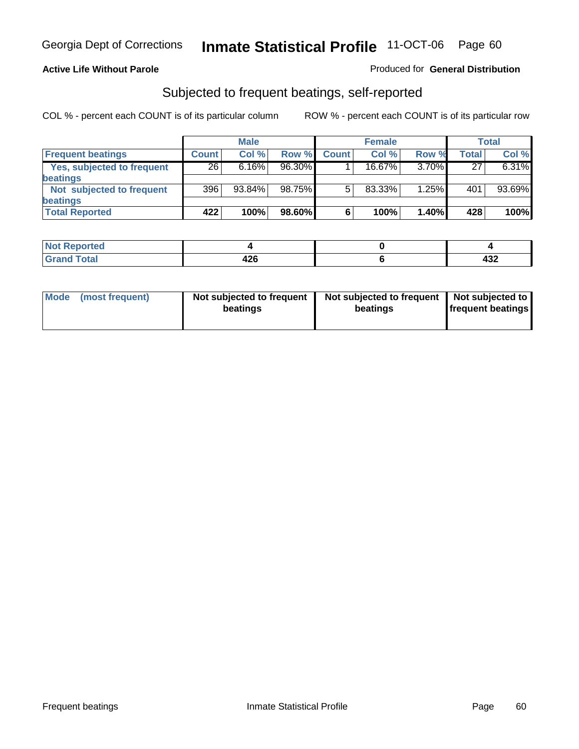Georgia Dept of Corrections **Inmate Statistical Profile** 11-OCT-06

**Active Life Without Parole**

Produced for **General Distribution**

## Subjected to frequent beatings, self-reported

COL % - percent each COUNT is of its particular column

ROW % - percent each COUNT is of its particular row

| | Male | | | Female | | | Total | |
|---|---|---|---|---|---|---|---|---|
| **Frequent beatings** | **Count** | **Col %** | **Row %** | **Count** | **Col %** | **Row %** | **Total** | **Col %** |
| **Yes, subjected to frequent beatings** | 26 | 6.16% | 96.30% | 1 | 16.67% | 3.70% | 27 | 6.31% |
| **Not subjected to frequent beatings** | 396 | 93.84% | 98.75% | 5 | 83.33% | 1.25% | 401 | 93.69% |
| **Total Reported** | **422** | **100%** | **98.60%** | **6** | **100%** | **1.40%** | **428** | **100%** |

| | Male | Female | Total |
|---|---|---|---|
| **Not Reported** | **4** | **0** | **4** |
| **Grand Total** | **426** | **6** | **432** |

| | Male | Female | Total |
|---|---|---|---|
| **Mode (most frequent)** | **Not subjected to frequent beatings** | **Not subjected to frequent beatings** | **Not subjected to frequent beatings** |

Frequent beatings Inmate Statistical Profile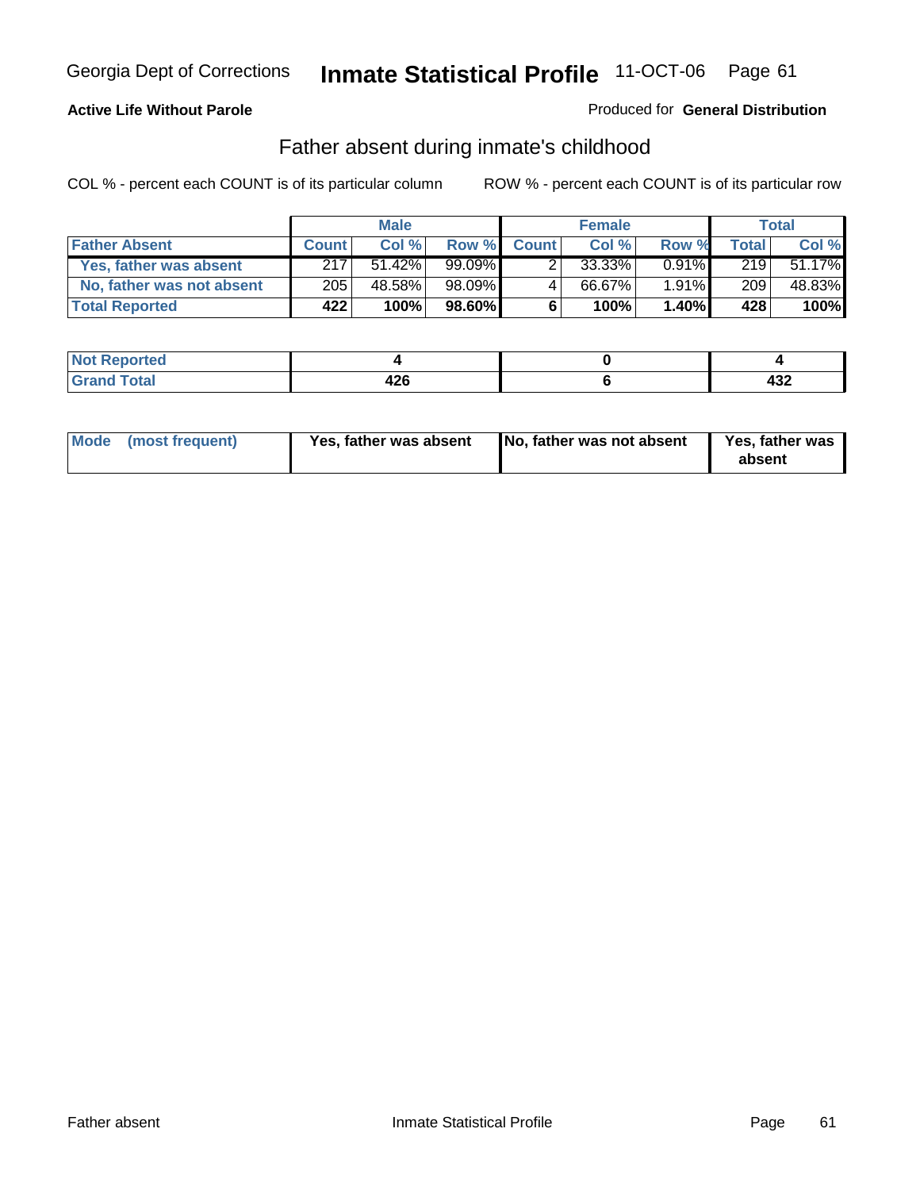Georgia Dept of Corrections **Inmate Statistical Profile** 11-OCT-06

**Active Life Without Parole**

Produced for **General Distribution**

## Father absent during inmate's childhood

COL % - percent each COUNT is of its particular column ROW % - percent each COUNT is of its particular row

| | Male | | | Female | | | Total | |
|---|---|---|---|---|---|---|---|---|
| **Father Absent** | **Count** | **Col %** | **Row %** | **Count** | **Col %** | **Row %** | **Total** | **Col %** |
| **Yes, father was absent** | 217 | 51.42% | 99.09% | 2 | 33.33% | 0.91% | 219 | 51.17% |
| **No, father was not absent** | 205 | 48.58% | 98.09% | 4 | 66.67% | 1.91% | 209 | 48.83% |
| **Total Reported** | **422** | **100%** | **98.60%** | **6** | **100%** | **1.40%** | **428** | **100%** |

| | Male | Female | Total |
|---|---|---|---|
| **Not Reported** | **4** | **0** | **4** |
| **Grand Total** | **426** | **6** | **432** |

| | Male | Female | Total |
|---|---|---|---|
| **Mode (most frequent)** | **Yes, father was absent** | **No, father was not absent** | **Yes, father was absent** |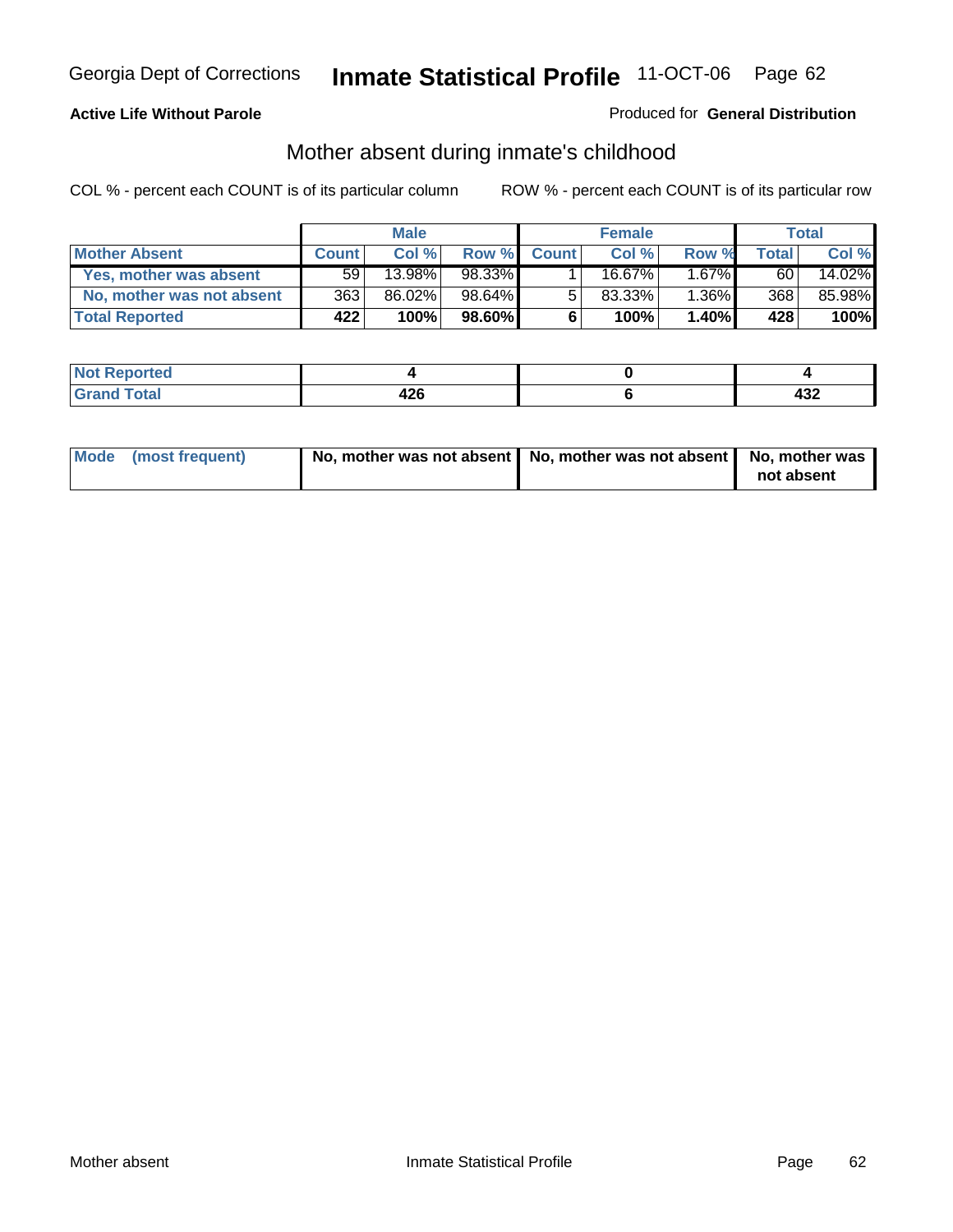**Active Life Without Parole**

Produced for **General Distribution**

## Mother absent during inmate's childhood

COL % - percent each COUNT is of its particular column

ROW % - percent each COUNT is of its particular row

| | Male | | | Female | | | Total | |
|---|---|---|---|---|---|---|---|---|
| **Mother Absent** | **Count** | **Col %** | **Row %** | **Count** | **Col %** | **Row %** | **Total** | **Col %** |
| **Yes, mother was absent** | 59 | 13.98% | 98.33% | 1 | 16.67% | 1.67% | 60 | 14.02% |
| **No, mother was not absent** | 363 | 86.02% | 98.64% | 5 | 83.33% | 1.36% | 368 | 85.98% |
| **Total Reported** | **422** | **100%** | **98.60%** | **6** | **100%** | **1.40%** | **428** | **100%** |

| | Male | Female | Total |
|---|---|---|---|
| **Not Reported** | **4** | **0** | **4** |
| **Grand Total** | **426** | **6** | **432** |

| | Male | Female | Total |
|---|---|---|---|
| **Mode (most frequent)** | **No, mother was not absent** | **No, mother was not absent** | **No, mother was not absent** |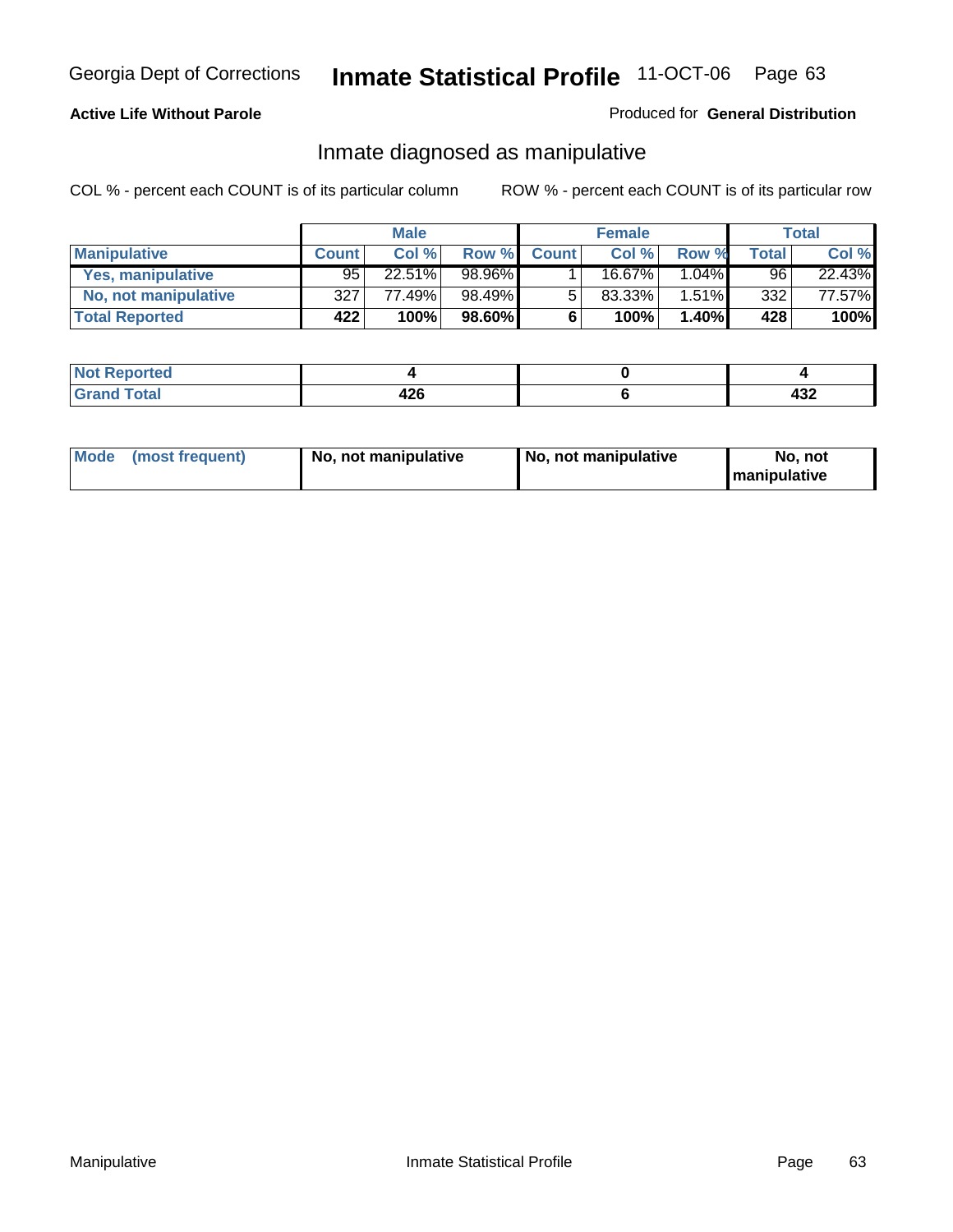**Active Life Without Parole**

Produced for **General Distribution**

## Inmate diagnosed as manipulative

COL % - percent each COUNT is of its particular column

ROW % - percent each COUNT is of its particular row

| | Male | | | Female | | | Total | |
|---|---|---|---|---|---|---|---|---|
| **Manipulative** | **Count** | **Col %** | **Row %** | **Count** | **Col %** | **Row %** | **Total** | **Col %** |
| **Yes, manipulative** | 95 | 22.51% | 98.96% | 1 | 16.67% | 1.04% | 96 | 22.43% |
| **No, not manipulative** | 327 | 77.49% | 98.49% | 5 | 83.33% | 1.51% | 332 | 77.57% |
| **Total Reported** | **422** | **100%** | **98.60%** | **6** | **100%** | **1.40%** | **428** | **100%** |

| | Male | Female | Total |
|---|---|---|---|
| **Not Reported** | **4** | **0** | **4** |
| **Grand Total** | **426** | **6** | **432** |

| | Male | Female | Total |
|---|---|---|---|
| **Mode (most frequent)** | **No, not manipulative** | **No, not manipulative** | **No, not manipulative** |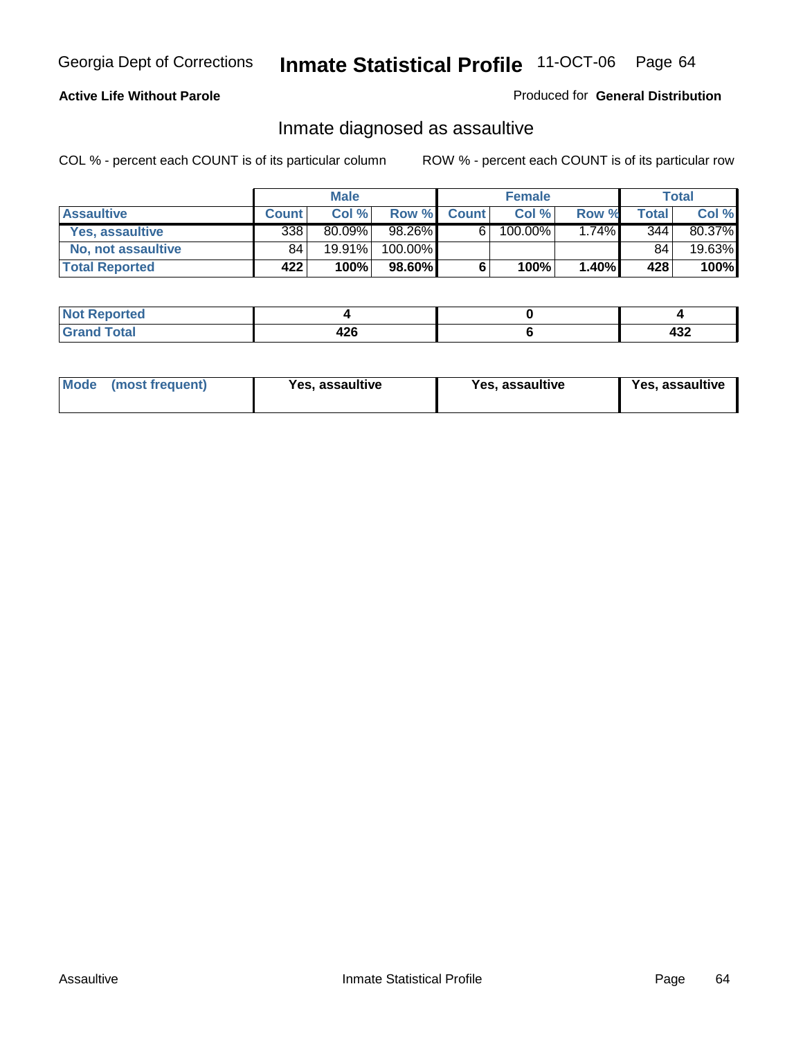**Active Life Without Parole**

Produced for **General Distribution**

## Inmate diagnosed as assaultive

COL % - percent each COUNT is of its particular column

ROW % - percent each COUNT is of its particular row

| | Male | | | Female | | | Total | |
|---|---|---|---|---|---|---|---|---|
| **Assaultive** | **Count** | **Col %** | **Row %** | **Count** | **Col %** | **Row %** | **Total** | **Col %** |
| **Yes, assaultive** | 338 | 80.09% | 98.26% | 6 | 100.00% | 1.74% | 344 | 80.37% |
| **No, not assaultive** | 84 | 19.91% | 100.00% | | | | 84 | 19.63% |
| **Total Reported** | **422** | **100%** | **98.60%** | **6** | **100%** | **1.40%** | **428** | **100%** |

| | Male | Female | Total |
|---|---|---|---|
| **Not Reported** | **4** | **0** | **4** |
| **Grand Total** | **426** | **6** | **432** |

| | Male | Female | Total |
|---|---|---|---|
| **Mode (most frequent)** | **Yes, assaultive** | **Yes, assaultive** | **Yes, assaultive** |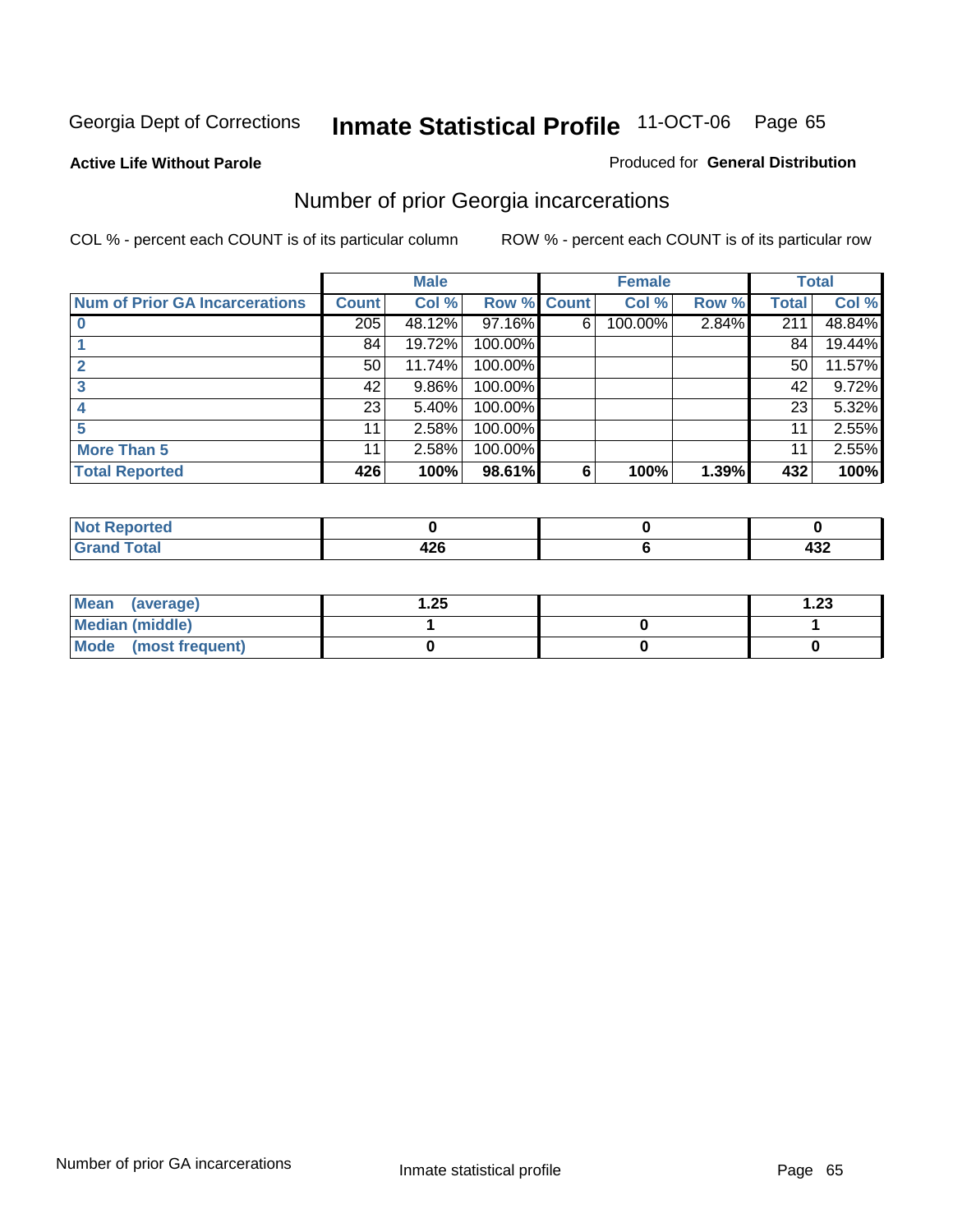Georgia Dept of Corrections **Inmate Statistical Profile** 11-OCT-06

**Active Life Without Parole**

Produced for **General Distribution**

## Number of prior Georgia incarcerations

COL % - percent each COUNT is of its particular column

ROW % - percent each COUNT is of its particular row

| | Male | | | Female | | | Total | |
|---|---|---|---|---|---|---|---|---|
| Num of Prior GA Incarcerations | Count | Col % | Row % | Count | Col % | Row % | Total | Col % |
| 0 | 205 | 48.12% | 97.16% | 6 | 100.00% | 2.84% | 211 | 48.84% |
| 1 | 84 | 19.72% | 100.00% | | | | 84 | 19.44% |
| 2 | 50 | 11.74% | 100.00% | | | | 50 | 11.57% |
| 3 | 42 | 9.86% | 100.00% | | | | 42 | 9.72% |
| 4 | 23 | 5.40% | 100.00% | | | | 23 | 5.32% |
| 5 | 11 | 2.58% | 100.00% | | | | 11 | 2.55% |
| More Than 5 | 11 | 2.58% | 100.00% | | | | 11 | 2.55% |
| **Total Reported** | **426** | **100%** | **98.61%** | **6** | **100%** | **1.39%** | **432** | **100%** |

| | Male | Female | Total |
|---|---|---|---|
| Not Reported | **0** | **0** | **0** |
| Grand Total | **426** | **6** | **432** |

| | Male | Female | Total |
|---|---|---|---|
| Mean (average) | **1.25** | | **1.23** |
| Median (middle) | **1** | **0** | **1** |
| Mode (most frequent) | **0** | **0** | **0** |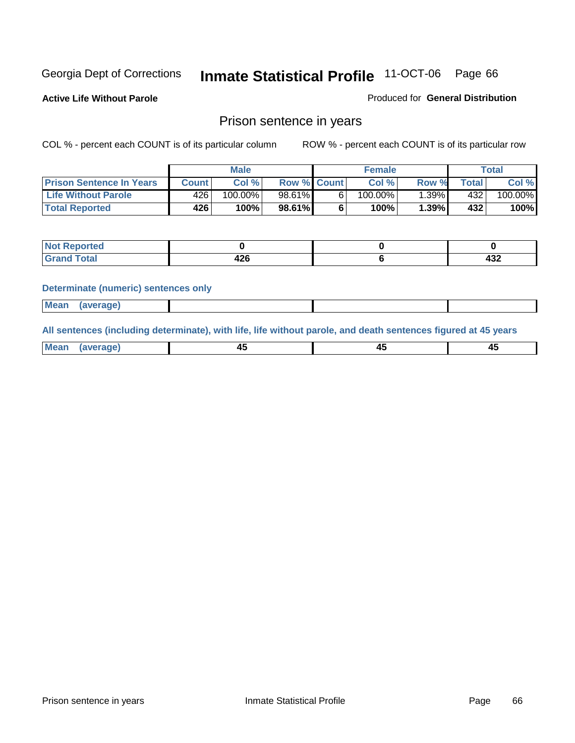Georgia Dept of Corrections **Inmate Statistical Profile** 11-OCT-06

**Active Life Without Parole**

Produced for **General Distribution**

## Prison sentence in years

COL % - percent each COUNT is of its particular column

ROW % - percent each COUNT is of its particular row

| | Male | | | Female | | | Total | |
|---|---|---|---|---|---|---|---|---|
| **Prison Sentence In Years** | **Count** | **Col %** | **Row %** | **Count** | **Col %** | **Row %** | **Total** | **Col %** |
| **Life Without Parole** | 426 | 100.00% | 98.61% | 6 | 100.00% | 1.39% | 432 | 100.00% |
| **Total Reported** | **426** | **100%** | **98.61%** | **6** | **100%** | **1.39%** | **432** | **100%** |

| | Male | Female | Total |
|---|---|---|---|
| **Not Reported** | **0** | **0** | **0** |
| **Grand Total** | **426** | **6** | **432** |

**Determinate (numeric) sentences only**

| | Male | Female | Total |
|---|---|---|---|
| **Mean (average)** | | | |

**All sentences (including determinate), with life, life without parole, and death sentences figured at 45 years**

| | Male | Female | Total |
|---|---|---|---|
| **Mean (average)** | **45** | **45** | **45** |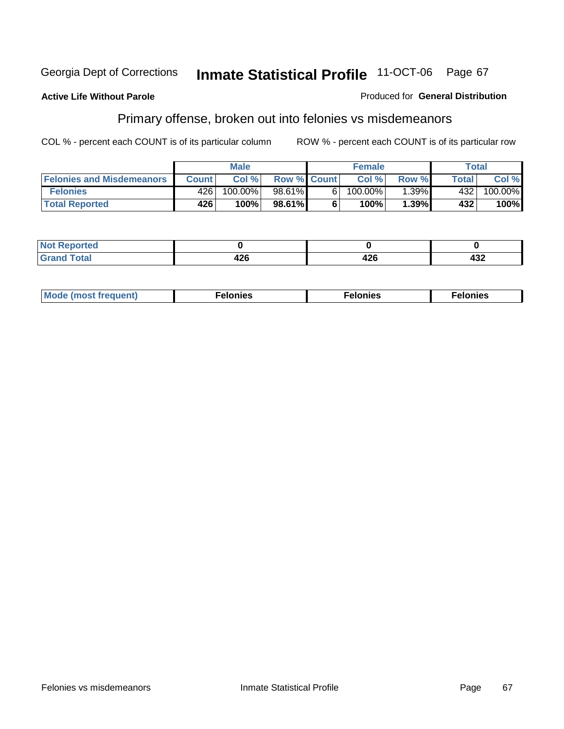Georgia Dept of Corrections **Inmate Statistical Profile** 11-OCT-06

**Active Life Without Parole**

Produced for **General Distribution**

## Primary offense, broken out into felonies vs misdemeanors

COL % - percent each COUNT is of its particular column

ROW % - percent each COUNT is of its particular row

| | Male | | | Female | | | Total | |
|---|---|---|---|---|---|---|---|---|
| **Felonies and Misdemeanors** | **Count** | **Col %** | **Row %** | **Count** | **Col %** | **Row %** | **Total** | **Col %** |
| **Felonies** | 426 | 100.00% | 98.61% | 6 | 100.00% | 1.39% | 432 | 100.00% |
| **Total Reported** | **426** | **100%** | **98.61%** | **6** | **100%** | **1.39%** | **432** | **100%** |

| | Male | Female | Total |
|---|---|---|---|
| **Not Reported** | **0** | **0** | **0** |
| **Grand Total** | **426** | **426** | **432** |

| | Male | Female | Total |
|---|---|---|---|
| **Mode (most frequent)** | **Felonies** | **Felonies** | **Felonies** |

Felonies vs misdemeanors

Inmate Statistical Profile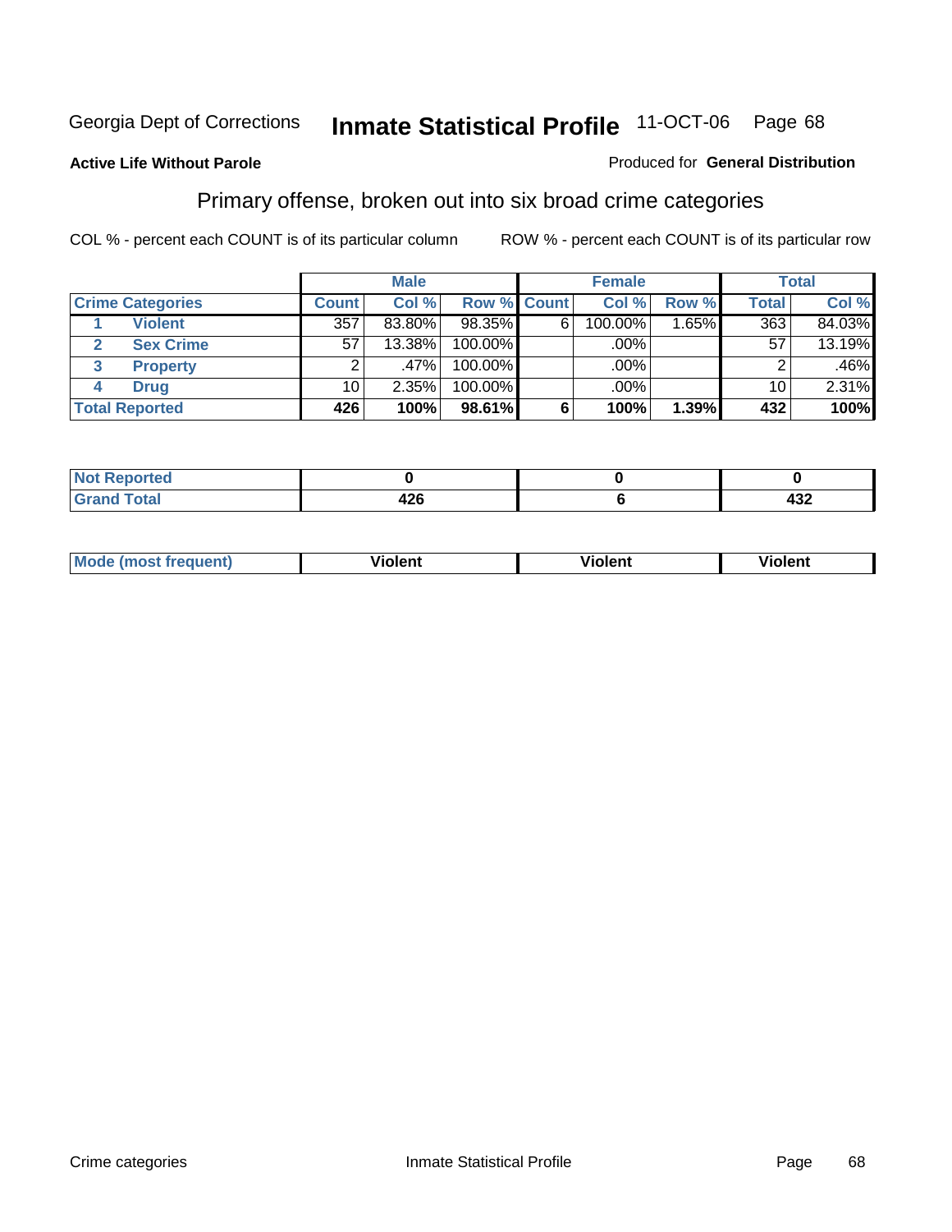Georgia Dept of Corrections **Inmate Statistical Profile** 11-OCT-06 Page 68

**Active Life Without Parole**

Produced for **General Distribution**

## Primary offense, broken out into six broad crime categories

COL % - percent each COUNT is of its particular column ROW % - percent each COUNT is of its particular row

| | | Male | | | Female | | | Total | |
|---|---|---|---|---|---|---|---|---|---|
| **Crime Categories** | | **Count** | **Col %** | **Row %** | **Count** | **Col %** | **Row %** | **Total** | **Col %** |
| 1 | Violent | 357 | 83.80% | 98.35% | 6 | 100.00% | 1.65% | 363 | 84.03% |
| 2 | Sex Crime | 57 | 13.38% | 100.00% | | .00% | | 57 | 13.19% |
| 3 | Property | 2 | .47% | 100.00% | | .00% | | 2 | .46% |
| 4 | Drug | 10 | 2.35% | 100.00% | | .00% | | 10 | 2.31% |
| **Total Reported** | | **426** | **100%** | **98.61%** | **6** | **100%** | **1.39%** | **432** | **100%** |

| | Male | Female | Total |
|---|---|---|---|
| **Not Reported** | **0** | **0** | **0** |
| **Grand Total** | **426** | **6** | **432** |

| | Male | Female | Total |
|---|---|---|---|
| **Mode (most frequent)** | **Violent** | **Violent** | **Violent** |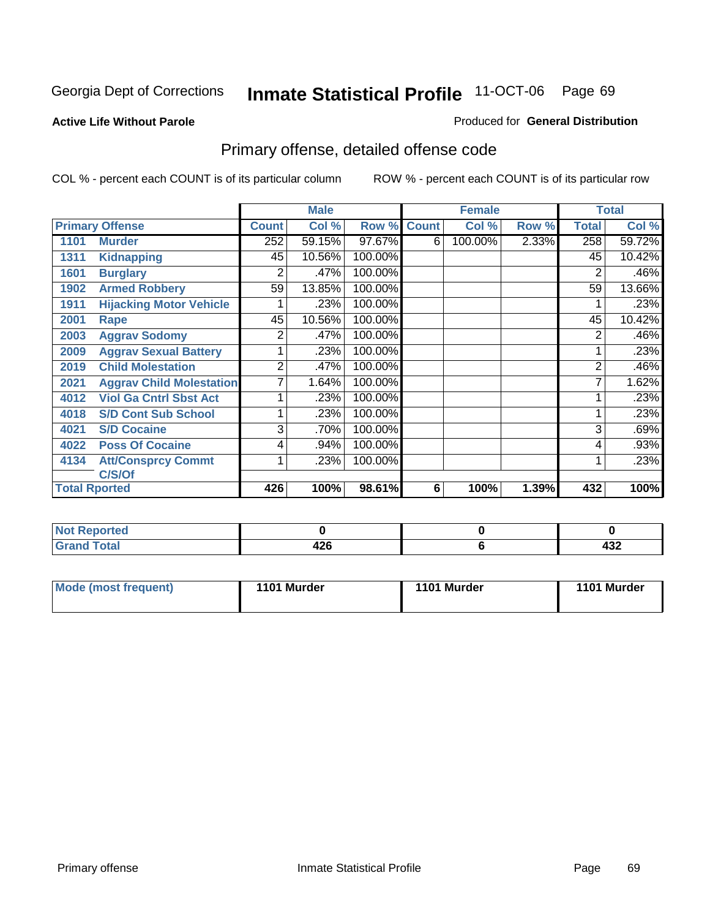Georgia Dept of Corrections **Inmate Statistical Profile** 11-OCT-06

**Active Life Without Parole**

Produced for **General Distribution**

## Primary offense, detailed offense code

COL % - percent each COUNT is of its particular column

ROW % - percent each COUNT is of its particular row

| Primary Offense | | Male | | | Female | | | Total | |
|---|---|---|---|---|---|---|---|---|---|
| | | Count | Col % | Row % | Count | Col % | Row % | Total | Col % |
| 1101 | Murder | 252 | 59.15% | 97.67% | 6 | 100.00% | 2.33% | 258 | 59.72% |
| 1311 | Kidnapping | 45 | 10.56% | 100.00% | | | | 45 | 10.42% |
| 1601 | Burglary | 2 | .47% | 100.00% | | | | 2 | .46% |
| 1902 | Armed Robbery | 59 | 13.85% | 100.00% | | | | 59 | 13.66% |
| 1911 | Hijacking Motor Vehicle | 1 | .23% | 100.00% | | | | 1 | .23% |
| 2001 | Rape | 45 | 10.56% | 100.00% | | | | 45 | 10.42% |
| 2003 | Aggrav Sodomy | 2 | .47% | 100.00% | | | | 2 | .46% |
| 2009 | Aggrav Sexual Battery | 1 | .23% | 100.00% | | | | 1 | .23% |
| 2019 | Child Molestation | 2 | .47% | 100.00% | | | | 2 | .46% |
| 2021 | Aggrav Child Molestation | 7 | 1.64% | 100.00% | | | | 7 | 1.62% |
| 4012 | Viol Ga Cntrl Sbst Act | 1 | .23% | 100.00% | | | | 1 | .23% |
| 4018 | S/D Cont Sub School | 1 | .23% | 100.00% | | | | 1 | .23% |
| 4021 | S/D Cocaine | 3 | .70% | 100.00% | | | | 3 | .69% |
| 4022 | Poss Of Cocaine | 4 | .94% | 100.00% | | | | 4 | .93% |
| 4134 | Att/Consprcy Commt C/S/Of | 1 | .23% | 100.00% | | | | 1 | .23% |
| Total Rported | | 426 | 100% | 98.61% | 6 | 100% | 1.39% | 432 | 100% |

| | Male | Female | Total |
|---|---|---|---|
| Not Reported | 0 | 0 | 0 |
| Grand Total | 426 | 6 | 432 |

| | Male | Female | Total |
|---|---|---|---|
| Mode (most frequent) | 1101 Murder | 1101 Murder | 1101 Murder |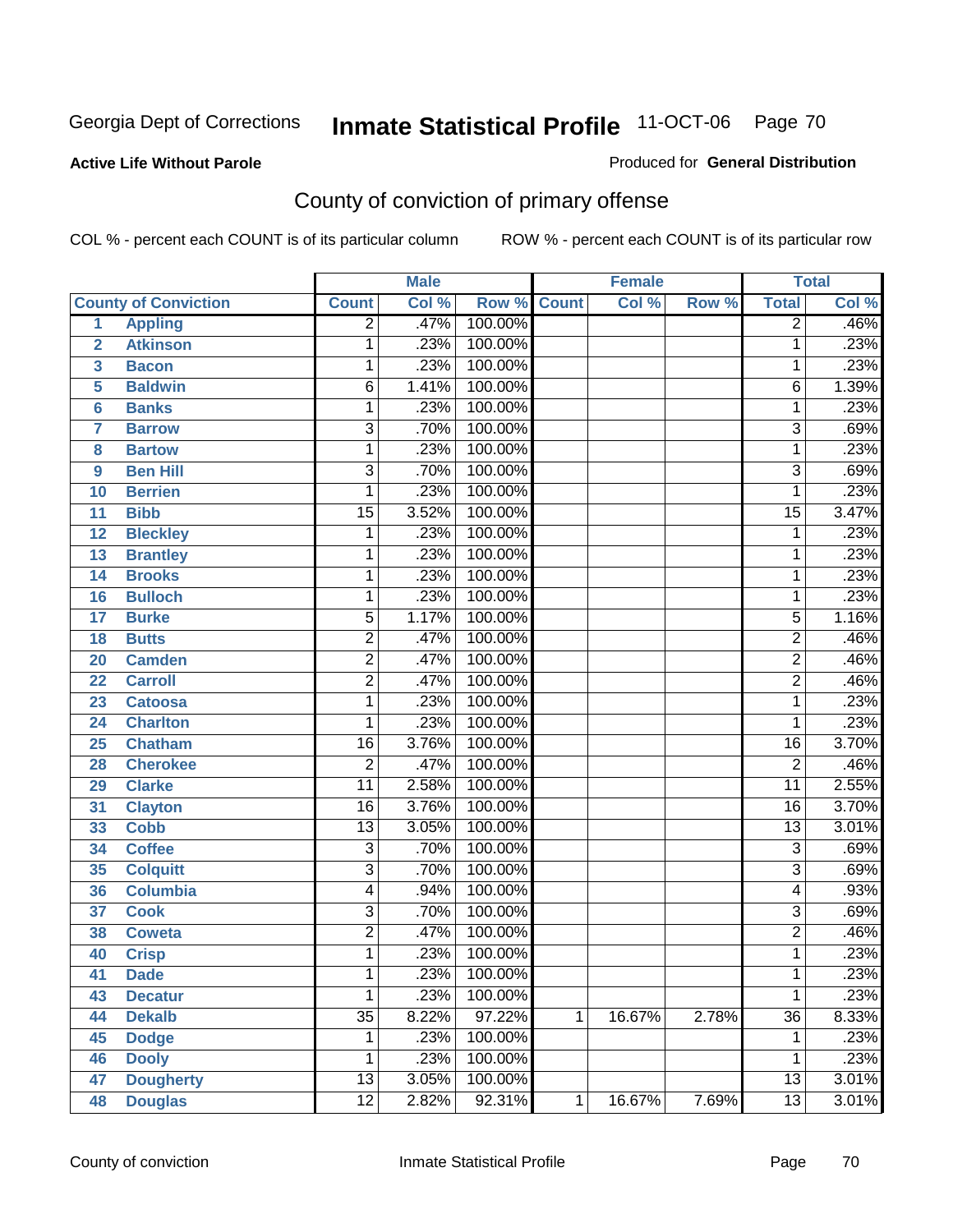Georgia Dept of Corrections **Inmate Statistical Profile** 11-OCT-06

**Active Life Without Parole**

Produced for **General Distribution**

## County of conviction of primary offense

COL % - percent each COUNT is of its particular column ROW % - percent each COUNT is of its particular row

| | | Male | | | Female | | | Total | |
|---|---|---|---|---|---|---|---|---|---|
| **County of Conviction** | | **Count** | **Col %** | **Row %** | **Count** | **Col %** | **Row %** | **Total** | **Col %** |
| 1 | Appling | 2 | .47% | 100.00% | | | | 2 | .46% |
| 2 | Atkinson | 1 | .23% | 100.00% | | | | 1 | .23% |
| 3 | Bacon | 1 | .23% | 100.00% | | | | 1 | .23% |
| 5 | Baldwin | 6 | 1.41% | 100.00% | | | | 6 | 1.39% |
| 6 | Banks | 1 | .23% | 100.00% | | | | 1 | .23% |
| 7 | Barrow | 3 | .70% | 100.00% | | | | 3 | .69% |
| 8 | Bartow | 1 | .23% | 100.00% | | | | 1 | .23% |
| 9 | Ben Hill | 3 | .70% | 100.00% | | | | 3 | .69% |
| 10 | Berrien | 1 | .23% | 100.00% | | | | 1 | .23% |
| 11 | Bibb | 15 | 3.52% | 100.00% | | | | 15 | 3.47% |
| 12 | Bleckley | 1 | .23% | 100.00% | | | | 1 | .23% |
| 13 | Brantley | 1 | .23% | 100.00% | | | | 1 | .23% |
| 14 | Brooks | 1 | .23% | 100.00% | | | | 1 | .23% |
| 16 | Bulloch | 1 | .23% | 100.00% | | | | 1 | .23% |
| 17 | Burke | 5 | 1.17% | 100.00% | | | | 5 | 1.16% |
| 18 | Butts | 2 | .47% | 100.00% | | | | 2 | .46% |
| 20 | Camden | 2 | .47% | 100.00% | | | | 2 | .46% |
| 22 | Carroll | 2 | .47% | 100.00% | | | | 2 | .46% |
| 23 | Catoosa | 1 | .23% | 100.00% | | | | 1 | .23% |
| 24 | Charlton | 1 | .23% | 100.00% | | | | 1 | .23% |
| 25 | Chatham | 16 | 3.76% | 100.00% | | | | 16 | 3.70% |
| 28 | Cherokee | 2 | .47% | 100.00% | | | | 2 | .46% |
| 29 | Clarke | 11 | 2.58% | 100.00% | | | | 11 | 2.55% |
| 31 | Clayton | 16 | 3.76% | 100.00% | | | | 16 | 3.70% |
| 33 | Cobb | 13 | 3.05% | 100.00% | | | | 13 | 3.01% |
| 34 | Coffee | 3 | .70% | 100.00% | | | | 3 | .69% |
| 35 | Colquitt | 3 | .70% | 100.00% | | | | 3 | .69% |
| 36 | Columbia | 4 | .94% | 100.00% | | | | 4 | .93% |
| 37 | Cook | 3 | .70% | 100.00% | | | | 3 | .69% |
| 38 | Coweta | 2 | .47% | 100.00% | | | | 2 | .46% |
| 40 | Crisp | 1 | .23% | 100.00% | | | | 1 | .23% |
| 41 | Dade | 1 | .23% | 100.00% | | | | 1 | .23% |
| 43 | Decatur | 1 | .23% | 100.00% | | | | 1 | .23% |
| 44 | Dekalb | 35 | 8.22% | 97.22% | 1 | 16.67% | 2.78% | 36 | 8.33% |
| 45 | Dodge | 1 | .23% | 100.00% | | | | 1 | .23% |
| 46 | Dooly | 1 | .23% | 100.00% | | | | 1 | .23% |
| 47 | Dougherty | 13 | 3.05% | 100.00% | | | | 13 | 3.01% |
| 48 | Douglas | 12 | 2.82% | 92.31% | 1 | 16.67% | 7.69% | 13 | 3.01% |

County of conviction Inmate Statistical Profile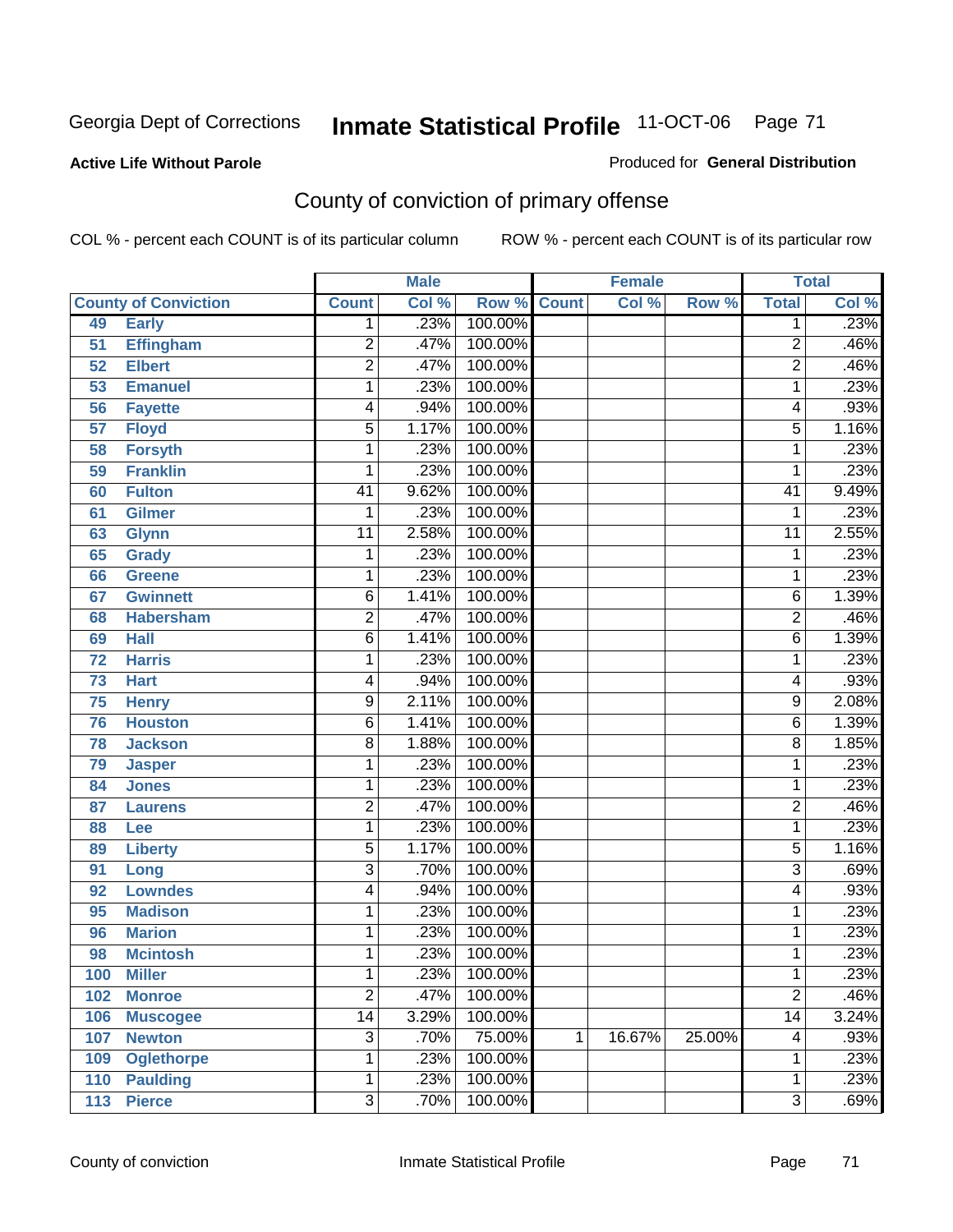Georgia Dept of Corrections **Inmate Statistical Profile** 11-OCT-06

**Active Life Without Parole**

Produced for **General Distribution**

## County of conviction of primary offense

COL % - percent each COUNT is of its particular column ROW % - percent each COUNT is of its particular row

| County of Conviction | | Male | | | Female | | | Total | |
|---|---|---|---|---|---|---|---|---|---|
| | | Count | Col % | Row % | Count | Col % | Row % | Total | Col % |
| 49 | Early | 1 | .23% | 100.00% | | | | 1 | .23% |
| 51 | Effingham | 2 | .47% | 100.00% | | | | 2 | .46% |
| 52 | Elbert | 2 | .47% | 100.00% | | | | 2 | .46% |
| 53 | Emanuel | 1 | .23% | 100.00% | | | | 1 | .23% |
| 56 | Fayette | 4 | .94% | 100.00% | | | | 4 | .93% |
| 57 | Floyd | 5 | 1.17% | 100.00% | | | | 5 | 1.16% |
| 58 | Forsyth | 1 | .23% | 100.00% | | | | 1 | .23% |
| 59 | Franklin | 1 | .23% | 100.00% | | | | 1 | .23% |
| 60 | Fulton | 41 | 9.62% | 100.00% | | | | 41 | 9.49% |
| 61 | Gilmer | 1 | .23% | 100.00% | | | | 1 | .23% |
| 63 | Glynn | 11 | 2.58% | 100.00% | | | | 11 | 2.55% |
| 65 | Grady | 1 | .23% | 100.00% | | | | 1 | .23% |
| 66 | Greene | 1 | .23% | 100.00% | | | | 1 | .23% |
| 67 | Gwinnett | 6 | 1.41% | 100.00% | | | | 6 | 1.39% |
| 68 | Habersham | 2 | .47% | 100.00% | | | | 2 | .46% |
| 69 | Hall | 6 | 1.41% | 100.00% | | | | 6 | 1.39% |
| 72 | Harris | 1 | .23% | 100.00% | | | | 1 | .23% |
| 73 | Hart | 4 | .94% | 100.00% | | | | 4 | .93% |
| 75 | Henry | 9 | 2.11% | 100.00% | | | | 9 | 2.08% |
| 76 | Houston | 6 | 1.41% | 100.00% | | | | 6 | 1.39% |
| 78 | Jackson | 8 | 1.88% | 100.00% | | | | 8 | 1.85% |
| 79 | Jasper | 1 | .23% | 100.00% | | | | 1 | .23% |
| 84 | Jones | 1 | .23% | 100.00% | | | | 1 | .23% |
| 87 | Laurens | 2 | .47% | 100.00% | | | | 2 | .46% |
| 88 | Lee | 1 | .23% | 100.00% | | | | 1 | .23% |
| 89 | Liberty | 5 | 1.17% | 100.00% | | | | 5 | 1.16% |
| 91 | Long | 3 | .70% | 100.00% | | | | 3 | .69% |
| 92 | Lowndes | 4 | .94% | 100.00% | | | | 4 | .93% |
| 95 | Madison | 1 | .23% | 100.00% | | | | 1 | .23% |
| 96 | Marion | 1 | .23% | 100.00% | | | | 1 | .23% |
| 98 | Mcintosh | 1 | .23% | 100.00% | | | | 1 | .23% |
| 100 | Miller | 1 | .23% | 100.00% | | | | 1 | .23% |
| 102 | Monroe | 2 | .47% | 100.00% | | | | 2 | .46% |
| 106 | Muscogee | 14 | 3.29% | 100.00% | | | | 14 | 3.24% |
| 107 | Newton | 3 | .70% | 75.00% | 1 | 16.67% | 25.00% | 4 | .93% |
| 109 | Oglethorpe | 1 | .23% | 100.00% | | | | 1 | .23% |
| 110 | Paulding | 1 | .23% | 100.00% | | | | 1 | .23% |
| 113 | Pierce | 3 | .70% | 100.00% | | | | 3 | .69% |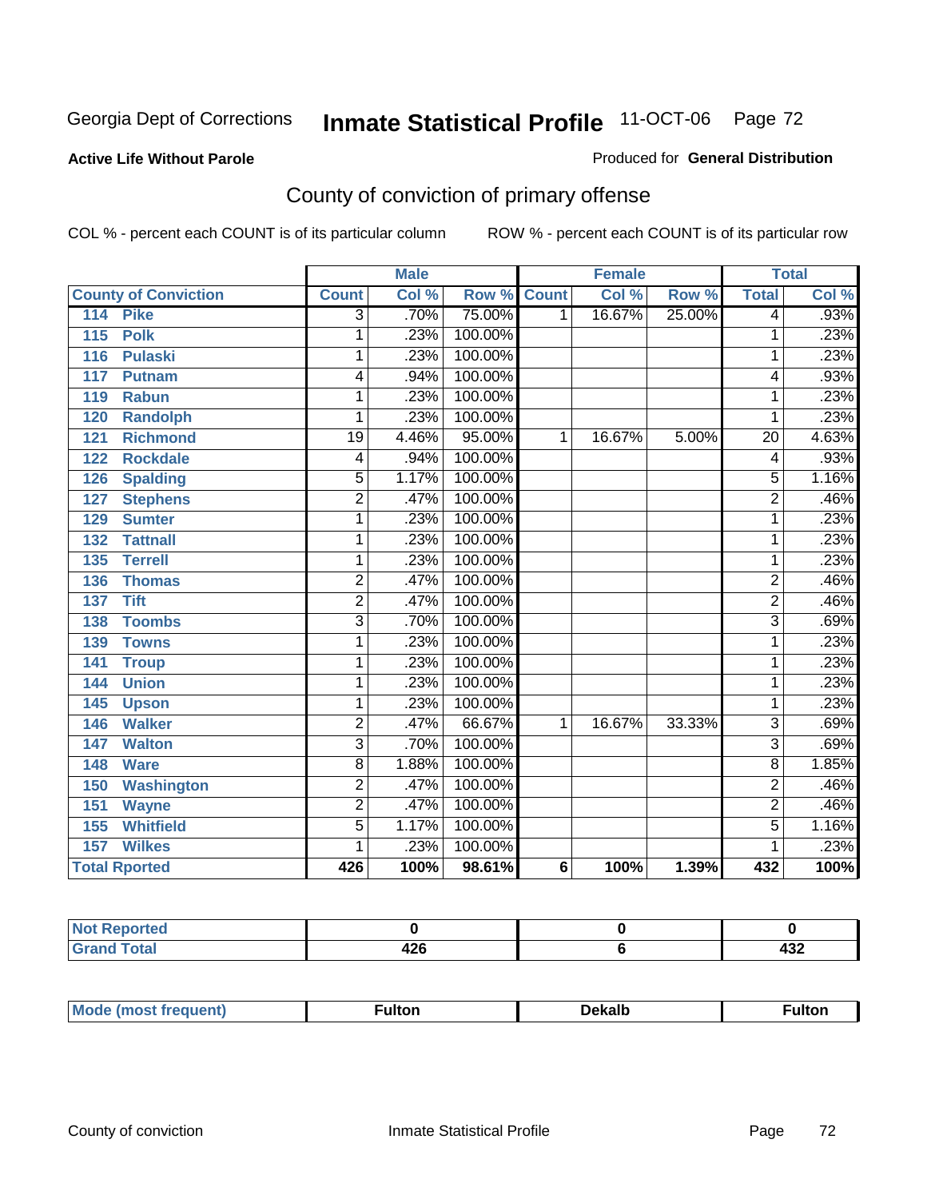Georgia Dept of Corrections **Inmate Statistical Profile** 11-OCT-06

**Active Life Without Parole**

Produced for **General Distribution**

## County of conviction of primary offense

COL % - percent each COUNT is of its particular column    ROW % - percent each COUNT is of its particular row

| | Male | | | Female | | | Total | |
|---|---|---|---|---|---|---|---|---|
| **County of Conviction** | **Count** | **Col %** | **Row %** | **Count** | **Col %** | **Row %** | **Total** | **Col %** |
| 114 Pike | 3 | .70% | 75.00% | 1 | 16.67% | 25.00% | 4 | .93% |
| 115 Polk | 1 | .23% | 100.00% | | | | 1 | .23% |
| 116 Pulaski | 1 | .23% | 100.00% | | | | 1 | .23% |
| 117 Putnam | 4 | .94% | 100.00% | | | | 4 | .93% |
| 119 Rabun | 1 | .23% | 100.00% | | | | 1 | .23% |
| 120 Randolph | 1 | .23% | 100.00% | | | | 1 | .23% |
| 121 Richmond | 19 | 4.46% | 95.00% | 1 | 16.67% | 5.00% | 20 | 4.63% |
| 122 Rockdale | 4 | .94% | 100.00% | | | | 4 | .93% |
| 126 Spalding | 5 | 1.17% | 100.00% | | | | 5 | 1.16% |
| 127 Stephens | 2 | .47% | 100.00% | | | | 2 | .46% |
| 129 Sumter | 1 | .23% | 100.00% | | | | 1 | .23% |
| 132 Tattnall | 1 | .23% | 100.00% | | | | 1 | .23% |
| 135 Terrell | 1 | .23% | 100.00% | | | | 1 | .23% |
| 136 Thomas | 2 | .47% | 100.00% | | | | 2 | .46% |
| 137 Tift | 2 | .47% | 100.00% | | | | 2 | .46% |
| 138 Toombs | 3 | .70% | 100.00% | | | | 3 | .69% |
| 139 Towns | 1 | .23% | 100.00% | | | | 1 | .23% |
| 141 Troup | 1 | .23% | 100.00% | | | | 1 | .23% |
| 144 Union | 1 | .23% | 100.00% | | | | 1 | .23% |
| 145 Upson | 1 | .23% | 100.00% | | | | 1 | .23% |
| 146 Walker | 2 | .47% | 66.67% | 1 | 16.67% | 33.33% | 3 | .69% |
| 147 Walton | 3 | .70% | 100.00% | | | | 3 | .69% |
| 148 Ware | 8 | 1.88% | 100.00% | | | | 8 | 1.85% |
| 150 Washington | 2 | .47% | 100.00% | | | | 2 | .46% |
| 151 Wayne | 2 | .47% | 100.00% | | | | 2 | .46% |
| 155 Whitfield | 5 | 1.17% | 100.00% | | | | 5 | 1.16% |
| 157 Wilkes | 1 | .23% | 100.00% | | | | 1 | .23% |
| **Total Rported** | **426** | **100%** | **98.61%** | **6** | **100%** | **1.39%** | **432** | **100%** |

| | Male | Female | Total |
|---|---|---|---|
| **Not Reported** | **0** | **0** | **0** |
| **Grand Total** | **426** | **6** | **432** |

| | Male | Female | Total |
|---|---|---|---|
| **Mode (most frequent)** | **Fulton** | **Dekalb** | **Fulton** |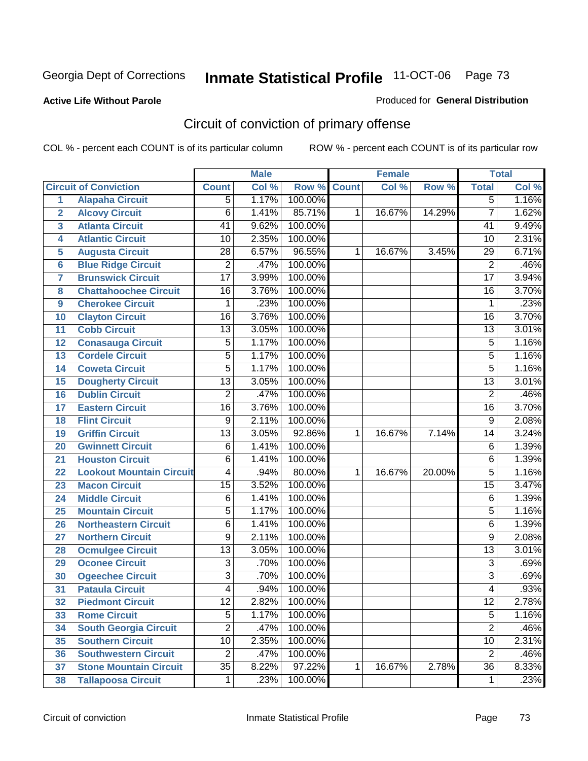Georgia Dept of Corrections **Inmate Statistical Profile** 11-OCT-06

**Active Life Without Parole**

Produced for **General Distribution**

## Circuit of conviction of primary offense

COL % - percent each COUNT is of its particular column    ROW % - percent each COUNT is of its particular row

| | | Male | | | Female | | | Total | |
|---|---|---|---|---|---|---|---|---|---|
| | Circuit of Conviction | Count | Col % | Row % | Count | Col % | Row % | Total | Col % |
| 1 | Alapaha Circuit | 5 | 1.17% | 100.00% | | | | 5 | 1.16% |
| 2 | Alcovy Circuit | 6 | 1.41% | 85.71% | 1 | 16.67% | 14.29% | 7 | 1.62% |
| 3 | Atlanta Circuit | 41 | 9.62% | 100.00% | | | | 41 | 9.49% |
| 4 | Atlantic Circuit | 10 | 2.35% | 100.00% | | | | 10 | 2.31% |
| 5 | Augusta Circuit | 28 | 6.57% | 96.55% | 1 | 16.67% | 3.45% | 29 | 6.71% |
| 6 | Blue Ridge Circuit | 2 | .47% | 100.00% | | | | 2 | .46% |
| 7 | Brunswick Circuit | 17 | 3.99% | 100.00% | | | | 17 | 3.94% |
| 8 | Chattahoochee Circuit | 16 | 3.76% | 100.00% | | | | 16 | 3.70% |
| 9 | Cherokee Circuit | 1 | .23% | 100.00% | | | | 1 | .23% |
| 10 | Clayton Circuit | 16 | 3.76% | 100.00% | | | | 16 | 3.70% |
| 11 | Cobb Circuit | 13 | 3.05% | 100.00% | | | | 13 | 3.01% |
| 12 | Conasauga Circuit | 5 | 1.17% | 100.00% | | | | 5 | 1.16% |
| 13 | Cordele Circuit | 5 | 1.17% | 100.00% | | | | 5 | 1.16% |
| 14 | Coweta Circuit | 5 | 1.17% | 100.00% | | | | 5 | 1.16% |
| 15 | Dougherty Circuit | 13 | 3.05% | 100.00% | | | | 13 | 3.01% |
| 16 | Dublin Circuit | 2 | .47% | 100.00% | | | | 2 | .46% |
| 17 | Eastern Circuit | 16 | 3.76% | 100.00% | | | | 16 | 3.70% |
| 18 | Flint Circuit | 9 | 2.11% | 100.00% | | | | 9 | 2.08% |
| 19 | Griffin Circuit | 13 | 3.05% | 92.86% | 1 | 16.67% | 7.14% | 14 | 3.24% |
| 20 | Gwinnett Circuit | 6 | 1.41% | 100.00% | | | | 6 | 1.39% |
| 21 | Houston Circuit | 6 | 1.41% | 100.00% | | | | 6 | 1.39% |
| 22 | Lookout Mountain Circuit | 4 | .94% | 80.00% | 1 | 16.67% | 20.00% | 5 | 1.16% |
| 23 | Macon Circuit | 15 | 3.52% | 100.00% | | | | 15 | 3.47% |
| 24 | Middle Circuit | 6 | 1.41% | 100.00% | | | | 6 | 1.39% |
| 25 | Mountain Circuit | 5 | 1.17% | 100.00% | | | | 5 | 1.16% |
| 26 | Northeastern Circuit | 6 | 1.41% | 100.00% | | | | 6 | 1.39% |
| 27 | Northern Circuit | 9 | 2.11% | 100.00% | | | | 9 | 2.08% |
| 28 | Ocmulgee Circuit | 13 | 3.05% | 100.00% | | | | 13 | 3.01% |
| 29 | Oconee Circuit | 3 | .70% | 100.00% | | | | 3 | .69% |
| 30 | Ogeechee Circuit | 3 | .70% | 100.00% | | | | 3 | .69% |
| 31 | Pataula Circuit | 4 | .94% | 100.00% | | | | 4 | .93% |
| 32 | Piedmont Circuit | 12 | 2.82% | 100.00% | | | | 12 | 2.78% |
| 33 | Rome Circuit | 5 | 1.17% | 100.00% | | | | 5 | 1.16% |
| 34 | South Georgia Circuit | 2 | .47% | 100.00% | | | | 2 | .46% |
| 35 | Southern Circuit | 10 | 2.35% | 100.00% | | | | 10 | 2.31% |
| 36 | Southwestern Circuit | 2 | .47% | 100.00% | | | | 2 | .46% |
| 37 | Stone Mountain Circuit | 35 | 8.22% | 97.22% | 1 | 16.67% | 2.78% | 36 | 8.33% |
| 38 | Tallapoosa Circuit | 1 | .23% | 100.00% | | | | 1 | .23% |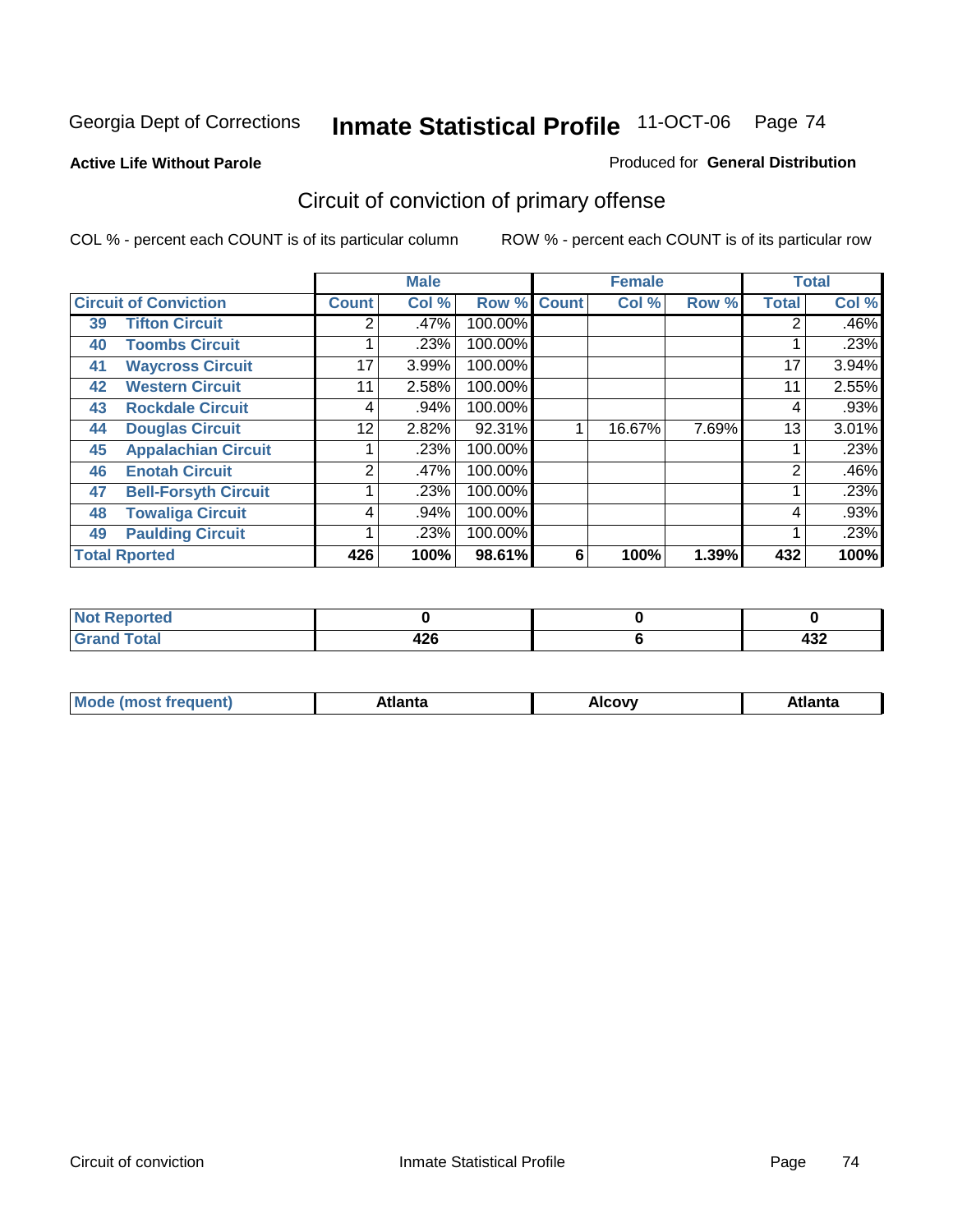Georgia Dept of Corrections **Inmate Statistical Profile** 11-OCT-06

**Active Life Without Parole**

Produced for **General Distribution**

## Circuit of conviction of primary offense

COL % - percent each COUNT is of its particular column

ROW % - percent each COUNT is of its particular row

| Circuit of Conviction | | Male | | | Female | | | Total | |
|---|---|---|---|---|---|---|---|---|---|
| | | Count | Col % | Row % | Count | Col % | Row % | Total | Col % |
| 39 | Tifton Circuit | 2 | .47% | 100.00% | | | | 2 | .46% |
| 40 | Toombs Circuit | 1 | .23% | 100.00% | | | | 1 | .23% |
| 41 | Waycross Circuit | 17 | 3.99% | 100.00% | | | | 17 | 3.94% |
| 42 | Western Circuit | 11 | 2.58% | 100.00% | | | | 11 | 2.55% |
| 43 | Rockdale Circuit | 4 | .94% | 100.00% | | | | 4 | .93% |
| 44 | Douglas Circuit | 12 | 2.82% | 92.31% | 1 | 16.67% | 7.69% | 13 | 3.01% |
| 45 | Appalachian Circuit | 1 | .23% | 100.00% | | | | 1 | .23% |
| 46 | Enotah Circuit | 2 | .47% | 100.00% | | | | 2 | .46% |
| 47 | Bell-Forsyth Circuit | 1 | .23% | 100.00% | | | | 1 | .23% |
| 48 | Towaliga Circuit | 4 | .94% | 100.00% | | | | 4 | .93% |
| 49 | Paulding Circuit | 1 | .23% | 100.00% | | | | 1 | .23% |
| **Total Rported** | | **426** | **100%** | **98.61%** | **6** | **100%** | **1.39%** | **432** | **100%** |

| | Male | Female | Total |
|---|---|---|---|
| Not Reported | 0 | 0 | 0 |
| Grand Total | 426 | 6 | 432 |

| | Male | Female | Total |
|---|---|---|---|
| Mode (most frequent) | Atlanta | Alcovy | Atlanta |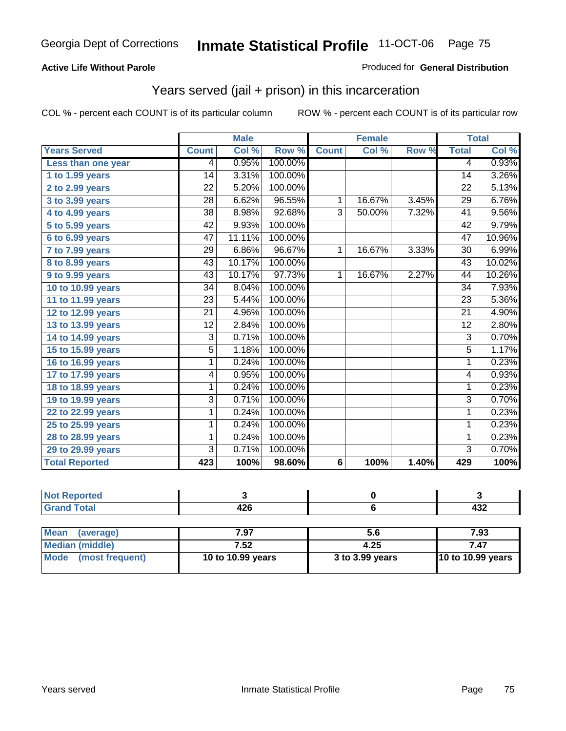**Active Life Without Parole** — Produced for **General Distribution**

## Years served (jail + prison) in this incarceration

COL % - percent each COUNT is of its particular column — ROW % - percent each COUNT is of its particular row

| | Male | | | Female | | | Total | |
|---|---|---|---|---|---|---|---|---|
| **Years Served** | **Count** | **Col %** | **Row %** | **Count** | **Col %** | **Row %** | **Total** | **Col %** |
| Less than one year | 4 | 0.95% | 100.00% | | | | 4 | 0.93% |
| 1 to 1.99 years | 14 | 3.31% | 100.00% | | | | 14 | 3.26% |
| 2 to 2.99 years | 22 | 5.20% | 100.00% | | | | 22 | 5.13% |
| 3 to 3.99 years | 28 | 6.62% | 96.55% | 1 | 16.67% | 3.45% | 29 | 6.76% |
| 4 to 4.99 years | 38 | 8.98% | 92.68% | 3 | 50.00% | 7.32% | 41 | 9.56% |
| 5 to 5.99 years | 42 | 9.93% | 100.00% | | | | 42 | 9.79% |
| 6 to 6.99 years | 47 | 11.11% | 100.00% | | | | 47 | 10.96% |
| 7 to 7.99 years | 29 | 6.86% | 96.67% | 1 | 16.67% | 3.33% | 30 | 6.99% |
| 8 to 8.99 years | 43 | 10.17% | 100.00% | | | | 43 | 10.02% |
| 9 to 9.99 years | 43 | 10.17% | 97.73% | 1 | 16.67% | 2.27% | 44 | 10.26% |
| 10 to 10.99 years | 34 | 8.04% | 100.00% | | | | 34 | 7.93% |
| 11 to 11.99 years | 23 | 5.44% | 100.00% | | | | 23 | 5.36% |
| 12 to 12.99 years | 21 | 4.96% | 100.00% | | | | 21 | 4.90% |
| 13 to 13.99 years | 12 | 2.84% | 100.00% | | | | 12 | 2.80% |
| 14 to 14.99 years | 3 | 0.71% | 100.00% | | | | 3 | 0.70% |
| 15 to 15.99 years | 5 | 1.18% | 100.00% | | | | 5 | 1.17% |
| 16 to 16.99 years | 1 | 0.24% | 100.00% | | | | 1 | 0.23% |
| 17 to 17.99 years | 4 | 0.95% | 100.00% | | | | 4 | 0.93% |
| 18 to 18.99 years | 1 | 0.24% | 100.00% | | | | 1 | 0.23% |
| 19 to 19.99 years | 3 | 0.71% | 100.00% | | | | 3 | 0.70% |
| 22 to 22.99 years | 1 | 0.24% | 100.00% | | | | 1 | 0.23% |
| 25 to 25.99 years | 1 | 0.24% | 100.00% | | | | 1 | 0.23% |
| 28 to 28.99 years | 1 | 0.24% | 100.00% | | | | 1 | 0.23% |
| 29 to 29.99 years | 3 | 0.71% | 100.00% | | | | 3 | 0.70% |
| **Total Reported** | **423** | **100%** | **98.60%** | **6** | **100%** | **1.40%** | **429** | **100%** |

| | Male | Female | Total |
|---|---|---|---|
| Not Reported | 3 | 0 | 3 |
| Grand Total | 426 | 6 | 432 |

| | Male | Female | Total |
|---|---|---|---|
| Mean (average) | 7.97 | 5.6 | 7.93 |
| Median (middle) | 7.52 | 4.25 | 7.47 |
| Mode (most frequent) | 10 to 10.99 years | 3 to 3.99 years | 10 to 10.99 years |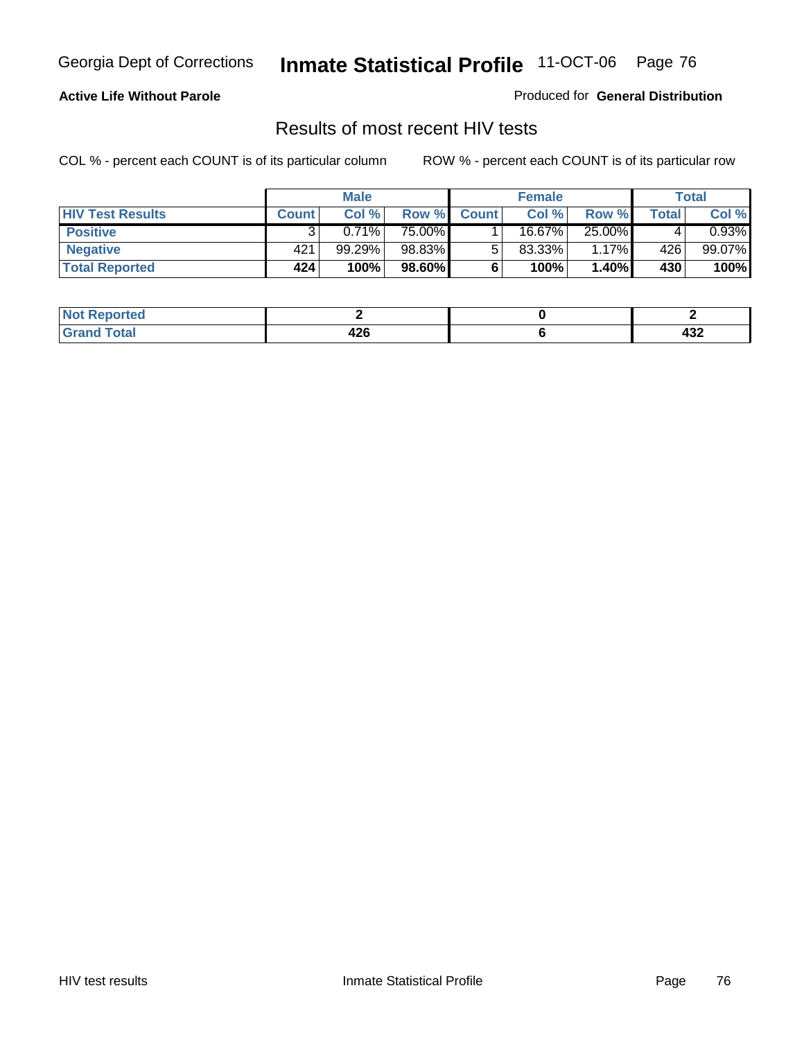**Active Life Without Parole**

Produced for **General Distribution**

## Results of most recent HIV tests

COL % - percent each COUNT is of its particular column

ROW % - percent each COUNT is of its particular row

| | Male | | | Female | | | Total | |
|---|---|---|---|---|---|---|---|---|
| **HIV Test Results** | **Count** | **Col %** | **Row %** | **Count** | **Col %** | **Row %** | **Total** | **Col %** |
| **Positive** | 3 | 0.71% | 75.00% | 1 | 16.67% | 25.00% | 4 | 0.93% |
| **Negative** | 421 | 99.29% | 98.83% | 5 | 83.33% | 1.17% | 426 | 99.07% |
| **Total Reported** | **424** | **100%** | **98.60%** | **6** | **100%** | **1.40%** | **430** | **100%** |

| | Male | Female | Total |
|---|---|---|---|
| **Not Reported** | **2** | **0** | **2** |
| **Grand Total** | **426** | **6** | **432** |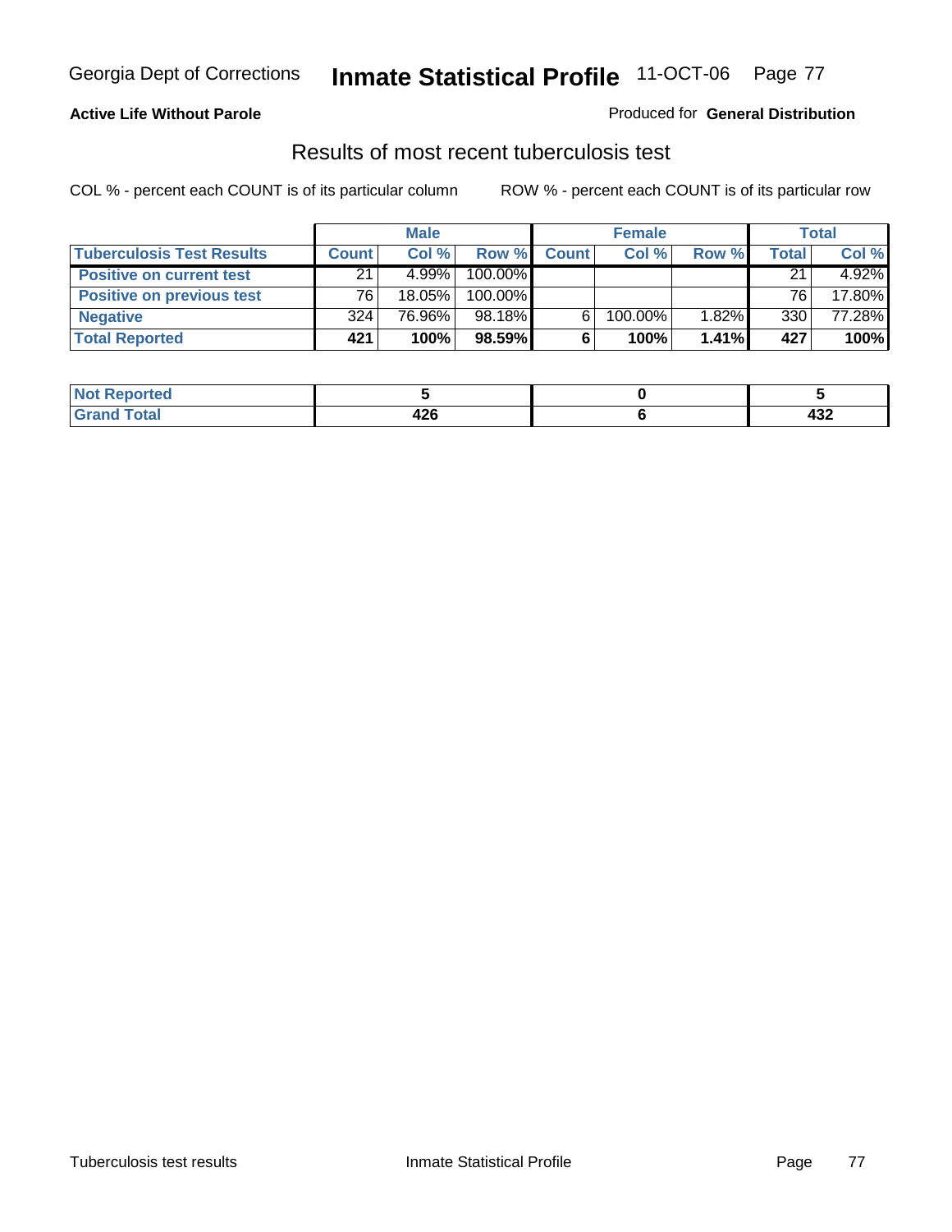**Active Life Without Parole**

Produced for **General Distribution**

## Results of most recent tuberculosis test

COL % - percent each COUNT is of its particular column

ROW % - percent each COUNT is of its particular row

| | Male | | | Female | | | Total | |
|---|---|---|---|---|---|---|---|---|
| **Tuberculosis Test Results** | **Count** | **Col %** | **Row %** | **Count** | **Col %** | **Row %** | **Total** | **Col %** |
| **Positive on current test** | 21 | 4.99% | 100.00% | | | | 21 | 4.92% |
| **Positive on previous test** | 76 | 18.05% | 100.00% | | | | 76 | 17.80% |
| **Negative** | 324 | 76.96% | 98.18% | 6 | 100.00% | 1.82% | 330 | 77.28% |
| **Total Reported** | **421** | **100%** | **98.59%** | **6** | **100%** | **1.41%** | **427** | **100%** |

| | Male | Female | Total |
|---|---|---|---|
| **Not Reported** | **5** | **0** | **5** |
| **Grand Total** | **426** | **6** | **432** |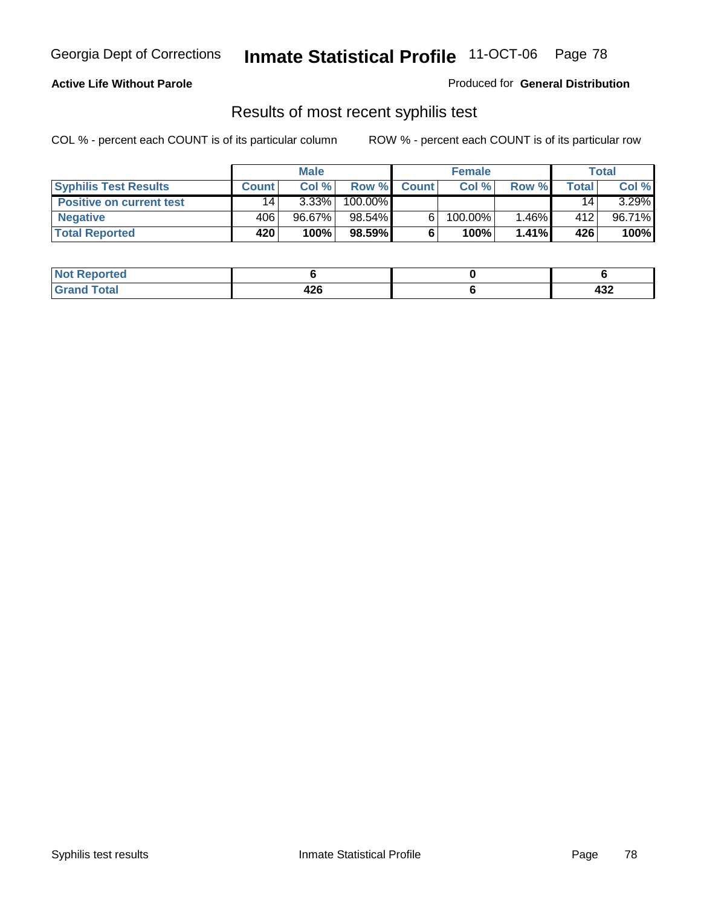**Active Life Without Parole**

Produced for **General Distribution**

## Results of most recent syphilis test

COL % - percent each COUNT is of its particular column

ROW % - percent each COUNT is of its particular row

| | Male | | | Female | | | Total | |
|---|---|---|---|---|---|---|---|---|
| **Syphilis Test Results** | **Count** | **Col %** | **Row %** | **Count** | **Col %** | **Row %** | **Total** | **Col %** |
| **Positive on current test** | 14 | 3.33% | 100.00% | | | | 14 | 3.29% |
| **Negative** | 406 | 96.67% | 98.54% | 6 | 100.00% | 1.46% | 412 | 96.71% |
| **Total Reported** | **420** | **100%** | **98.59%** | **6** | **100%** | **1.41%** | **426** | **100%** |

| | Male | Female | Total |
|---|---|---|---|
| **Not Reported** | **6** | **0** | **6** |
| **Grand Total** | **426** | **6** | **432** |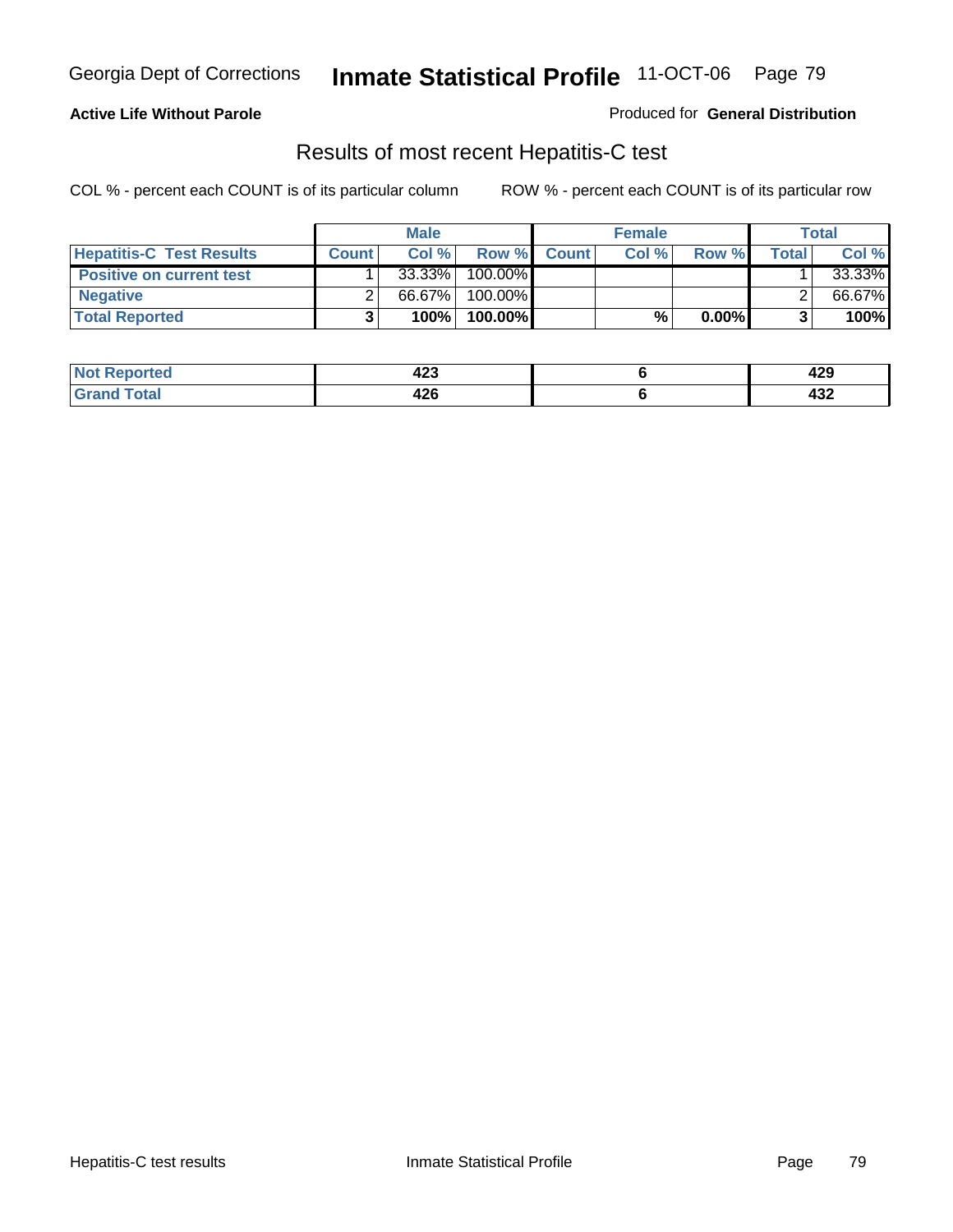**Active Life Without Parole**

Produced for **General Distribution**

## Results of most recent Hepatitis-C test

COL % - percent each COUNT is of its particular column

ROW % - percent each COUNT is of its particular row

| | Male | | | Female | | | Total | |
|---|---|---|---|---|---|---|---|---|
| **Hepatitis-C Test Results** | **Count** | **Col %** | **Row %** | **Count** | **Col %** | **Row %** | **Total** | **Col %** |
| **Positive on current test** | 1 | 33.33% | 100.00% | | | | 1 | 33.33% |
| **Negative** | 2 | 66.67% | 100.00% | | | | 2 | 66.67% |
| **Total Reported** | **3** | **100%** | **100.00%** | | **%** | **0.00%** | **3** | **100%** |

| | Male | Female | Total |
|---|---|---|---|
| **Not Reported** | **423** | **6** | **429** |
| **Grand Total** | **426** | **6** | **432** |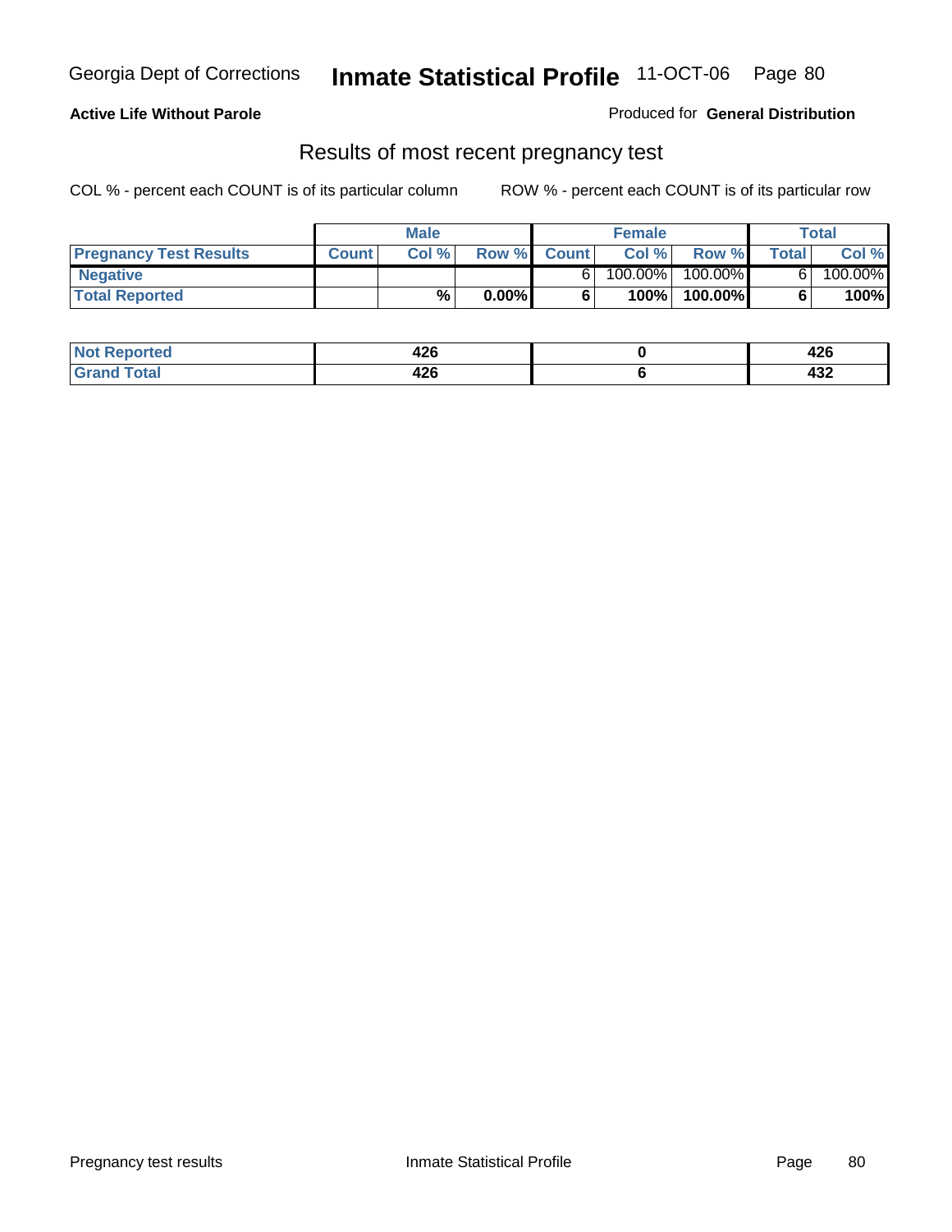Georgia Dept of Corrections **Inmate Statistical Profile** 11-OCT-06

**Active Life Without Parole**

Produced for **General Distribution**

## Results of most recent pregnancy test

COL % - percent each COUNT is of its particular column

ROW % - percent each COUNT is of its particular row

| | Male | | | Female | | | Total | |
|---|---|---|---|---|---|---|---|---|
| **Pregnancy Test Results** | **Count** | **Col %** | **Row %** | **Count** | **Col %** | **Row %** | **Total** | **Col %** |
| **Negative** | | | | 6 | 100.00% | 100.00% | 6 | 100.00% |
| **Total Reported** | | **%** | **0.00%** | **6** | **100%** | **100.00%** | **6** | **100%** |

| | Male | Female | Total |
|---|---|---|---|
| **Not Reported** | **426** | **0** | **426** |
| **Grand Total** | **426** | **6** | **432** |

Pregnancy test results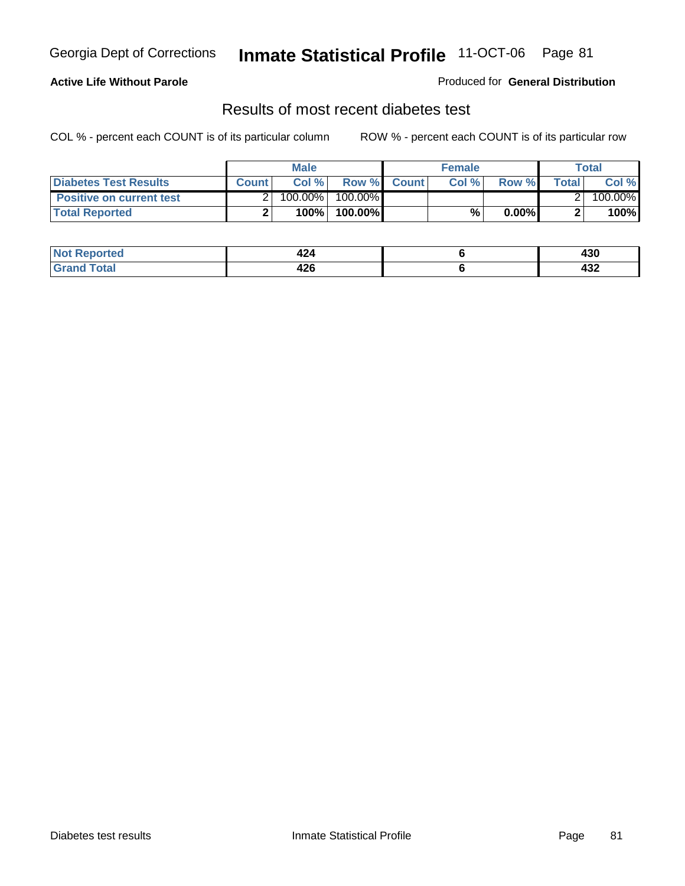Georgia Dept of Corrections **Inmate Statistical Profile** 11-OCT-06

**Active Life Without Parole**

Produced for **General Distribution**

## Results of most recent diabetes test

COL % - percent each COUNT is of its particular column        ROW % - percent each COUNT is of its particular row

| | Male | | | Female | | | Total | |
|---|---|---|---|---|---|---|---|---|
| **Diabetes Test Results** | **Count** | **Col %** | **Row %** | **Count** | **Col %** | **Row %** | **Total** | **Col %** |
| **Positive on current test** | 2 | 100.00% | 100.00% | | | | 2 | 100.00% |
| **Total Reported** | **2** | **100%** | **100.00%** | | **%** | **0.00%** | **2** | **100%** |

| | Male | Female | Total |
|---|---|---|---|
| **Not Reported** | **424** | **6** | **430** |
| **Grand Total** | **426** | **6** | **432** |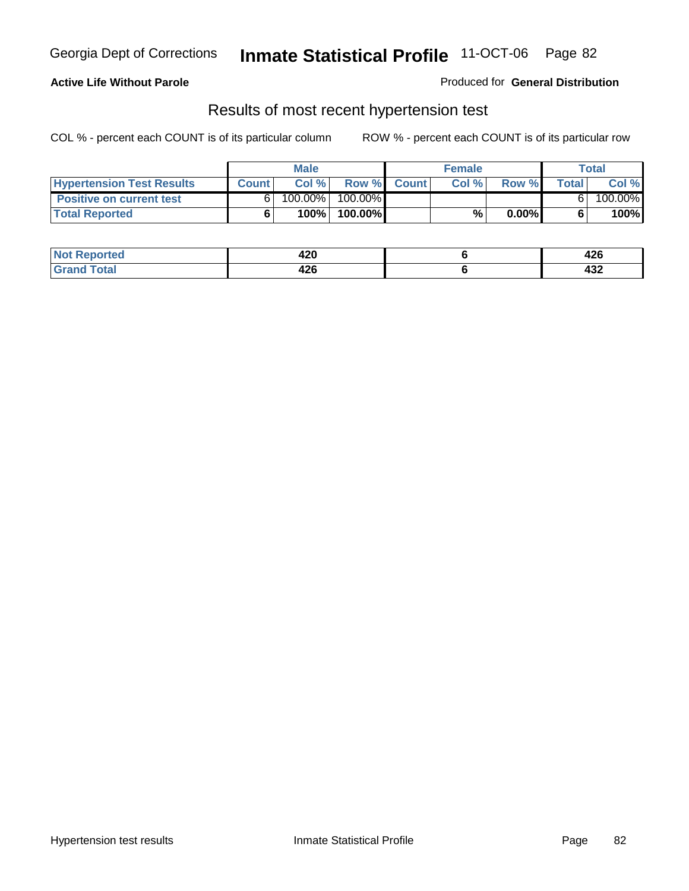**Active Life Without Parole**

Produced for **General Distribution**

## Results of most recent hypertension test

COL % - percent each COUNT is of its particular column     ROW % - percent each COUNT is of its particular row

| | Male | | | Female | | | Total | |
|---|---|---|---|---|---|---|---|---|
| **Hypertension Test Results** | **Count** | **Col %** | **Row %** | **Count** | **Col %** | **Row %** | **Total** | **Col %** |
| **Positive on current test** | 6 | 100.00% | 100.00% | | | | 6 | 100.00% |
| **Total Reported** | **6** | **100%** | **100.00%** | | **%** | **0.00%** | **6** | **100%** |

| | Male | Female | Total |
|---|---|---|---|
| **Not Reported** | **420** | **6** | **426** |
| **Grand Total** | **426** | **6** | **432** |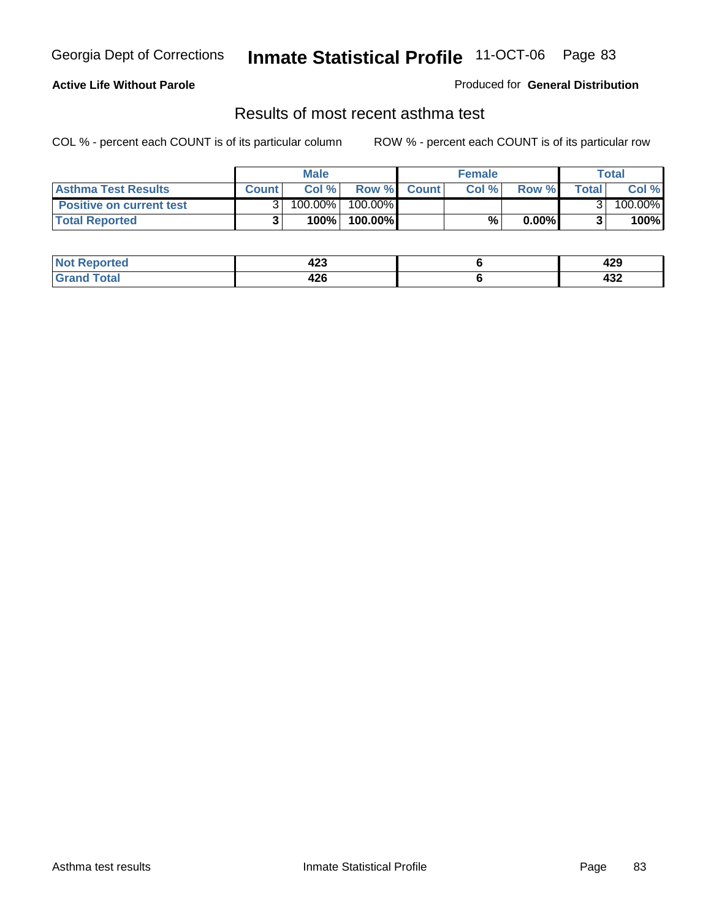Georgia Dept of Corrections **Inmate Statistical Profile** 11-OCT-06

**Active Life Without Parole**

Produced for **General Distribution**

## Results of most recent asthma test

COL % - percent each COUNT is of its particular column ROW % - percent each COUNT is of its particular row

| | Male | | | Female | | | Total | |
|---|---|---|---|---|---|---|---|---|
| **Asthma Test Results** | **Count** | **Col %** | **Row %** | **Count** | **Col %** | **Row %** | **Total** | **Col %** |
| **Positive on current test** | 3 | 100.00% | 100.00% | | | | 3 | 100.00% |
| **Total Reported** | **3** | **100%** | **100.00%** | | **%** | **0.00%** | **3** | **100%** |

| | Male | Female | Total |
|---|---|---|---|
| **Not Reported** | **423** | **6** | **429** |
| **Grand Total** | **426** | **6** | **432** |